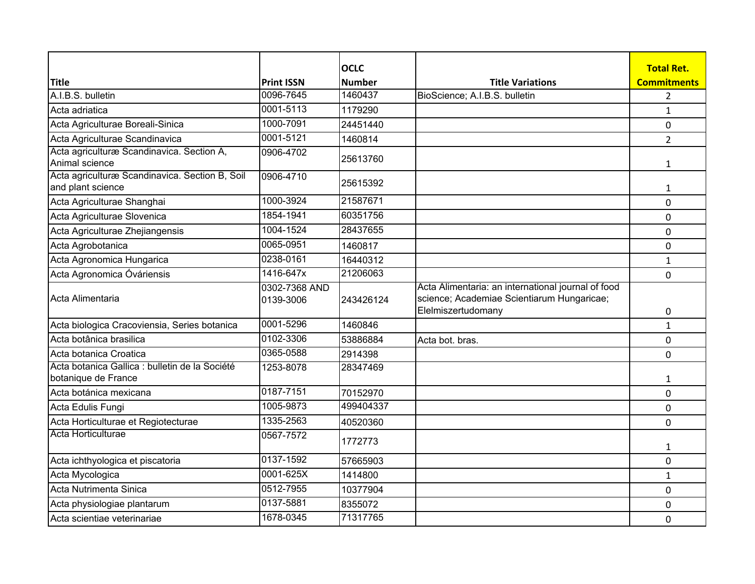| Title | Print ISSN | OCLC Number | Title Variations | Total Ret. Commitments |
|---|---|---|---|---|
| A.I.B.S. bulletin | 0096-7645 | 1460437 | BioScience; A.I.B.S. bulletin | 2 |
| Acta adriatica | 0001-5113 | 1179290 | | 1 |
| Acta Agriculturae Boreali-Sinica | 1000-7091 | 24451440 | | 0 |
| Acta Agriculturae Scandinavica | 0001-5121 | 1460814 | | 2 |
| Acta agriculturæ Scandinavica. Section A, Animal science | 0906-4702 | 25613760 | | 1 |
| Acta agriculturæ Scandinavica. Section B, Soil and plant science | 0906-4710 | 25615392 | | 1 |
| Acta Agriculturae Shanghai | 1000-3924 | 21587671 | | 0 |
| Acta Agriculturae Slovenica | 1854-1941 | 60351756 | | 0 |
| Acta Agriculturae Zhejiangensis | 1004-1524 | 28437655 | | 0 |
| Acta Agrobotanica | 0065-0951 | 1460817 | | 0 |
| Acta Agronomica Hungarica | 0238-0161 | 16440312 | | 1 |
| Acta Agronomica Óváriensis | 1416-647x | 21206063 | | 0 |
| Acta Alimentaria | 0302-7368 AND 0139-3006 | 243426124 | Acta Alimentaria: an international journal of food science; Academiae Scientiarum Hungaricae; Elelmiszertudomany | 0 |
| Acta biologica Cracoviensia, Series botanica | 0001-5296 | 1460846 | | 1 |
| Acta botânica brasilica | 0102-3306 | 53886884 | Acta bot. bras. | 0 |
| Acta botanica Croatica | 0365-0588 | 2914398 | | 0 |
| Acta botanica Gallica : bulletin de la Société botanique de France | 1253-8078 | 28347469 | | 1 |
| Acta botánica mexicana | 0187-7151 | 70152970 | | 0 |
| Acta Edulis Fungi | 1005-9873 | 499404337 | | 0 |
| Acta Horticulturae et Regiotecturae | 1335-2563 | 40520360 | | 0 |
| Acta Horticulturae | 0567-7572 | 1772773 | | 1 |
| Acta ichthyologica et piscatoria | 0137-1592 | 57665903 | | 0 |
| Acta Mycologica | 0001-625X | 1414800 | | 1 |
| Acta Nutrimenta Sinica | 0512-7955 | 10377904 | | 0 |
| Acta physiologiae plantarum | 0137-5881 | 8355072 | | 0 |
| Acta scientiae veterinariae | 1678-0345 | 71317765 | | 0 |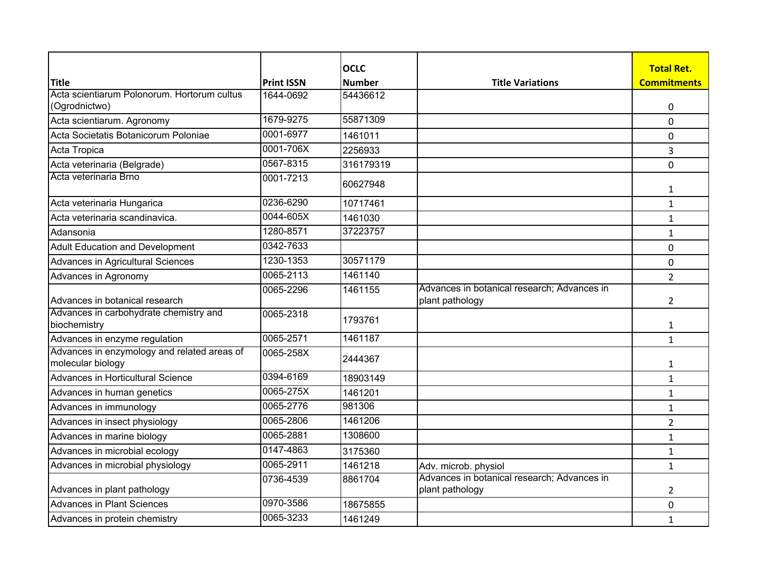| Title | Print ISSN | OCLC Number | Title Variations | Total Ret. Commitments |
| --- | --- | --- | --- | --- |
| Acta scientiarum Polonorum. Hortorum cultus (Ogrodnictwo) | 1644-0692 | 54436612 | | 0 |
| Acta scientiarum. Agronomy | 1679-9275 | 55871309 | | 0 |
| Acta Societatis Botanicorum Poloniae | 0001-6977 | 1461011 | | 0 |
| Acta Tropica | 0001-706X | 2256933 | | 3 |
| Acta veterinaria (Belgrade) | 0567-8315 | 316179319 | | 0 |
| Acta veterinaria Brno | 0001-7213 | 60627948 | | 1 |
| Acta veterinaria Hungarica | 0236-6290 | 10717461 | | 1 |
| Acta veterinaria scandinavica. | 0044-605X | 1461030 | | 1 |
| Adansonia | 1280-8571 | 37223757 | | 1 |
| Adult Education and Development | 0342-7633 | | | 0 |
| Advances in Agricultural Sciences | 1230-1353 | 30571179 | | 0 |
| Advances in Agronomy | 0065-2113 | 1461140 | | 2 |
| Advances in botanical research | 0065-2296 | 1461155 | Advances in botanical research; Advances in plant pathology | 2 |
| Advances in carbohydrate chemistry and biochemistry | 0065-2318 | 1793761 | | 1 |
| Advances in enzyme regulation | 0065-2571 | 1461187 | | 1 |
| Advances in enzymology and related areas of molecular biology | 0065-258X | 2444367 | | 1 |
| Advances in Horticultural Science | 0394-6169 | 18903149 | | 1 |
| Advances in human genetics | 0065-275X | 1461201 | | 1 |
| Advances in immunology | 0065-2776 | 981306 | | 1 |
| Advances in insect physiology | 0065-2806 | 1461206 | | 2 |
| Advances in marine biology | 0065-2881 | 1308600 | | 1 |
| Advances in microbial ecology | 0147-4863 | 3175360 | | 1 |
| Advances in microbial physiology | 0065-2911 | 1461218 | Adv. microb. physiol | 1 |
| Advances in plant pathology | 0736-4539 | 8861704 | Advances in botanical research; Advances in plant pathology | 2 |
| Advances in Plant Sciences | 0970-3586 | 18675855 | | 0 |
| Advances in protein chemistry | 0065-3233 | 1461249 | | 1 |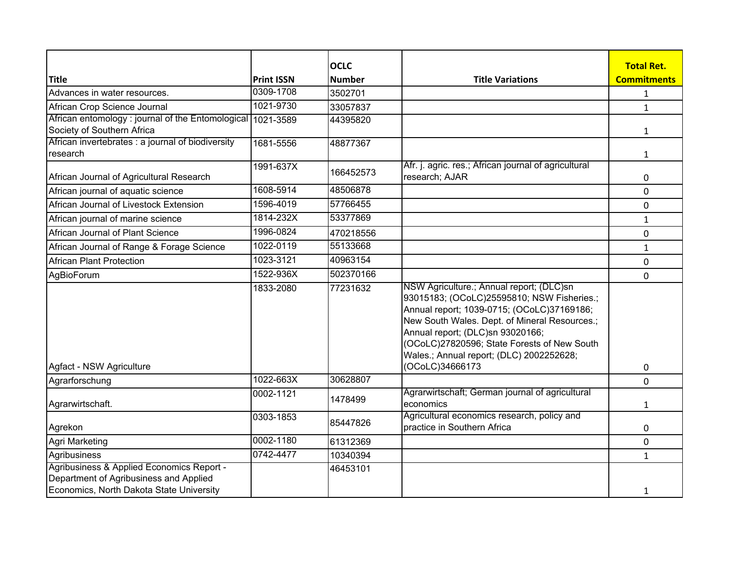| Title | Print ISSN | OCLC Number | Title Variations | Total Ret. Commitments |
|---|---|---|---|---|
| Advances in water resources. | 0309-1708 | 3502701 | | 1 |
| African Crop Science Journal | 1021-9730 | 33057837 | | 1 |
| African entomology : journal of the Entomological Society of Southern Africa | 1021-3589 | 44395820 | | 1 |
| African invertebrates : a journal of biodiversity research | 1681-5556 | 48877367 | | 1 |
| African Journal of Agricultural Research | 1991-637X | 166452573 | Afr. j. agric. res.; African journal of agricultural research; AJAR | 0 |
| African journal of aquatic science | 1608-5914 | 48506878 | | 0 |
| African Journal of Livestock Extension | 1596-4019 | 57766455 | | 0 |
| African journal of marine science | 1814-232X | 53377869 | | 1 |
| African Journal of Plant Science | 1996-0824 | 470218556 | | 0 |
| African Journal of Range & Forage Science | 1022-0119 | 55133668 | | 1 |
| African Plant Protection | 1023-3121 | 40963154 | | 0 |
| AgBioForum | 1522-936X | 502370166 | | 0 |
| Agfact - NSW Agriculture | 1833-2080 | 77231632 | NSW Agriculture.; Annual report; (DLC)sn 93015183; (OCoLC)25595810; NSW Fisheries.; Annual report; 1039-0715; (OCoLC)37169186; New South Wales. Dept. of Mineral Resources.; Annual report; (DLC)sn 93020166; (OCoLC)27820596; State Forests of New South Wales.; Annual report; (DLC) 2002252628; (OCoLC)34666173 | 0 |
| Agrarforschung | 1022-663X | 30628807 | | 0 |
| Agrarwirtschaft. | 0002-1121 | 1478499 | Agrarwirtschaft; German journal of agricultural economics | 1 |
| Agrekon | 0303-1853 | 85447826 | Agricultural economics research, policy and practice in Southern Africa | 0 |
| Agri Marketing | 0002-1180 | 61312369 | | 0 |
| Agribusiness | 0742-4477 | 10340394 | | 1 |
| Agribusiness & Applied Economics Report - Department of Agribusiness and Applied Economics, North Dakota State University | | 46453101 | | 1 |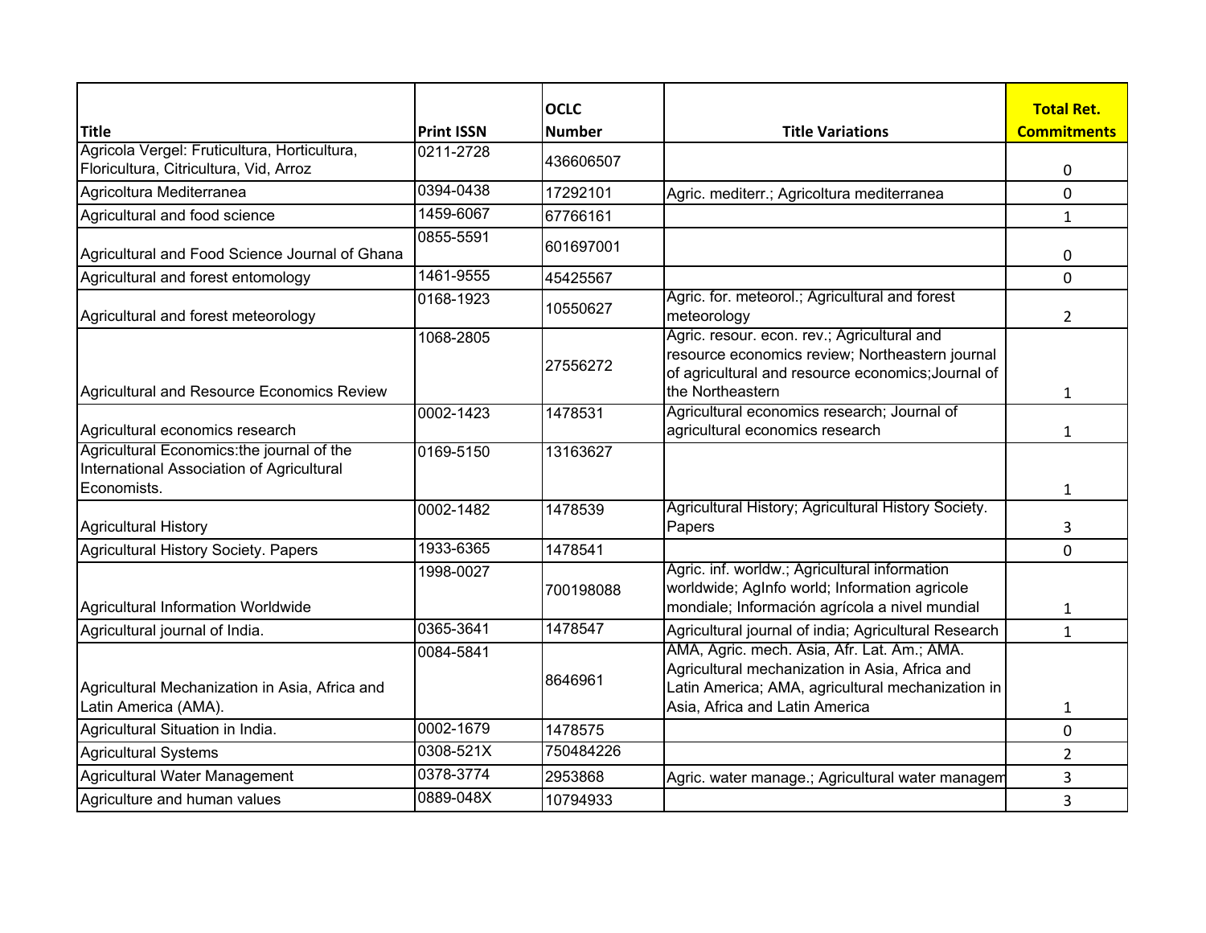| Title | Print ISSN | OCLC Number | Title Variations | Total Ret. Commitments |
|---|---|---|---|---|
| Agricola Vergel: Fruticultura, Horticultura, Floricultura, Citricultura, Vid, Arroz | 0211-2728 | 436606507 | | 0 |
| Agricoltura Mediterranea | 0394-0438 | 17292101 | Agric. mediterr.; Agricoltura mediterranea | 0 |
| Agricultural and food science | 1459-6067 | 67766161 | | 1 |
| Agricultural and Food Science Journal of Ghana | 0855-5591 | 601697001 | | 0 |
| Agricultural and forest entomology | 1461-9555 | 45425567 | | 0 |
| Agricultural and forest meteorology | 0168-1923 | 10550627 | Agric. for. meteorol.; Agricultural and forest meteorology | 2 |
| Agricultural and Resource Economics Review | 1068-2805 | 27556272 | Agric. resour. econ. rev.; Agricultural and resource economics review; Northeastern journal of agricultural and resource economics;Journal of the Northeastern | 1 |
| Agricultural economics research | 0002-1423 | 1478531 | Agricultural economics research; Journal of agricultural economics research | 1 |
| Agricultural Economics:the journal of the International Association of Agricultural Economists. | 0169-5150 | 13163627 | | 1 |
| Agricultural History | 0002-1482 | 1478539 | Agricultural History; Agricultural History Society. Papers | 3 |
| Agricultural History Society. Papers | 1933-6365 | 1478541 | | 0 |
| Agricultural Information Worldwide | 1998-0027 | 700198088 | Agric. inf. worldw.; Agricultural information worldwide; AgInfo world; Information agricole mondiale; Información agrícola a nivel mundial | 1 |
| Agricultural journal of India. | 0365-3641 | 1478547 | Agricultural journal of india; Agricultural Research | 1 |
| Agricultural Mechanization in Asia, Africa and Latin America (AMA). | 0084-5841 | 8646961 | AMA, Agric. mech. Asia, Afr. Lat. Am.; AMA. Agricultural mechanization in Asia, Africa and Latin America; AMA, agricultural mechanization in Asia, Africa and Latin America | 1 |
| Agricultural Situation in India. | 0002-1679 | 1478575 | | 0 |
| Agricultural Systems | 0308-521X | 750484226 | | 2 |
| Agricultural Water Management | 0378-3774 | 2953868 | Agric. water manage.; Agricultural water managem | 3 |
| Agriculture and human values | 0889-048X | 10794933 | | 3 |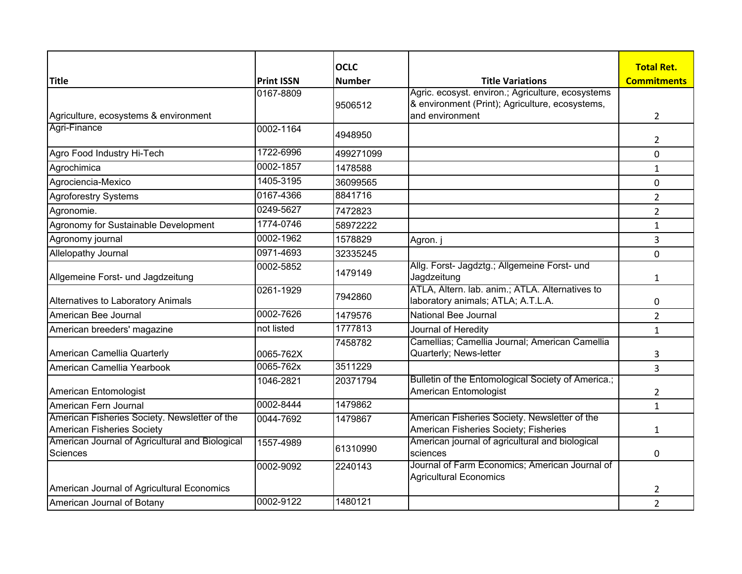| Title | Print ISSN | OCLC Number | Title Variations | Total Ret. Commitments |
|---|---|---|---|---|
| Agriculture, ecosystems & environment | 0167-8809 | 9506512 | Agric. ecosyst. environ.; Agriculture, ecosystems & environment (Print); Agriculture, ecosystems, and environment | 2 |
| Agri-Finance | 0002-1164 | 4948950 | | 2 |
| Agro Food Industry Hi-Tech | 1722-6996 | 499271099 | | 0 |
| Agrochimica | 0002-1857 | 1478588 | | 1 |
| Agrociencia-Mexico | 1405-3195 | 36099565 | | 0 |
| Agroforestry Systems | 0167-4366 | 8841716 | | 2 |
| Agronomie. | 0249-5627 | 7472823 | | 2 |
| Agronomy for Sustainable Development | 1774-0746 | 58972222 | | 1 |
| Agronomy journal | 0002-1962 | 1578829 | Agron. j | 3 |
| Allelopathy Journal | 0971-4693 | 32335245 | | 0 |
| Allgemeine Forst- und Jagdzeitung | 0002-5852 | 1479149 | Allg. Forst- Jagdztg.; Allgemeine Forst- und Jagdzeitung | 1 |
| Alternatives to Laboratory Animals | 0261-1929 | 7942860 | ATLA, Altern. lab. anim.; ATLA. Alternatives to laboratory animals; ATLA; A.T.L.A. | 0 |
| American Bee Journal | 0002-7626 | 1479576 | National Bee Journal | 2 |
| American breeders' magazine | not listed | 1777813 | Journal of Heredity | 1 |
| American Camellia Quarterly | 0065-762X | 7458782 | Camellias; Camellia Journal; American Camellia Quarterly; News-letter | 3 |
| American Camellia Yearbook | 0065-762x | 3511229 | | 3 |
| American Entomologist | 1046-2821 | 20371794 | Bulletin of the Entomological Society of America.; American Entomologist | 2 |
| American Fern Journal | 0002-8444 | 1479862 | | 1 |
| American Fisheries Society. Newsletter of the American Fisheries Society | 0044-7692 | 1479867 | American Fisheries Society. Newsletter of the American Fisheries Society; Fisheries | 1 |
| American Journal of Agricultural and Biological Sciences | 1557-4989 | 61310990 | American journal of agricultural and biological sciences | 0 |
| American Journal of Agricultural Economics | 0002-9092 | 2240143 | Journal of Farm Economics; American Journal of Agricultural Economics | 2 |
| American Journal of Botany | 0002-9122 | 1480121 | | 2 |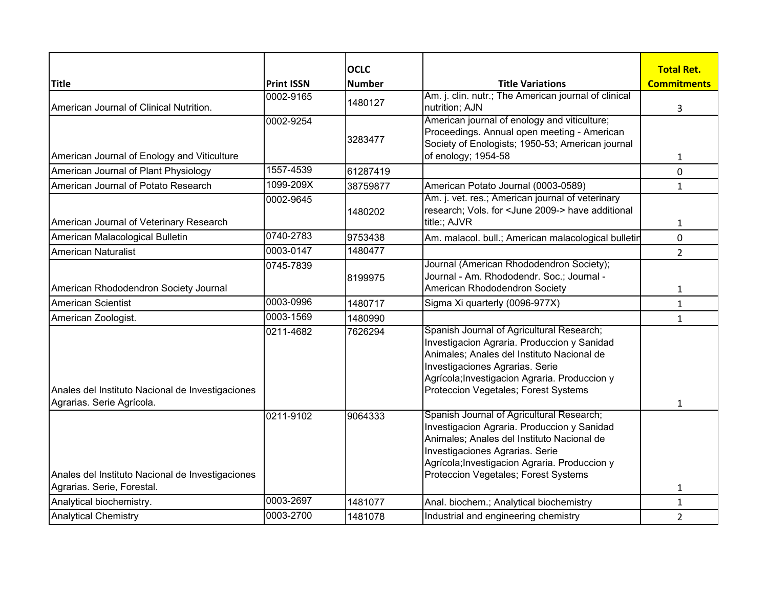| Title | Print ISSN | OCLC Number | Title Variations | Total Ret. Commitments |
|---|---|---|---|---|
| American Journal of Clinical Nutrition. | 0002-9165 | 1480127 | Am. j. clin. nutr.; The American journal of clinical nutrition; AJN | 3 |
| American Journal of Enology and Viticulture | 0002-9254 | 3283477 | American journal of enology and viticulture; Proceedings. Annual open meeting - American Society of Enologists; 1950-53; American journal of enology; 1954-58 | 1 |
| American Journal of Plant Physiology | 1557-4539 | 61287419 | | 0 |
| American Journal of Potato Research | 1099-209X | 38759877 | American Potato Journal (0003-0589) | 1 |
| American Journal of Veterinary Research | 0002-9645 | 1480202 | Am. j. vet. res.; American journal of veterinary research; Vols. for <June 2009-> have additional title:; AJVR | 1 |
| American Malacological Bulletin | 0740-2783 | 9753438 | Am. malacol. bull.; American malacological bulletin | 0 |
| American Naturalist | 0003-0147 | 1480477 | | 2 |
| American Rhododendron Society Journal | 0745-7839 | 8199975 | Journal (American Rhododendron Society); Journal - Am. Rhododendr. Soc.; Journal - American Rhododendron Society | 1 |
| American Scientist | 0003-0996 | 1480717 | Sigma Xi quarterly (0096-977X) | 1 |
| American Zoologist. | 0003-1569 | 1480990 | | 1 |
| Anales del Instituto Nacional de Investigaciones Agrarias. Serie Agrícola. | 0211-4682 | 7626294 | Spanish Journal of Agricultural Research; Investigacion Agraria. Produccion y Sanidad Animales; Anales del Instituto Nacional de Investigaciones Agrarias. Serie Agrícola;Investigacion Agraria. Produccion y Proteccion Vegetales; Forest Systems | 1 |
| Anales del Instituto Nacional de Investigaciones Agrarias. Serie, Forestal. | 0211-9102 | 9064333 | Spanish Journal of Agricultural Research; Investigacion Agraria. Produccion y Sanidad Animales; Anales del Instituto Nacional de Investigaciones Agrarias. Serie Agrícola;Investigacion Agraria. Produccion y Proteccion Vegetales; Forest Systems | 1 |
| Analytical biochemistry. | 0003-2697 | 1481077 | Anal. biochem.; Analytical biochemistry | 1 |
| Analytical Chemistry | 0003-2700 | 1481078 | Industrial and engineering chemistry | 2 |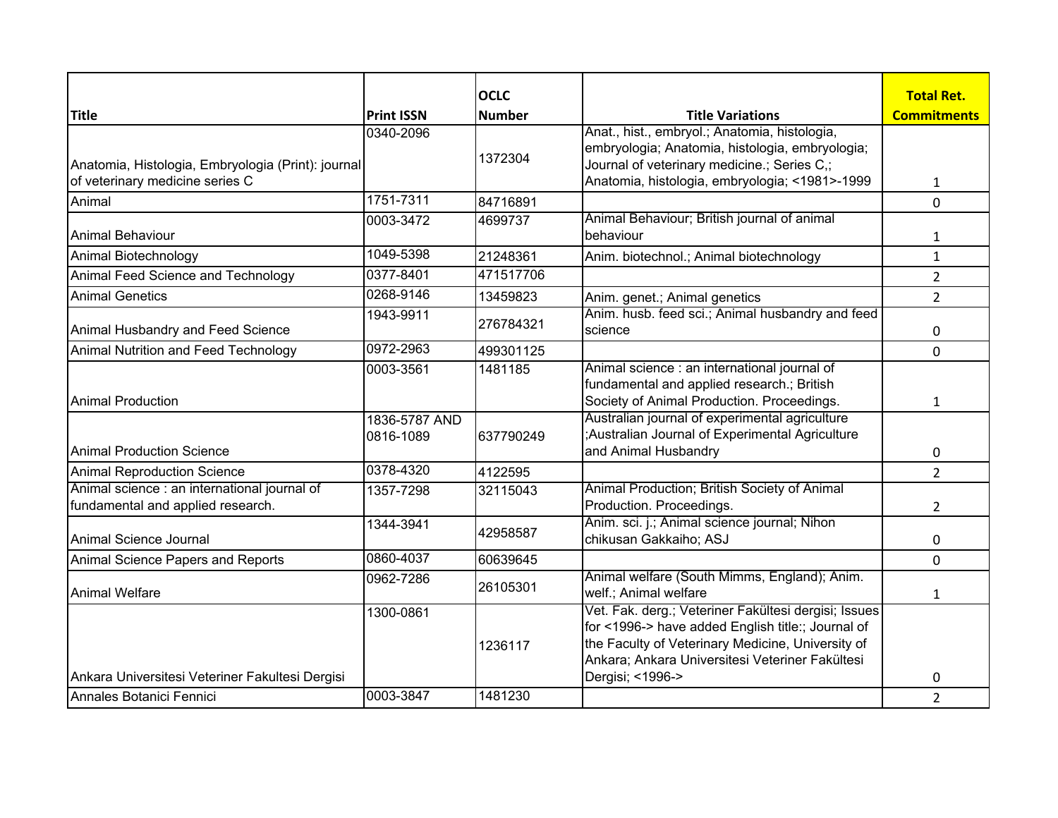| Title | Print ISSN | OCLC Number | Title Variations | Total Ret. Commitments |
|---|---|---|---|---|
| Anatomia, Histologia, Embryologia (Print): journal of veterinary medicine series C | 0340-2096 | 1372304 | Anat., hist., embryol.; Anatomia, histologia, embryologia; Anatomia, histologia, embryologia; Journal of veterinary medicine.; Series C,; Anatomia, histologia, embryologia; <1981>-1999 | 1 |
| Animal | 1751-7311 | 84716891 | | 0 |
| Animal Behaviour | 0003-3472 | 4699737 | Animal Behaviour; British journal of animal behaviour | 1 |
| Animal Biotechnology | 1049-5398 | 21248361 | Anim. biotechnol.; Animal biotechnology | 1 |
| Animal Feed Science and Technology | 0377-8401 | 471517706 | | 2 |
| Animal Genetics | 0268-9146 | 13459823 | Anim. genet.; Animal genetics | 2 |
| Animal Husbandry and Feed Science | 1943-9911 | 276784321 | Anim. husb. feed sci.; Animal husbandry and feed science | 0 |
| Animal Nutrition and Feed Technology | 0972-2963 | 499301125 | | 0 |
| Animal Production | 0003-3561 | 1481185 | Animal science : an international journal of fundamental and applied research.; British Society of Animal Production. Proceedings. | 1 |
| Animal Production Science | 1836-5787 AND 0816-1089 | 637790249 | Australian journal of experimental agriculture ;Australian Journal of Experimental Agriculture and Animal Husbandry | 0 |
| Animal Reproduction Science | 0378-4320 | 4122595 | | 2 |
| Animal science : an international journal of fundamental and applied research. | 1357-7298 | 32115043 | Animal Production; British Society of Animal Production. Proceedings. | 2 |
| Animal Science Journal | 1344-3941 | 42958587 | Anim. sci. j.; Animal science journal; Nihon chikusan Gakkaiho; ASJ | 0 |
| Animal Science Papers and Reports | 0860-4037 | 60639645 | | 0 |
| Animal Welfare | 0962-7286 | 26105301 | Animal welfare (South Mimms, England); Anim. welf.; Animal welfare | 1 |
| Ankara Universitesi Veteriner Fakultesi Dergisi | 1300-0861 | 1236117 | Vet. Fak. derg.; Veteriner Fakültesi dergisi; Issues for <1996-> have added English title:; Journal of the Faculty of Veterinary Medicine, University of Ankara; Ankara Universitesi Veteriner Fakültesi Dergisi; <1996-> | 0 |
| Annales Botanici Fennici | 0003-3847 | 1481230 | | 2 |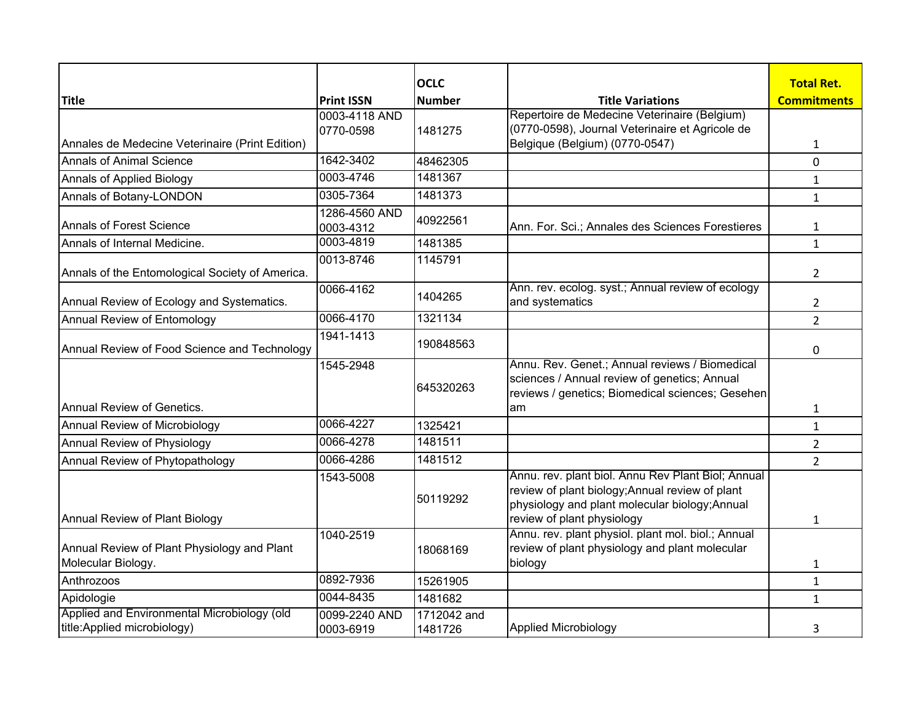| Title | Print ISSN | OCLC Number | Title Variations | Total Ret. Commitments |
|---|---|---|---|---|
| Annales de Medecine Veterinaire (Print Edition) | 0003-4118 AND 0770-0598 | 1481275 | Repertoire de Medecine Veterinaire (Belgium) (0770-0598), Journal Veterinaire et Agricole de Belgique (Belgium) (0770-0547) | 1 |
| Annals of Animal Science | 1642-3402 | 48462305 | | 0 |
| Annals of Applied Biology | 0003-4746 | 1481367 | | 1 |
| Annals of Botany-LONDON | 0305-7364 | 1481373 | | 1 |
| Annals of Forest Science | 1286-4560 AND 0003-4312 | 40922561 | Ann. For. Sci.; Annales des Sciences Forestieres | 1 |
| Annals of Internal Medicine. | 0003-4819 | 1481385 | | 1 |
| Annals of the Entomological Society of America. | 0013-8746 | 1145791 | | 2 |
| Annual Review of Ecology and Systematics. | 0066-4162 | 1404265 | Ann. rev. ecolog. syst.; Annual review of ecology and systematics | 2 |
| Annual Review of Entomology | 0066-4170 | 1321134 | | 2 |
| Annual Review of Food Science and Technology | 1941-1413 | 190848563 | | 0 |
| Annual Review of Genetics. | 1545-2948 | 645320263 | Annu. Rev. Genet.; Annual reviews / Biomedical sciences / Annual review of genetics; Annual reviews / genetics; Biomedical sciences; Gesehen am | 1 |
| Annual Review of Microbiology | 0066-4227 | 1325421 | | 1 |
| Annual Review of Physiology | 0066-4278 | 1481511 | | 2 |
| Annual Review of Phytopathology | 0066-4286 | 1481512 | | 2 |
| Annual Review of Plant Biology | 1543-5008 | 50119292 | Annu. rev. plant biol. Annu Rev Plant Biol; Annual review of plant biology;Annual review of plant physiology and plant molecular biology;Annual review of plant physiology | 1 |
| Annual Review of Plant Physiology and Plant Molecular Biology. | 1040-2519 | 18068169 | Annu. rev. plant physiol. plant mol. biol.; Annual review of plant physiology and plant molecular biology | 1 |
| Anthrozoos | 0892-7936 | 15261905 | | 1 |
| Apidologie | 0044-8435 | 1481682 | | 1 |
| Applied and Environmental Microbiology (old title:Applied microbiology) | 0099-2240 AND 0003-6919 | 1712042 and 1481726 | Applied Microbiology | 3 |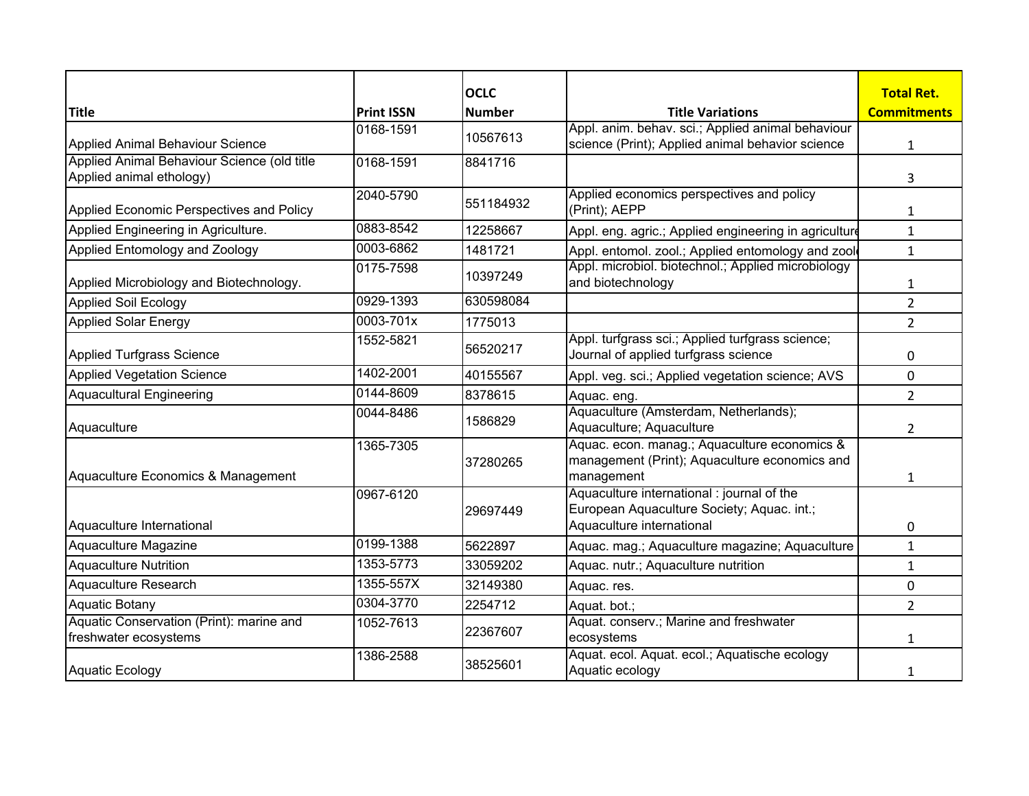| Title | Print ISSN | OCLC Number | Title Variations | Total Ret. Commitments |
| --- | --- | --- | --- | --- |
| Applied Animal Behaviour Science | 0168-1591 | 10567613 | Appl. anim. behav. sci.; Applied animal behaviour science (Print); Applied animal behavior science | 1 |
| Applied Animal Behaviour Science (old title Applied animal ethology) | 0168-1591 | 8841716 | | 3 |
| Applied Economic Perspectives and Policy | 2040-5790 | 551184932 | Applied economics perspectives and policy (Print); AEPP | 1 |
| Applied Engineering in Agriculture. | 0883-8542 | 12258667 | Appl. eng. agric.; Applied engineering in agriculture | 1 |
| Applied Entomology and Zoology | 0003-6862 | 1481721 | Appl. entomol. zool.; Applied entomology and zool | 1 |
| Applied Microbiology and Biotechnology. | 0175-7598 | 10397249 | Appl. microbiol. biotechnol.; Applied microbiology and biotechnology | 1 |
| Applied Soil Ecology | 0929-1393 | 630598084 | | 2 |
| Applied Solar Energy | 0003-701x | 1775013 | | 2 |
| Applied Turfgrass Science | 1552-5821 | 56520217 | Appl. turfgrass sci.; Applied turfgrass science; Journal of applied turfgrass science | 0 |
| Applied Vegetation Science | 1402-2001 | 40155567 | Appl. veg. sci.; Applied vegetation science; AVS | 0 |
| Aquacultural Engineering | 0144-8609 | 8378615 | Aquac. eng. | 2 |
| Aquaculture | 0044-8486 | 1586829 | Aquaculture (Amsterdam, Netherlands); Aquaculture; Aquaculture | 2 |
| Aquaculture Economics & Management | 1365-7305 | 37280265 | Aquac. econ. manag.; Aquaculture economics & management (Print); Aquaculture economics and management | 1 |
| Aquaculture International | 0967-6120 | 29697449 | Aquaculture international : journal of the European Aquaculture Society; Aquac. int.; Aquaculture international | 0 |
| Aquaculture Magazine | 0199-1388 | 5622897 | Aquac. mag.; Aquaculture magazine; Aquaculture | 1 |
| Aquaculture Nutrition | 1353-5773 | 33059202 | Aquac. nutr.; Aquaculture nutrition | 1 |
| Aquaculture Research | 1355-557X | 32149380 | Aquac. res. | 0 |
| Aquatic Botany | 0304-3770 | 2254712 | Aquat. bot.; | 2 |
| Aquatic Conservation (Print): marine and freshwater ecosystems | 1052-7613 | 22367607 | Aquat. conserv.; Marine and freshwater ecosystems | 1 |
| Aquatic Ecology | 1386-2588 | 38525601 | Aquat. ecol. Aquat. ecol.; Aquatische ecology Aquatic ecology | 1 |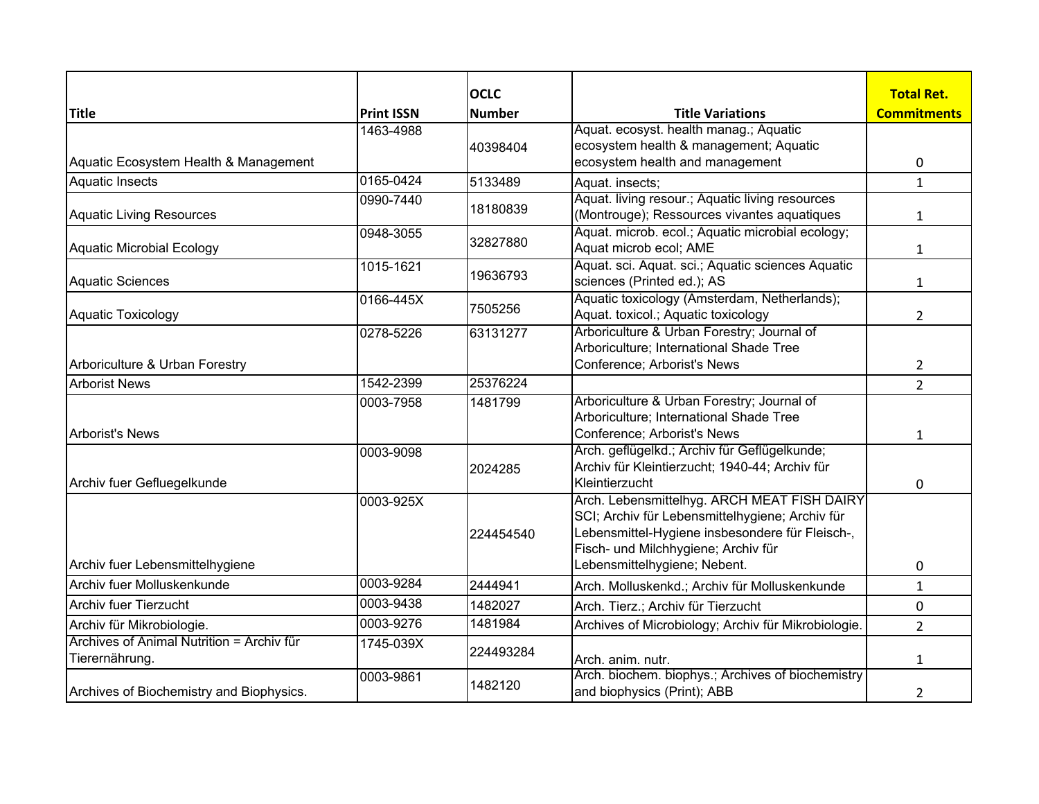| Title | Print ISSN | OCLC Number | Title Variations | Total Ret. Commitments |
|---|---|---|---|---|
| Aquatic Ecosystem Health & Management | 1463-4988 | 40398404 | Aquat. ecosyst. health manag.; Aquatic ecosystem health & management; Aquatic ecosystem health and management | 0 |
| Aquatic Insects | 0165-0424 | 5133489 | Aquat. insects; | 1 |
| Aquatic Living Resources | 0990-7440 | 18180839 | Aquat. living resour.; Aquatic living resources (Montrouge); Ressources vivantes aquatiques | 1 |
| Aquatic Microbial Ecology | 0948-3055 | 32827880 | Aquat. microb. ecol.; Aquatic microbial ecology; Aquat microb ecol; AME | 1 |
| Aquatic Sciences | 1015-1621 | 19636793 | Aquat. sci. Aquat. sci.; Aquatic sciences Aquatic sciences (Printed ed.); AS | 1 |
| Aquatic Toxicology | 0166-445X | 7505256 | Aquatic toxicology (Amsterdam, Netherlands); Aquat. toxicol.; Aquatic toxicology | 2 |
| Arboriculture & Urban Forestry | 0278-5226 | 63131277 | Arboriculture & Urban Forestry; Journal of Arboriculture; International Shade Tree Conference; Arborist's News | 2 |
| Arborist News | 1542-2399 | 25376224 | | 2 |
| Arborist's News | 0003-7958 | 1481799 | Arboriculture & Urban Forestry; Journal of Arboriculture; International Shade Tree Conference; Arborist's News | 1 |
| Archiv fuer Gefluegelkunde | 0003-9098 | 2024285 | Arch. geflügelkd.; Archiv für Geflügelkunde; Archiv für Kleintierzucht; 1940-44; Archiv für Kleintierzucht | 0 |
| Archiv fuer Lebensmittelhygiene | 0003-925X | 224454540 | Arch. Lebensmittelhyg. ARCH MEAT FISH DAIRY SCI; Archiv für Lebensmittelhygiene; Archiv für Lebensmittel-Hygiene insbesondere für Fleisch-, Fisch- und Milchhygiene; Archiv für Lebensmittelhygiene; Nebent. | 0 |
| Archiv fuer Molluskenkunde | 0003-9284 | 2444941 | Arch. Molluskenkd.; Archiv für Molluskenkunde | 1 |
| Archiv fuer Tierzucht | 0003-9438 | 1482027 | Arch. Tierz.; Archiv für Tierzucht | 0 |
| Archiv für Mikrobiologie. | 0003-9276 | 1481984 | Archives of Microbiology; Archiv für Mikrobiologie. | 2 |
| Archives of Animal Nutrition = Archiv für Tierernährung. | 1745-039X | 224493284 | Arch. anim. nutr. | 1 |
| Archives of Biochemistry and Biophysics. | 0003-9861 | 1482120 | Arch. biochem. biophys.; Archives of biochemistry and biophysics (Print); ABB | 2 |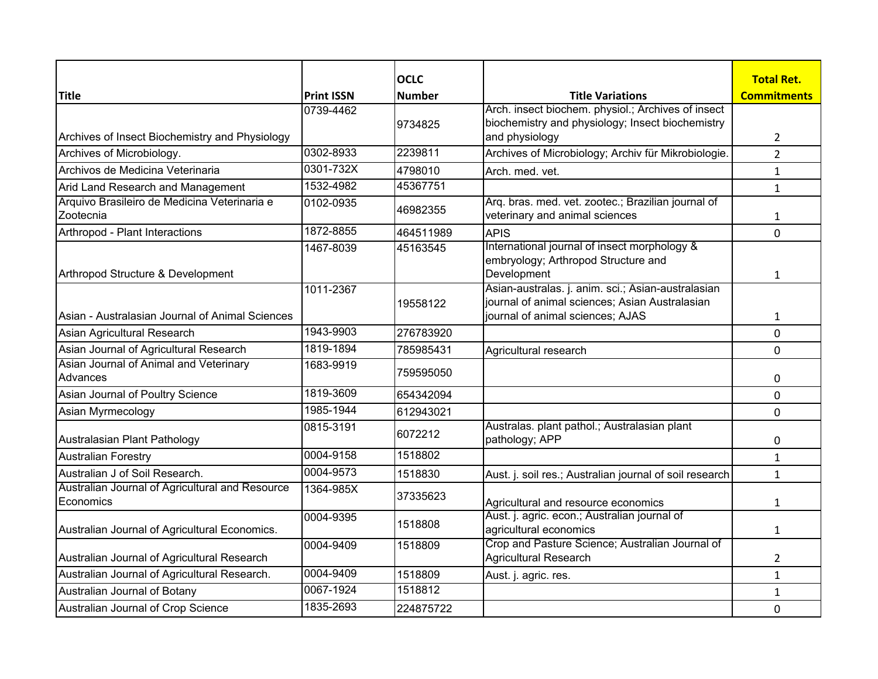| Title | Print ISSN | OCLC Number | Title Variations | Total Ret. Commitments |
| --- | --- | --- | --- | --- |
| Archives of Insect Biochemistry and Physiology | 0739-4462 | 9734825 | Arch. insect biochem. physiol.; Archives of insect biochemistry and physiology; Insect biochemistry and physiology | 2 |
| Archives of Microbiology. | 0302-8933 | 2239811 | Archives of Microbiology; Archiv für Mikrobiologie. | 2 |
| Archivos de Medicina Veterinaria | 0301-732X | 4798010 | Arch. med. vet. | 1 |
| Arid Land Research and Management | 1532-4982 | 45367751 | | 1 |
| Arquivo Brasileiro de Medicina Veterinaria e Zootecnia | 0102-0935 | 46982355 | Arq. bras. med. vet. zootec.; Brazilian journal of veterinary and animal sciences | 1 |
| Arthropod - Plant Interactions | 1872-8855 | 464511989 | APIS | 0 |
| Arthropod Structure & Development | 1467-8039 | 45163545 | International journal of insect morphology & embryology; Arthropod Structure and Development | 1 |
| Asian - Australasian Journal of Animal Sciences | 1011-2367 | 19558122 | Asian-australas. j. anim. sci.; Asian-australasian journal of animal sciences; Asian Australasian journal of animal sciences; AJAS | 1 |
| Asian Agricultural Research | 1943-9903 | 276783920 | | 0 |
| Asian Journal of Agricultural Research | 1819-1894 | 785985431 | Agricultural research | 0 |
| Asian Journal of Animal and Veterinary Advances | 1683-9919 | 759595050 | | 0 |
| Asian Journal of Poultry Science | 1819-3609 | 654342094 | | 0 |
| Asian Myrmecology | 1985-1944 | 612943021 | | 0 |
| Australasian Plant Pathology | 0815-3191 | 6072212 | Australas. plant pathol.; Australasian plant pathology; APP | 0 |
| Australian Forestry | 0004-9158 | 1518802 | | 1 |
| Australian J of Soil Research. | 0004-9573 | 1518830 | Aust. j. soil res.; Australian journal of soil research | 1 |
| Australian Journal of Agricultural and Resource Economics | 1364-985X | 37335623 | Agricultural and resource economics | 1 |
| Australian Journal of Agricultural Economics. | 0004-9395 | 1518808 | Aust. j. agric. econ.; Australian journal of agricultural economics | 1 |
| Australian Journal of Agricultural Research | 0004-9409 | 1518809 | Crop and Pasture Science; Australian Journal of Agricultural Research | 2 |
| Australian Journal of Agricultural Research. | 0004-9409 | 1518809 | Aust. j. agric. res. | 1 |
| Australian Journal of Botany | 0067-1924 | 1518812 | | 1 |
| Australian Journal of Crop Science | 1835-2693 | 224875722 | | 0 |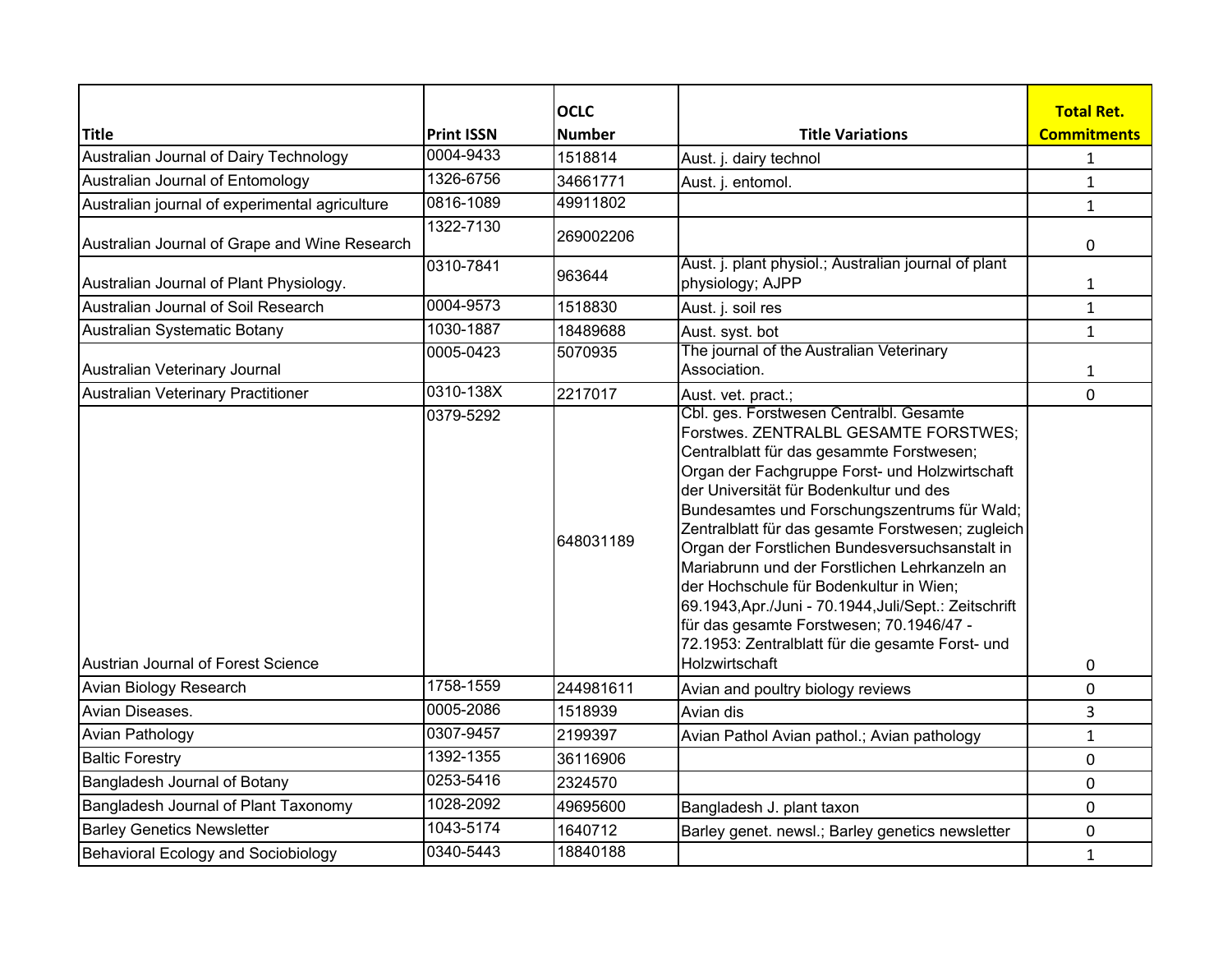| Title | Print ISSN | OCLC Number | Title Variations | Total Ret. Commitments |
|---|---|---|---|---|
| Australian Journal of Dairy Technology | 0004-9433 | 1518814 | Aust. j. dairy technol | 1 |
| Australian Journal of Entomology | 1326-6756 | 34661771 | Aust. j. entomol. | 1 |
| Australian journal of experimental agriculture | 0816-1089 | 49911802 | | 1 |
| Australian Journal of Grape and Wine Research | 1322-7130 | 269002206 | | 0 |
| Australian Journal of Plant Physiology. | 0310-7841 | 963644 | Aust. j. plant physiol.; Australian journal of plant physiology; AJPP | 1 |
| Australian Journal of Soil Research | 0004-9573 | 1518830 | Aust. j. soil res | 1 |
| Australian Systematic Botany | 1030-1887 | 18489688 | Aust. syst. bot | 1 |
| Australian Veterinary Journal | 0005-0423 | 5070935 | The journal of the Australian Veterinary Association. | 1 |
| Australian Veterinary Practitioner | 0310-138X | 2217017 | Aust. vet. pract.; | 0 |
| Austrian Journal of Forest Science | 0379-5292 | 648031189 | Cbl. ges. Forstwesen Centralbl. Gesamte Forstwes. ZENTRALBL GESAMTE FORSTWES; Centralblatt für das gesammte Forstwesen; Organ der Fachgruppe Forst- und Holzwirtschaft der Universität für Bodenkultur und des Bundesamtes und Forschungszentrums für Wald; Zentralblatt für das gesamte Forstwesen; zugleich Organ der Forstlichen Bundesversuchsanstalt in Mariabrunn und der Forstlichen Lehrkanzeln an der Hochschule für Bodenkultur in Wien; 69.1943,Apr./Juni - 70.1944,Juli/Sept.: Zeitschrift für das gesamte Forstwesen; 70.1946/47 - 72.1953: Zentralblatt für die gesamte Forst- und Holzwirtschaft | 0 |
| Avian Biology Research | 1758-1559 | 244981611 | Avian and poultry biology reviews | 0 |
| Avian Diseases. | 0005-2086 | 1518939 | Avian dis | 3 |
| Avian Pathology | 0307-9457 | 2199397 | Avian Pathol Avian pathol.; Avian pathology | 1 |
| Baltic Forestry | 1392-1355 | 36116906 | | 0 |
| Bangladesh Journal of Botany | 0253-5416 | 2324570 | | 0 |
| Bangladesh Journal of Plant Taxonomy | 1028-2092 | 49695600 | Bangladesh J. plant taxon | 0 |
| Barley Genetics Newsletter | 1043-5174 | 1640712 | Barley genet. newsl.; Barley genetics newsletter | 0 |
| Behavioral Ecology and Sociobiology | 0340-5443 | 18840188 | | 1 |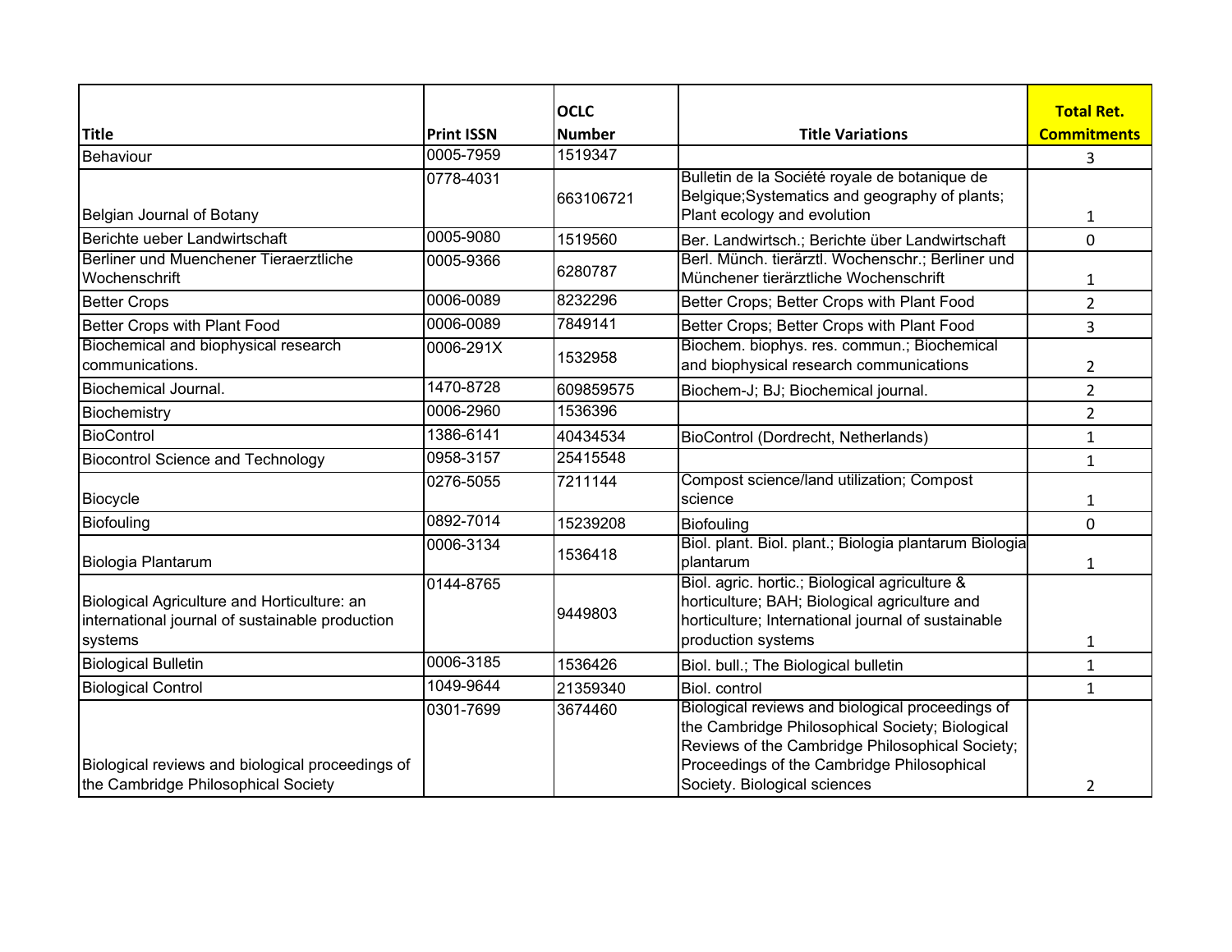| Title | Print ISSN | OCLC Number | Title Variations | Total Ret. Commitments |
|---|---|---|---|---|
| Behaviour | 0005-7959 | 1519347 | | 3 |
| Belgian Journal of Botany | 0778-4031 | 663106721 | Bulletin de la Société royale de botanique de Belgique;Systematics and geography of plants; Plant ecology and evolution | 1 |
| Berichte ueber Landwirtschaft | 0005-9080 | 1519560 | Ber. Landwirtsch.; Berichte über Landwirtschaft | 0 |
| Berliner und Muenchener Tieraerztliche Wochenschrift | 0005-9366 | 6280787 | Berl. Münch. tierärztl. Wochenschr.; Berliner und Münchener tierärztliche Wochenschrift | 1 |
| Better Crops | 0006-0089 | 8232296 | Better Crops; Better Crops with Plant Food | 2 |
| Better Crops with Plant Food | 0006-0089 | 7849141 | Better Crops; Better Crops with Plant Food | 3 |
| Biochemical and biophysical research communications. | 0006-291X | 1532958 | Biochem. biophys. res. commun.; Biochemical and biophysical research communications | 2 |
| Biochemical Journal. | 1470-8728 | 609859575 | Biochem-J; BJ; Biochemical journal. | 2 |
| Biochemistry | 0006-2960 | 1536396 | | 2 |
| BioControl | 1386-6141 | 40434534 | BioControl (Dordrecht, Netherlands) | 1 |
| Biocontrol Science and Technology | 0958-3157 | 25415548 | | 1 |
| Biocycle | 0276-5055 | 7211144 | Compost science/land utilization; Compost science | 1 |
| Biofouling | 0892-7014 | 15239208 | Biofouling | 0 |
| Biologia Plantarum | 0006-3134 | 1536418 | Biol. plant. Biol. plant.; Biologia plantarum Biologia plantarum | 1 |
| Biological Agriculture and Horticulture: an international journal of sustainable production systems | 0144-8765 | 9449803 | Biol. agric. hortic.; Biological agriculture & horticulture; BAH; Biological agriculture and horticulture; International journal of sustainable production systems | 1 |
| Biological Bulletin | 0006-3185 | 1536426 | Biol. bull.; The Biological bulletin | 1 |
| Biological Control | 1049-9644 | 21359340 | Biol. control | 1 |
| Biological reviews and biological proceedings of the Cambridge Philosophical Society | 0301-7699 | 3674460 | Biological reviews and biological proceedings of the Cambridge Philosophical Society; Biological Reviews of the Cambridge Philosophical Society; Proceedings of the Cambridge Philosophical Society. Biological sciences | 2 |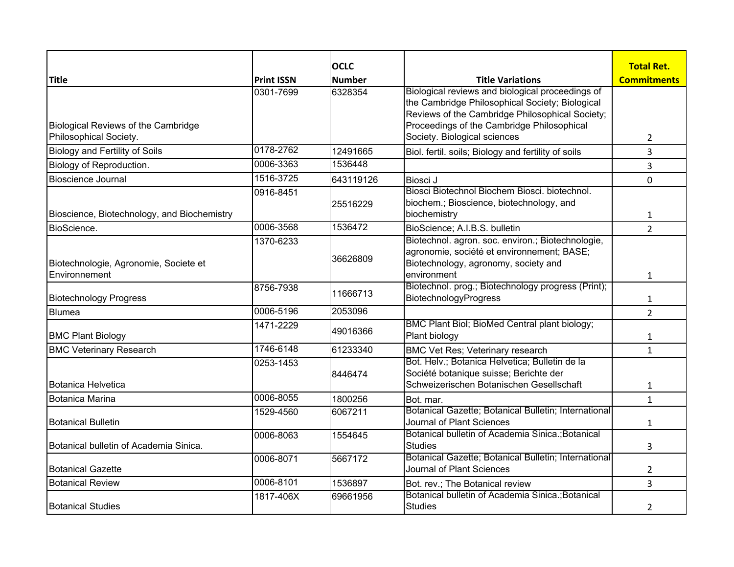| Title | Print ISSN | OCLC Number | Title Variations | Total Ret. Commitments |
|---|---|---|---|---|
| Biological Reviews of the Cambridge Philosophical Society. | 0301-7699 | 6328354 | Biological reviews and biological proceedings of the Cambridge Philosophical Society; Biological Reviews of the Cambridge Philosophical Society; Proceedings of the Cambridge Philosophical Society. Biological sciences | 2 |
| Biology and Fertility of Soils | 0178-2762 | 12491665 | Biol. fertil. soils; Biology and fertility of soils | 3 |
| Biology of Reproduction. | 0006-3363 | 1536448 | | 3 |
| Bioscience Journal | 1516-3725 | 643119126 | Biosci J | 0 |
| Bioscience, Biotechnology, and Biochemistry | 0916-8451 | 25516229 | Biosci Biotechnol Biochem Biosci. biotechnol. biochem.; Bioscience, biotechnology, and biochemistry | 1 |
| BioScience. | 0006-3568 | 1536472 | BioScience; A.I.B.S. bulletin | 2 |
| Biotechnologie, Agronomie, Societe et Environnement | 1370-6233 | 36626809 | Biotechnol. agron. soc. environ.; Biotechnologie, agronomie, société et environnement; BASE; Biotechnology, agronomy, society and environment | 1 |
| Biotechnology Progress | 8756-7938 | 11666713 | Biotechnol. prog.; Biotechnology progress (Print); BiotechnologyProgress | 1 |
| Blumea | 0006-5196 | 2053096 | | 2 |
| BMC Plant Biology | 1471-2229 | 49016366 | BMC Plant Biol; BioMed Central plant biology; Plant biology | 1 |
| BMC Veterinary Research | 1746-6148 | 61233340 | BMC Vet Res; Veterinary research | 1 |
| Botanica Helvetica | 0253-1453 | 8446474 | Bot. Helv.; Botanica Helvetica; Bulletin de la Société botanique suisse; Berichte der Schweizerischen Botanischen Gesellschaft | 1 |
| Botanica Marina | 0006-8055 | 1800256 | Bot. mar. | 1 |
| Botanical Bulletin | 1529-4560 | 6067211 | Botanical Gazette; Botanical Bulletin; International Journal of Plant Sciences | 1 |
| Botanical bulletin of Academia Sinica. | 0006-8063 | 1554645 | Botanical bulletin of Academia Sinica.;Botanical Studies | 3 |
| Botanical Gazette | 0006-8071 | 5667172 | Botanical Gazette; Botanical Bulletin; International Journal of Plant Sciences | 2 |
| Botanical Review | 0006-8101 | 1536897 | Bot. rev.; The Botanical review | 3 |
| Botanical Studies | 1817-406X | 69661956 | Botanical bulletin of Academia Sinica.;Botanical Studies | 2 |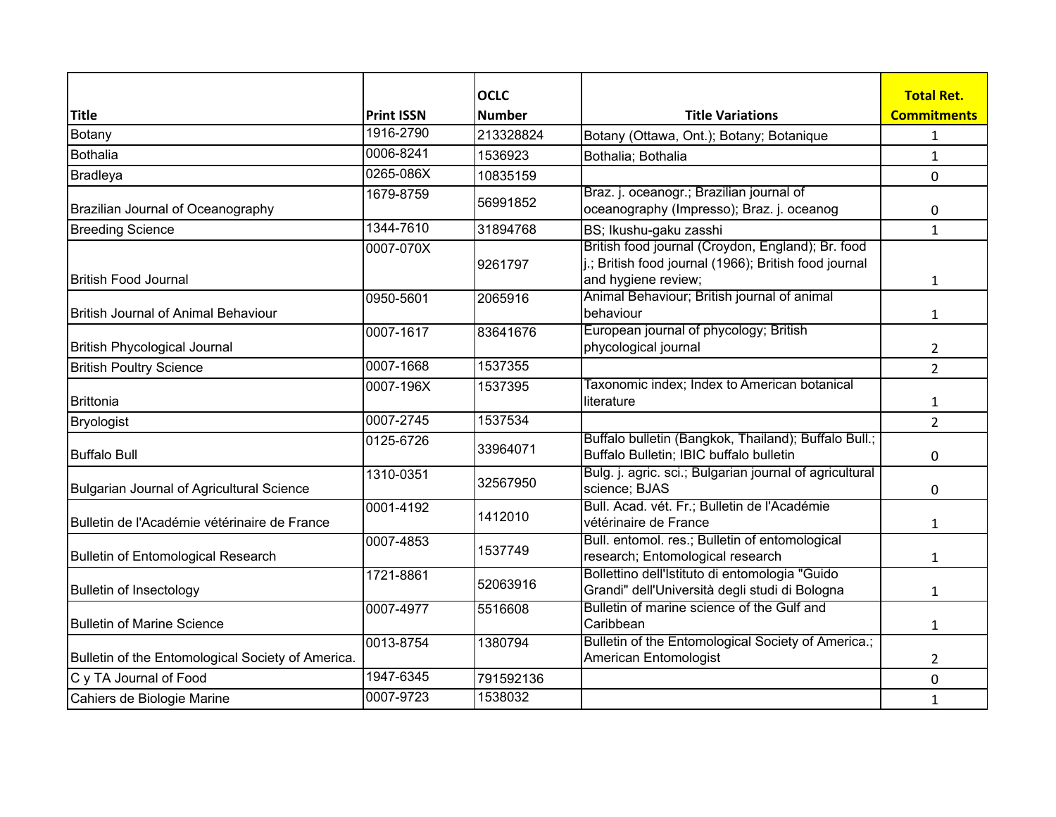| Title | Print ISSN | OCLC Number | Title Variations | Total Ret. Commitments |
| --- | --- | --- | --- | --- |
| Botany | 1916-2790 | 213328824 | Botany (Ottawa, Ont.); Botany; Botanique | 1 |
| Bothalia | 0006-8241 | 1536923 | Bothalia; Bothalia | 1 |
| Bradleya | 0265-086X | 10835159 | | 0 |
| Brazilian Journal of Oceanography | 1679-8759 | 56991852 | Braz. j. oceanogr.; Brazilian journal of oceanography (Impresso); Braz. j. oceanog | 0 |
| Breeding Science | 1344-7610 | 31894768 | BS; Ikushu-gaku zasshi | 1 |
| British Food Journal | 0007-070X | 9261797 | British food journal (Croydon, England); Br. food j.; British food journal (1966); British food journal and hygiene review; | 1 |
| British Journal of Animal Behaviour | 0950-5601 | 2065916 | Animal Behaviour; British journal of animal behaviour | 1 |
| British Phycological Journal | 0007-1617 | 83641676 | European journal of phycology; British phycological journal | 2 |
| British Poultry Science | 0007-1668 | 1537355 | | 2 |
| Brittonia | 0007-196X | 1537395 | Taxonomic index; Index to American botanical literature | 1 |
| Bryologist | 0007-2745 | 1537534 | | 2 |
| Buffalo Bull | 0125-6726 | 33964071 | Buffalo bulletin (Bangkok, Thailand); Buffalo Bull.; Buffalo Bulletin; IBIC buffalo bulletin | 0 |
| Bulgarian Journal of Agricultural Science | 1310-0351 | 32567950 | Bulg. j. agric. sci.; Bulgarian journal of agricultural science; BJAS | 0 |
| Bulletin de l'Académie vétérinaire de France | 0001-4192 | 1412010 | Bull. Acad. vét. Fr.; Bulletin de l'Académie vétérinaire de France | 1 |
| Bulletin of Entomological Research | 0007-4853 | 1537749 | Bull. entomol. res.; Bulletin of entomological research; Entomological research | 1 |
| Bulletin of Insectology | 1721-8861 | 52063916 | Bollettino dell'Istituto di entomologia "Guido Grandi" dell'Università degli studi di Bologna | 1 |
| Bulletin of Marine Science | 0007-4977 | 5516608 | Bulletin of marine science of the Gulf and Caribbean | 1 |
| Bulletin of the Entomological Society of America. | 0013-8754 | 1380794 | Bulletin of the Entomological Society of America.; American Entomologist | 2 |
| C y TA Journal of Food | 1947-6345 | 791592136 | | 0 |
| Cahiers de Biologie Marine | 0007-9723 | 1538032 | | 1 |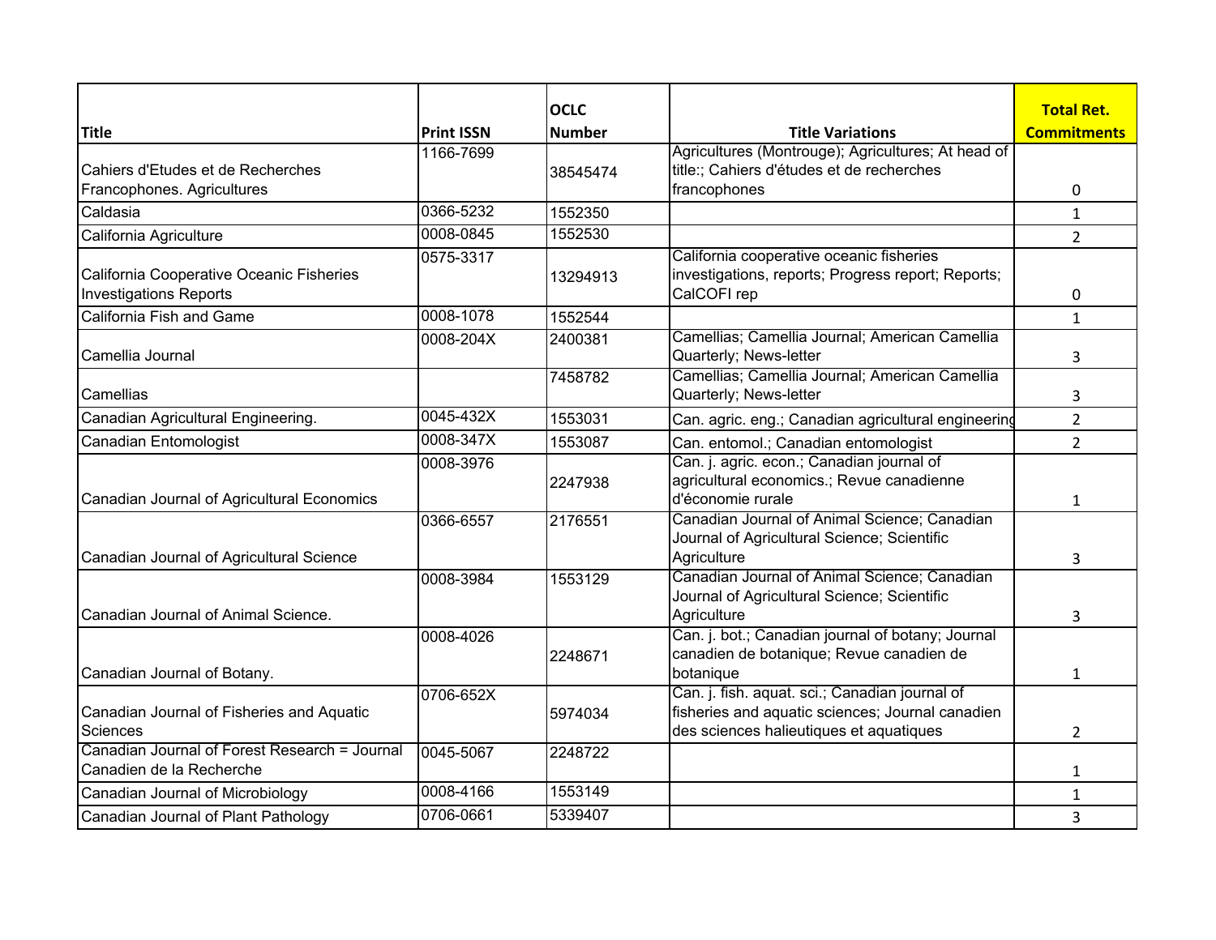| Title | Print ISSN | OCLC Number | Title Variations | Total Ret. Commitments |
|---|---|---|---|---|
| Cahiers d'Etudes et de Recherches Francophones. Agricultures | 1166-7699 | 38545474 | Agricultures (Montrouge); Agricultures; At head of title:; Cahiers d'études et de recherches francophones | 0 |
| Caldasia | 0366-5232 | 1552350 | | 1 |
| California Agriculture | 0008-0845 | 1552530 | | 2 |
| California Cooperative Oceanic Fisheries Investigations Reports | 0575-3317 | 13294913 | California cooperative oceanic fisheries investigations, reports; Progress report; Reports; CalCOFI rep | 0 |
| California Fish and Game | 0008-1078 | 1552544 | | 1 |
| Camellia Journal | 0008-204X | 2400381 | Camellias; Camellia Journal; American Camellia Quarterly; News-letter | 3 |
| Camellias | | 7458782 | Camellias; Camellia Journal; American Camellia Quarterly; News-letter | 3 |
| Canadian Agricultural Engineering. | 0045-432X | 1553031 | Can. agric. eng.; Canadian agricultural engineering | 2 |
| Canadian Entomologist | 0008-347X | 1553087 | Can. entomol.; Canadian entomologist | 2 |
| Canadian Journal of Agricultural Economics | 0008-3976 | 2247938 | Can. j. agric. econ.; Canadian journal of agricultural economics.; Revue canadienne d'économie rurale | 1 |
| Canadian Journal of Agricultural Science | 0366-6557 | 2176551 | Canadian Journal of Animal Science; Canadian Journal of Agricultural Science; Scientific Agriculture | 3 |
| Canadian Journal of Animal Science. | 0008-3984 | 1553129 | Canadian Journal of Animal Science; Canadian Journal of Agricultural Science; Scientific Agriculture | 3 |
| Canadian Journal of Botany. | 0008-4026 | 2248671 | Can. j. bot.; Canadian journal of botany; Journal canadien de botanique; Revue canadien de botanique | 1 |
| Canadian Journal of Fisheries and Aquatic Sciences | 0706-652X | 5974034 | Can. j. fish. aquat. sci.; Canadian journal of fisheries and aquatic sciences; Journal canadien des sciences halieutiques et aquatiques | 2 |
| Canadian Journal of Forest Research = Journal Canadien de la Recherche | 0045-5067 | 2248722 | | 1 |
| Canadian Journal of Microbiology | 0008-4166 | 1553149 | | 1 |
| Canadian Journal of Plant Pathology | 0706-0661 | 5339407 | | 3 |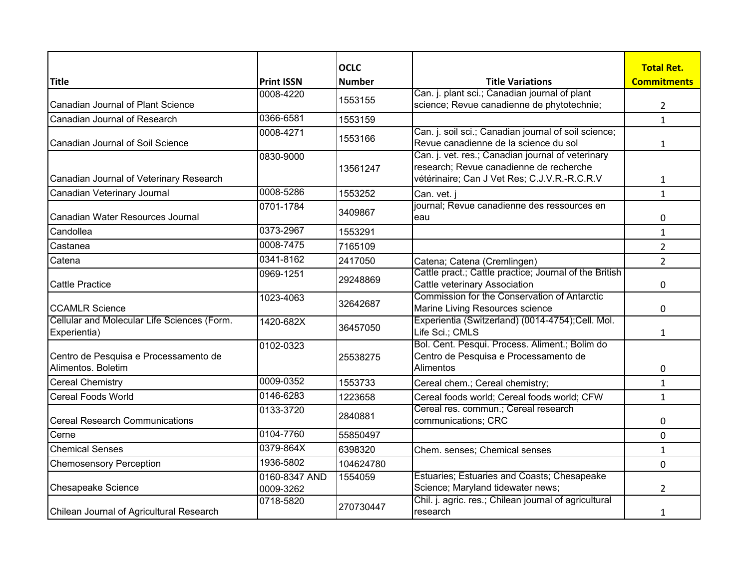| Title | Print ISSN | OCLC Number | Title Variations | Total Ret. Commitments |
|---|---|---|---|---|
| Canadian Journal of Plant Science | 0008-4220 | 1553155 | Can. j. plant sci.; Canadian journal of plant science; Revue canadienne de phytotechnie; | 2 |
| Canadian Journal of Research | 0366-6581 | 1553159 | | 1 |
| Canadian Journal of Soil Science | 0008-4271 | 1553166 | Can. j. soil sci.; Canadian journal of soil science; Revue canadienne de la science du sol | 1 |
| Canadian Journal of Veterinary Research | 0830-9000 | 13561247 | Can. j. vet. res.; Canadian journal of veterinary research; Revue canadienne de recherche vétérinaire; Can J Vet Res; C.J.V.R.-R.C.R.V | 1 |
| Canadian Veterinary Journal | 0008-5286 | 1553252 | Can. vet. j | 1 |
| Canadian Water Resources Journal | 0701-1784 | 3409867 | journal; Revue canadienne des ressources en eau | 0 |
| Candollea | 0373-2967 | 1553291 | | 1 |
| Castanea | 0008-7475 | 7165109 | | 2 |
| Catena | 0341-8162 | 2417050 | Catena; Catena (Cremlingen) | 2 |
| Cattle Practice | 0969-1251 | 29248869 | Cattle pract.; Cattle practice; Journal of the British Cattle veterinary Association | 0 |
| CCAMLR Science | 1023-4063 | 32642687 | Commission for the Conservation of Antarctic Marine Living Resources science | 0 |
| Cellular and Molecular Life Sciences (Form. Experientia) | 1420-682X | 36457050 | Experientia (Switzerland) (0014-4754);Cell. Mol. Life Sci.; CMLS | 1 |
| Centro de Pesquisa e Processamento de Alimentos. Boletim | 0102-0323 | 25538275 | Bol. Cent. Pesqui. Process. Aliment.; Bolim do Centro de Pesquisa e Processamento de Alimentos | 0 |
| Cereal Chemistry | 0009-0352 | 1553733 | Cereal chem.; Cereal chemistry; | 1 |
| Cereal Foods World | 0146-6283 | 1223658 | Cereal foods world; Cereal foods world; CFW | 1 |
| Cereal Research Communications | 0133-3720 | 2840881 | Cereal res. commun.; Cereal research communications; CRC | 0 |
| Cerne | 0104-7760 | 55850497 | | 0 |
| Chemical Senses | 0379-864X | 6398320 | Chem. senses; Chemical senses | 1 |
| Chemosensory Perception | 1936-5802 | 104624780 | | 0 |
| Chesapeake Science | 0160-8347 AND 0009-3262 | 1554059 | Estuaries; Estuaries and Coasts; Chesapeake Science; Maryland tidewater news; | 2 |
| Chilean Journal of Agricultural Research | 0718-5820 | 270730447 | Chil. j. agric. res.; Chilean journal of agricultural research | 1 |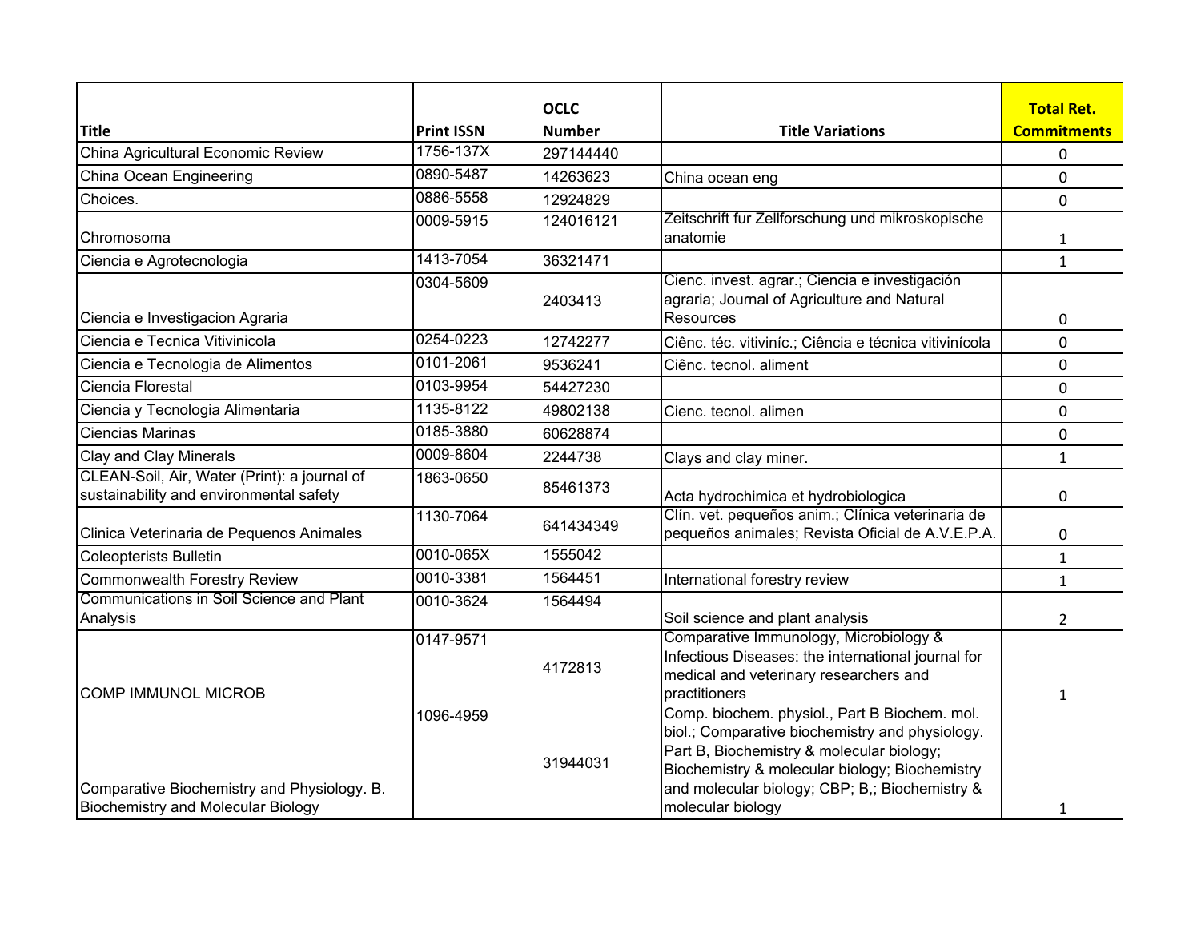| Title | Print ISSN | OCLC Number | Title Variations | Total Ret. Commitments |
|---|---|---|---|---|
| China Agricultural Economic Review | 1756-137X | 297144440 | | 0 |
| China Ocean Engineering | 0890-5487 | 14263623 | China ocean eng | 0 |
| Choices. | 0886-5558 | 12924829 | | 0 |
| Chromosoma | 0009-5915 | 124016121 | Zeitschrift fur Zellforschung und mikroskopische anatomie | 1 |
| Ciencia e Agrotecnologia | 1413-7054 | 36321471 | | 1 |
| Ciencia e Investigacion Agraria | 0304-5609 | 2403413 | Cienc. invest. agrar.; Ciencia e investigación agraria; Journal of Agriculture and Natural Resources | 0 |
| Ciencia e Tecnica Vitivinicola | 0254-0223 | 12742277 | Ciênc. téc. vitiviníc.; Ciência e técnica vitivinícola | 0 |
| Ciencia e Tecnologia de Alimentos | 0101-2061 | 9536241 | Ciênc. tecnol. aliment | 0 |
| Ciencia Florestal | 0103-9954 | 54427230 | | 0 |
| Ciencia y Tecnologia Alimentaria | 1135-8122 | 49802138 | Cienc. tecnol. alimen | 0 |
| Ciencias Marinas | 0185-3880 | 60628874 | | 0 |
| Clay and Clay Minerals | 0009-8604 | 2244738 | Clays and clay miner. | 1 |
| CLEAN-Soil, Air, Water (Print): a journal of sustainability and environmental safety | 1863-0650 | 85461373 | Acta hydrochimica et hydrobiologica | 0 |
| Clinica Veterinaria de Pequenos Animales | 1130-7064 | 641434349 | Clín. vet. pequeños anim.; Clínica veterinaria de pequeños animales; Revista Oficial de A.V.E.P.A. | 0 |
| Coleopterists Bulletin | 0010-065X | 1555042 | | 1 |
| Commonwealth Forestry Review | 0010-3381 | 1564451 | International forestry review | 1 |
| Communications in Soil Science and Plant Analysis | 0010-3624 | 1564494 | Soil science and plant analysis | 2 |
| COMP IMMUNOL MICROB | 0147-9571 | 4172813 | Comparative Immunology, Microbiology & Infectious Diseases: the international journal for medical and veterinary researchers and practitioners | 1 |
| Comparative Biochemistry and Physiology. B. Biochemistry and Molecular Biology | 1096-4959 | 31944031 | Comp. biochem. physiol., Part B Biochem. mol. biol.; Comparative biochemistry and physiology. Part B, Biochemistry & molecular biology; Biochemistry & molecular biology; Biochemistry and molecular biology; CBP; B,; Biochemistry & molecular biology | 1 |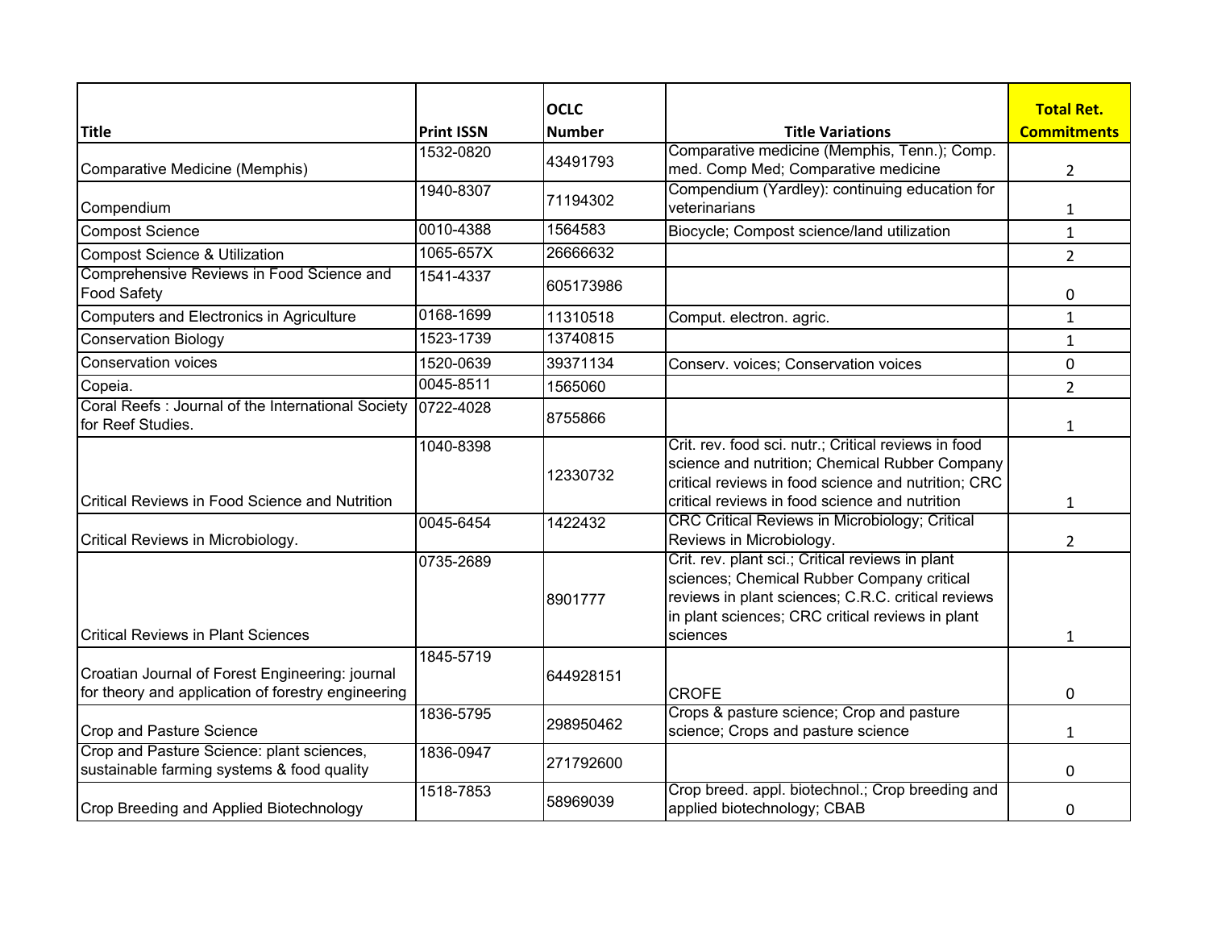| Title | Print ISSN | OCLC Number | Title Variations | Total Ret. Commitments |
|---|---|---|---|---|
| Comparative Medicine (Memphis) | 1532-0820 | 43491793 | Comparative medicine (Memphis, Tenn.); Comp. med. Comp Med; Comparative medicine | 2 |
| Compendium | 1940-8307 | 71194302 | Compendium (Yardley): continuing education for veterinarians | 1 |
| Compost Science | 0010-4388 | 1564583 | Biocycle; Compost science/land utilization | 1 |
| Compost Science & Utilization | 1065-657X | 26666632 | | 2 |
| Comprehensive Reviews in Food Science and Food Safety | 1541-4337 | 605173986 | | 0 |
| Computers and Electronics in Agriculture | 0168-1699 | 11310518 | Comput. electron. agric. | 1 |
| Conservation Biology | 1523-1739 | 13740815 | | 1 |
| Conservation voices | 1520-0639 | 39371134 | Conserv. voices; Conservation voices | 0 |
| Copeia. | 0045-8511 | 1565060 | | 2 |
| Coral Reefs : Journal of the International Society for Reef Studies. | 0722-4028 | 8755866 | | 1 |
| Critical Reviews in Food Science and Nutrition | 1040-8398 | 12330732 | Crit. rev. food sci. nutr.; Critical reviews in food science and nutrition; Chemical Rubber Company critical reviews in food science and nutrition; CRC critical reviews in food science and nutrition | 1 |
| Critical Reviews in Microbiology. | 0045-6454 | 1422432 | CRC Critical Reviews in Microbiology; Critical Reviews in Microbiology. | 2 |
| Critical Reviews in Plant Sciences | 0735-2689 | 8901777 | Crit. rev. plant sci.; Critical reviews in plant sciences; Chemical Rubber Company critical reviews in plant sciences; C.R.C. critical reviews in plant sciences; CRC critical reviews in plant sciences | 1 |
| Croatian Journal of Forest Engineering: journal for theory and application of forestry engineering | 1845-5719 | 644928151 | CROFE | 0 |
| Crop and Pasture Science | 1836-5795 | 298950462 | Crops & pasture science; Crop and pasture science; Crops and pasture science | 1 |
| Crop and Pasture Science: plant sciences, sustainable farming systems & food quality | 1836-0947 | 271792600 | | 0 |
| Crop Breeding and Applied Biotechnology | 1518-7853 | 58969039 | Crop breed. appl. biotechnol.; Crop breeding and applied biotechnology; CBAB | 0 |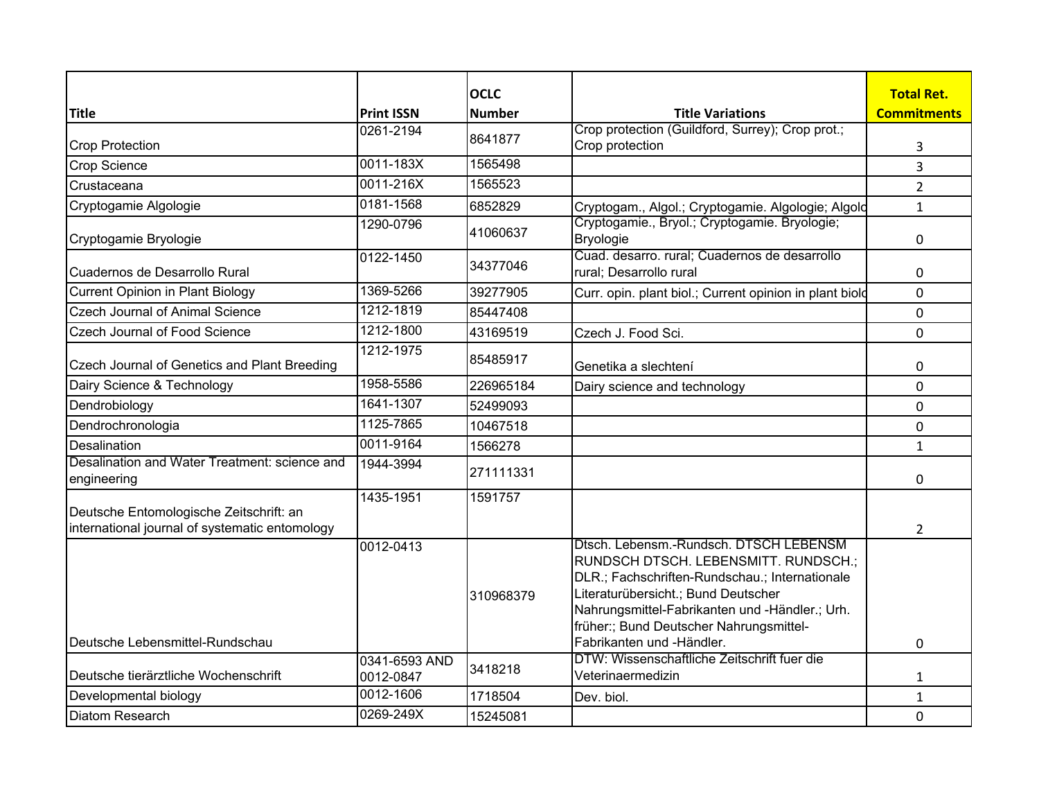| Title | Print ISSN | OCLC Number | Title Variations | Total Ret. Commitments |
|---|---|---|---|---|
| Crop Protection | 0261-2194 | 8641877 | Crop protection (Guildford, Surrey); Crop prot.; Crop protection | 3 |
| Crop Science | 0011-183X | 1565498 | | 3 |
| Crustaceana | 0011-216X | 1565523 | | 2 |
| Cryptogamie Algologie | 0181-1568 | 6852829 | Cryptogam., Algol.; Cryptogamie. Algologie; Algolo | 1 |
| Cryptogamie Bryologie | 1290-0796 | 41060637 | Cryptogamie., Bryol.; Cryptogamie. Bryologie; Bryologie | 0 |
| Cuadernos de Desarrollo Rural | 0122-1450 | 34377046 | Cuad. desarro. rural; Cuadernos de desarrollo rural; Desarrollo rural | 0 |
| Current Opinion in Plant Biology | 1369-5266 | 39277905 | Curr. opin. plant biol.; Current opinion in plant biolo | 0 |
| Czech Journal of Animal Science | 1212-1819 | 85447408 | | 0 |
| Czech Journal of Food Science | 1212-1800 | 43169519 | Czech J. Food Sci. | 0 |
| Czech Journal of Genetics and Plant Breeding | 1212-1975 | 85485917 | Genetika a slechtení | 0 |
| Dairy Science & Technology | 1958-5586 | 226965184 | Dairy science and technology | 0 |
| Dendrobiology | 1641-1307 | 52499093 | | 0 |
| Dendrochronologia | 1125-7865 | 10467518 | | 0 |
| Desalination | 0011-9164 | 1566278 | | 1 |
| Desalination and Water Treatment: science and engineering | 1944-3994 | 271111331 | | 0 |
| Deutsche Entomologische Zeitschrift: an international journal of systematic entomology | 1435-1951 | 1591757 | | 2 |
| Deutsche Lebensmittel-Rundschau | 0012-0413 | 310968379 | Dtsch. Lebensm.-Rundsch. DTSCH LEBENSM RUNDSCH DTSCH. LEBENSMITT. RUNDSCH.; DLR.; Fachschriften-Rundschau.; Internationale Literaturübersicht.; Bund Deutscher Nahrungsmittel-Fabrikanten und -Händler.; Urh. früher:; Bund Deutscher Nahrungsmittel-Fabrikanten und -Händler. | 0 |
| Deutsche tierärztliche Wochenschrift | 0341-6593 AND 0012-0847 | 3418218 | DTW: Wissenschaftliche Zeitschrift fuer die Veterinaermedizin | 1 |
| Developmental biology | 0012-1606 | 1718504 | Dev. biol. | 1 |
| Diatom Research | 0269-249X | 15245081 | | 0 |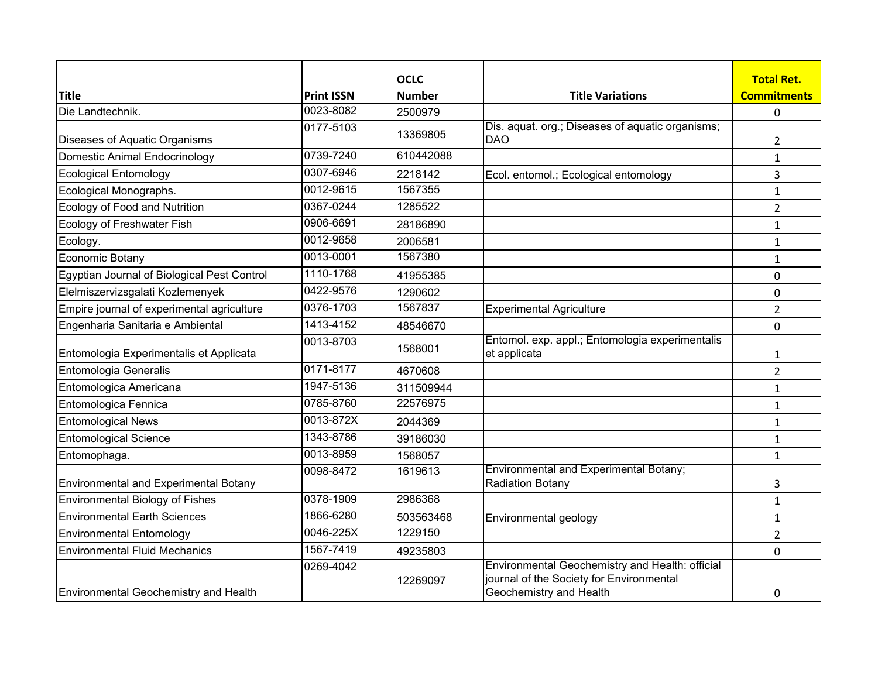| Title | Print ISSN | OCLC Number | Title Variations | Total Ret. Commitments |
| --- | --- | --- | --- | --- |
| Die Landtechnik. | 0023-8082 | 2500979 | | 0 |
| Diseases of Aquatic Organisms | 0177-5103 | 13369805 | Dis. aquat. org.; Diseases of aquatic organisms; DAO | 2 |
| Domestic Animal Endocrinology | 0739-7240 | 610442088 | | 1 |
| Ecological Entomology | 0307-6946 | 2218142 | Ecol. entomol.; Ecological entomology | 3 |
| Ecological Monographs. | 0012-9615 | 1567355 | | 1 |
| Ecology of Food and Nutrition | 0367-0244 | 1285522 | | 2 |
| Ecology of Freshwater Fish | 0906-6691 | 28186890 | | 1 |
| Ecology. | 0012-9658 | 2006581 | | 1 |
| Economic Botany | 0013-0001 | 1567380 | | 1 |
| Egyptian Journal of Biological Pest Control | 1110-1768 | 41955385 | | 0 |
| Elelmiszervizsgalati Kozlemenyek | 0422-9576 | 1290602 | | 0 |
| Empire journal of experimental agriculture | 0376-1703 | 1567837 | Experimental Agriculture | 2 |
| Engenharia Sanitaria e Ambiental | 1413-4152 | 48546670 | | 0 |
| Entomologia Experimentalis et Applicata | 0013-8703 | 1568001 | Entomol. exp. appl.; Entomologia experimentalis et applicata | 1 |
| Entomologia Generalis | 0171-8177 | 4670608 | | 2 |
| Entomologica Americana | 1947-5136 | 311509944 | | 1 |
| Entomologica Fennica | 0785-8760 | 22576975 | | 1 |
| Entomological News | 0013-872X | 2044369 | | 1 |
| Entomological Science | 1343-8786 | 39186030 | | 1 |
| Entomophaga. | 0013-8959 | 1568057 | | 1 |
| Environmental and Experimental Botany | 0098-8472 | 1619613 | Environmental and Experimental Botany; Radiation Botany | 3 |
| Environmental Biology of Fishes | 0378-1909 | 2986368 | | 1 |
| Environmental Earth Sciences | 1866-6280 | 503563468 | Environmental geology | 1 |
| Environmental Entomology | 0046-225X | 1229150 | | 2 |
| Environmental Fluid Mechanics | 1567-7419 | 49235803 | | 0 |
| Environmental Geochemistry and Health | 0269-4042 | 12269097 | Environmental Geochemistry and Health: official journal of the Society for Environmental Geochemistry and Health | 0 |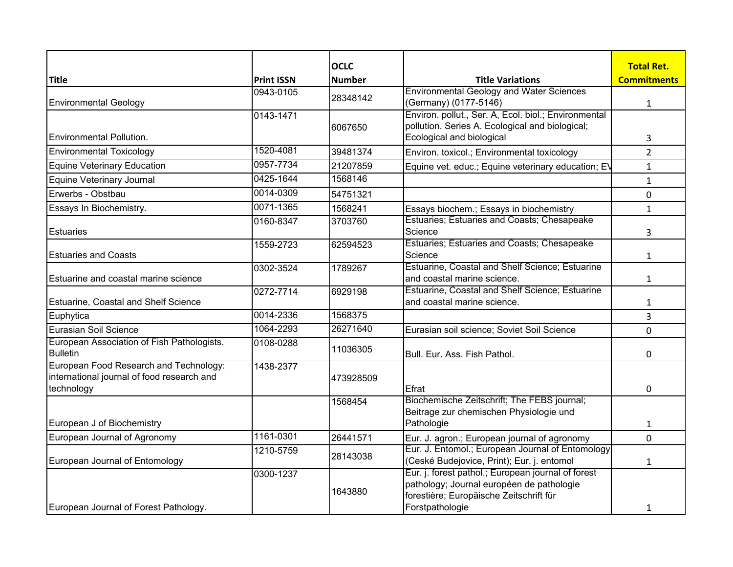| Title | Print ISSN | OCLC Number | Title Variations | Total Ret. Commitments |
|---|---|---|---|---|
| Environmental Geology | 0943-0105 | 28348142 | Environmental Geology and Water Sciences (Germany) (0177-5146) | 1 |
| Environmental Pollution. | 0143-1471 | 6067650 | Environ. pollut., Ser. A, Ecol. biol.; Environmental pollution. Series A. Ecological and biological; Ecological and biological | 3 |
| Environmental Toxicology | 1520-4081 | 39481374 | Environ. toxicol.; Environmental toxicology | 2 |
| Equine Veterinary Education | 0957-7734 | 21207859 | Equine vet. educ.; Equine veterinary education; EV | 1 |
| Equine Veterinary Journal | 0425-1644 | 1568146 | | 1 |
| Erwerbs - Obstbau | 0014-0309 | 54751321 | | 0 |
| Essays In Biochemistry. | 0071-1365 | 1568241 | Essays biochem.; Essays in biochemistry | 1 |
| Estuaries | 0160-8347 | 3703760 | Estuaries; Estuaries and Coasts; Chesapeake Science | 3 |
| Estuaries and Coasts | 1559-2723 | 62594523 | Estuaries; Estuaries and Coasts; Chesapeake Science | 1 |
| Estuarine and coastal marine science | 0302-3524 | 1789267 | Estuarine, Coastal and Shelf Science; Estuarine and coastal marine science. | 1 |
| Estuarine, Coastal and Shelf Science | 0272-7714 | 6929198 | Estuarine, Coastal and Shelf Science; Estuarine and coastal marine science. | 1 |
| Euphytica | 0014-2336 | 1568375 | | 3 |
| Eurasian Soil Science | 1064-2293 | 26271640 | Eurasian soil science; Soviet Soil Science | 0 |
| European Association of Fish Pathologists. Bulletin | 0108-0288 | 11036305 | Bull. Eur. Ass. Fish Pathol. | 0 |
| European Food Research and Technology: international journal of food research and technology | 1438-2377 | 473928509 | Efrat | 0 |
| European J of Biochemistry | | 1568454 | Biochemische Zeitschrift; The FEBS journal; Beitrage zur chemischen Physiologie und Pathologie | 1 |
| European Journal of Agronomy | 1161-0301 | 26441571 | Eur. J. agron.; European journal of agronomy | 0 |
| European Journal of Entomology | 1210-5759 | 28143038 | Eur. J. Entomol.; European Journal of Entomology (Ceské Budejovice, Print); Eur. j. entomol | 1 |
| European Journal of Forest Pathology. | 0300-1237 | 1643880 | Eur. j. forest pathol.; European journal of forest pathology; Journal européen de pathologie forestière; Europäische Zeitschrift für Forstpathologie | 1 |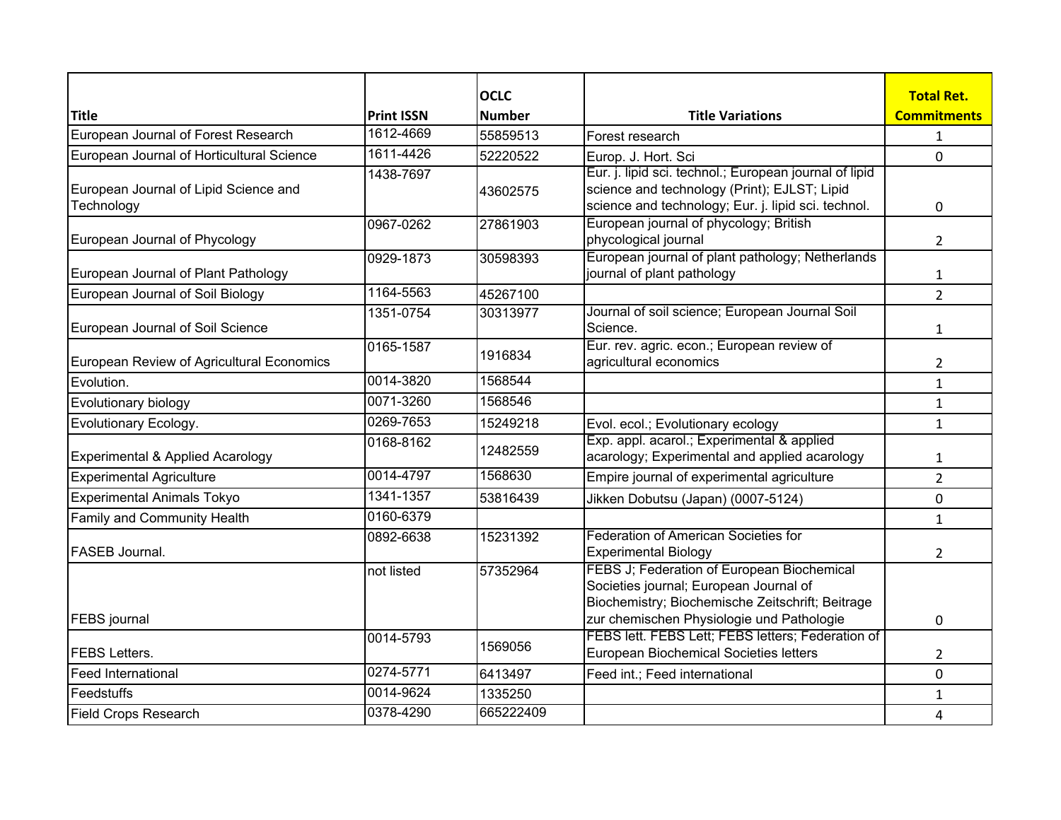| Title | Print ISSN | OCLC Number | Title Variations | Total Ret. Commitments |
|---|---|---|---|---|
| European Journal of Forest Research | 1612-4669 | 55859513 | Forest research | 1 |
| European Journal of Horticultural Science | 1611-4426 | 52220522 | Europ. J. Hort. Sci | 0 |
| European Journal of Lipid Science and Technology | 1438-7697 | 43602575 | Eur. j. lipid sci. technol.; European journal of lipid science and technology (Print); EJLST; Lipid science and technology; Eur. j. lipid sci. technol. | 0 |
| European Journal of Phycology | 0967-0262 | 27861903 | European journal of phycology; British phycological journal | 2 |
| European Journal of Plant Pathology | 0929-1873 | 30598393 | European journal of plant pathology; Netherlands journal of plant pathology | 1 |
| European Journal of Soil Biology | 1164-5563 | 45267100 | | 2 |
| European Journal of Soil Science | 1351-0754 | 30313977 | Journal of soil science; European Journal Soil Science. | 1 |
| European Review of Agricultural Economics | 0165-1587 | 1916834 | Eur. rev. agric. econ.; European review of agricultural economics | 2 |
| Evolution. | 0014-3820 | 1568544 | | 1 |
| Evolutionary biology | 0071-3260 | 1568546 | | 1 |
| Evolutionary Ecology. | 0269-7653 | 15249218 | Evol. ecol.; Evolutionary ecology | 1 |
| Experimental & Applied Acarology | 0168-8162 | 12482559 | Exp. appl. acarol.; Experimental & applied acarology; Experimental and applied acarology | 1 |
| Experimental Agriculture | 0014-4797 | 1568630 | Empire journal of experimental agriculture | 2 |
| Experimental Animals Tokyo | 1341-1357 | 53816439 | Jikken Dobutsu (Japan) (0007-5124) | 0 |
| Family and Community Health | 0160-6379 | | | 1 |
| FASEB Journal. | 0892-6638 | 15231392 | Federation of American Societies for Experimental Biology | 2 |
| FEBS journal | not listed | 57352964 | FEBS J; Federation of European Biochemical Societies journal; European Journal of Biochemistry; Biochemische Zeitschrift; Beitrage zur chemischen Physiologie und Pathologie | 0 |
| FEBS Letters. | 0014-5793 | 1569056 | FEBS lett. FEBS Lett; FEBS letters; Federation of European Biochemical Societies letters | 2 |
| Feed International | 0274-5771 | 6413497 | Feed int.; Feed international | 0 |
| Feedstuffs | 0014-9624 | 1335250 | | 1 |
| Field Crops Research | 0378-4290 | 665222409 | | 4 |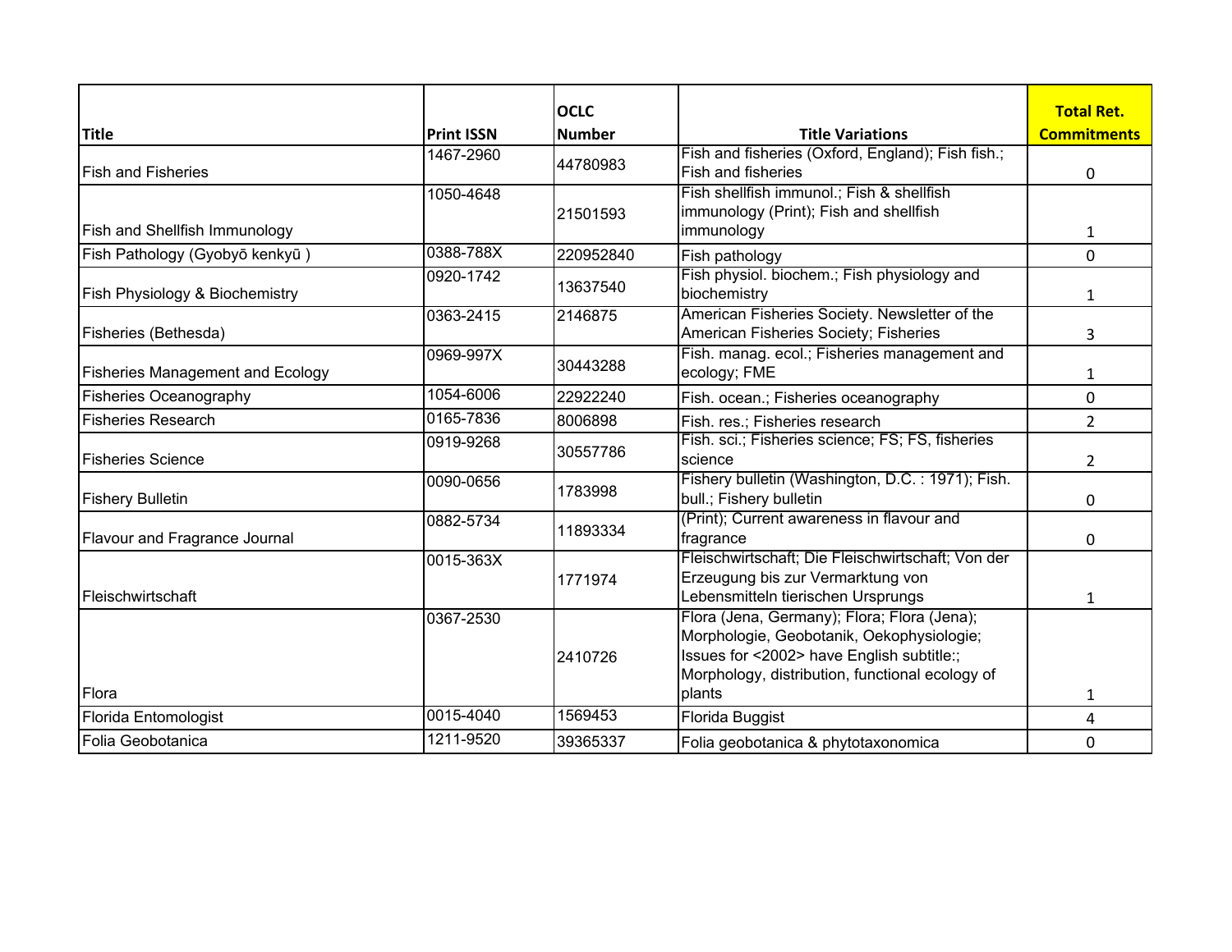| Title | Print ISSN | OCLC Number | Title Variations | Total Ret. Commitments |
|---|---|---|---|---|
| Fish and Fisheries | 1467-2960 | 44780983 | Fish and fisheries (Oxford, England); Fish fish.; Fish and fisheries | 0 |
| Fish and Shellfish Immunology | 1050-4648 | 21501593 | Fish shellfish immunol.; Fish & shellfish immunology (Print); Fish and shellfish immunology | 1 |
| Fish Pathology (Gyobyō kenkyū ) | 0388-788X | 220952840 | Fish pathology | 0 |
| Fish Physiology & Biochemistry | 0920-1742 | 13637540 | Fish physiol. biochem.; Fish physiology and biochemistry | 1 |
| Fisheries (Bethesda) | 0363-2415 | 2146875 | American Fisheries Society. Newsletter of the American Fisheries Society; Fisheries | 3 |
| Fisheries Management and Ecology | 0969-997X | 30443288 | Fish. manag. ecol.; Fisheries management and ecology; FME | 1 |
| Fisheries Oceanography | 1054-6006 | 22922240 | Fish. ocean.; Fisheries oceanography | 0 |
| Fisheries Research | 0165-7836 | 8006898 | Fish. res.; Fisheries research | 2 |
| Fisheries Science | 0919-9268 | 30557786 | Fish. sci.; Fisheries science; FS; FS, fisheries science | 2 |
| Fishery Bulletin | 0090-0656 | 1783998 | Fishery bulletin (Washington, D.C. : 1971); Fish. bull.; Fishery bulletin | 0 |
| Flavour and Fragrance Journal | 0882-5734 | 11893334 | (Print); Current awareness in flavour and fragrance | 0 |
| Fleischwirtschaft | 0015-363X | 1771974 | Fleischwirtschaft; Die Fleischwirtschaft; Von der Erzeugung bis zur Vermarktung von Lebensmitteln tierischen Ursprungs | 1 |
| Flora | 0367-2530 | 2410726 | Flora (Jena, Germany); Flora; Flora (Jena); Morphologie, Geobotanik, Oekophysiologie; Issues for <2002> have English subtitle:; Morphology, distribution, functional ecology of plants | 1 |
| Florida Entomologist | 0015-4040 | 1569453 | Florida Buggist | 4 |
| Folia Geobotanica | 1211-9520 | 39365337 | Folia geobotanica & phytotaxonomica | 0 |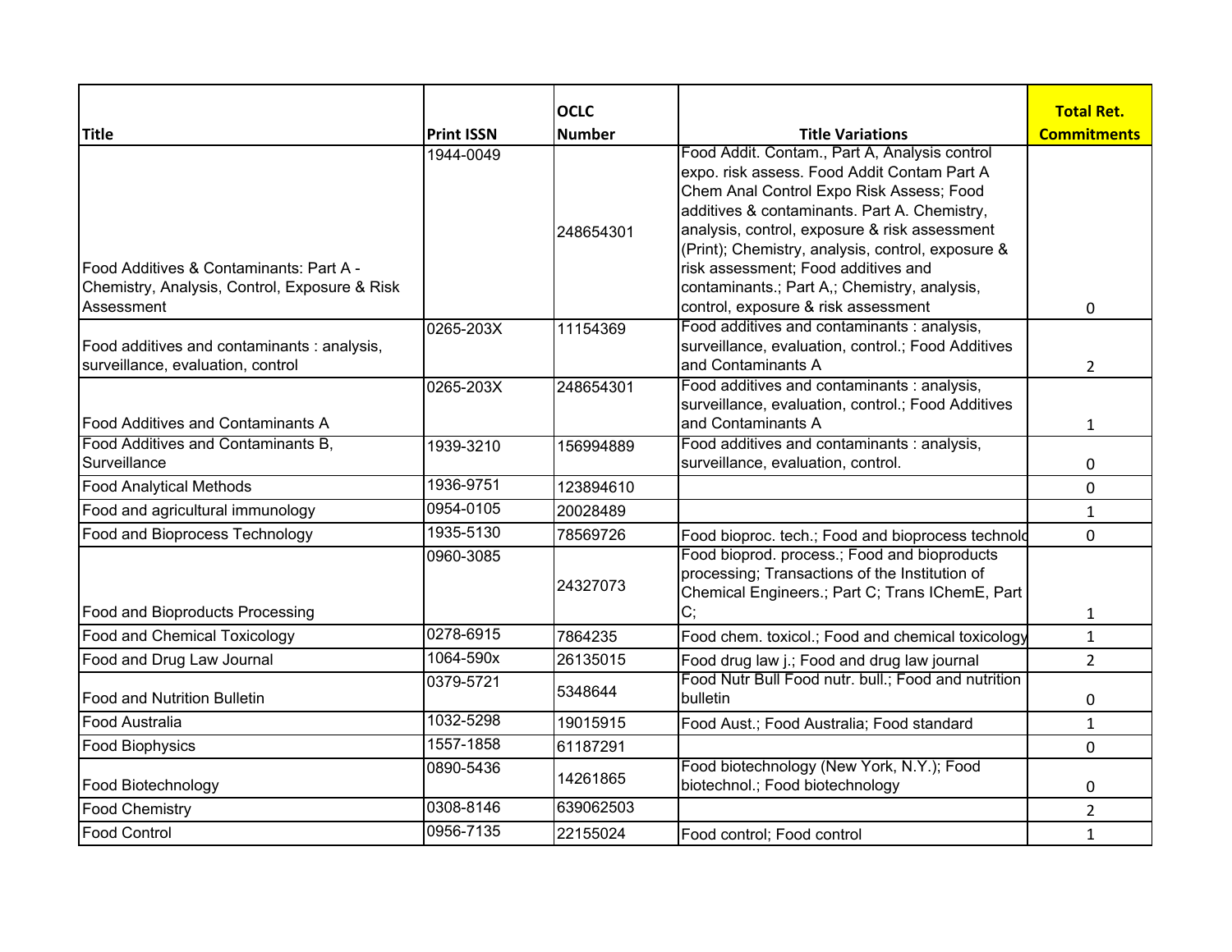| Title | Print ISSN | OCLC Number | Title Variations | Total Ret. Commitments |
|---|---|---|---|---|
| Food Additives & Contaminants: Part A - Chemistry, Analysis, Control, Exposure & Risk Assessment | 1944-0049 | 248654301 | Food Addit. Contam., Part A, Analysis control expo. risk assess. Food Addit Contam Part A Chem Anal Control Expo Risk Assess; Food additives & contaminants. Part A. Chemistry, analysis, control, exposure & risk assessment (Print); Chemistry, analysis, control, exposure & risk assessment; Food additives and contaminants.; Part A,; Chemistry, analysis, control, exposure & risk assessment | 0 |
| Food additives and contaminants : analysis, surveillance, evaluation, control | 0265-203X | 11154369 | Food additives and contaminants : analysis, surveillance, evaluation, control.; Food Additives and Contaminants A | 2 |
| Food Additives and Contaminants A | 0265-203X | 248654301 | Food additives and contaminants : analysis, surveillance, evaluation, control.; Food Additives and Contaminants A | 1 |
| Food Additives and Contaminants B, Surveillance | 1939-3210 | 156994889 | Food additives and contaminants : analysis, surveillance, evaluation, control. | 0 |
| Food Analytical Methods | 1936-9751 | 123894610 | | 0 |
| Food and agricultural immunology | 0954-0105 | 20028489 | | 1 |
| Food and Bioprocess Technology | 1935-5130 | 78569726 | Food bioproc. tech.; Food and bioprocess technolo | 0 |
| Food and Bioproducts Processing | 0960-3085 | 24327073 | Food bioprod. process.; Food and bioproducts processing; Transactions of the Institution of Chemical Engineers.; Part C; Trans IChemE, Part C; | 1 |
| Food and Chemical Toxicology | 0278-6915 | 7864235 | Food chem. toxicol.; Food and chemical toxicology | 1 |
| Food and Drug Law Journal | 1064-590x | 26135015 | Food drug law j.; Food and drug law journal | 2 |
| Food and Nutrition Bulletin | 0379-5721 | 5348644 | Food Nutr Bull Food nutr. bull.; Food and nutrition bulletin | 0 |
| Food Australia | 1032-5298 | 19015915 | Food Aust.; Food Australia; Food standard | 1 |
| Food Biophysics | 1557-1858 | 61187291 | | 0 |
| Food Biotechnology | 0890-5436 | 14261865 | Food biotechnology (New York, N.Y.); Food biotechnol.; Food biotechnology | 0 |
| Food Chemistry | 0308-8146 | 639062503 | | 2 |
| Food Control | 0956-7135 | 22155024 | Food control; Food control | 1 |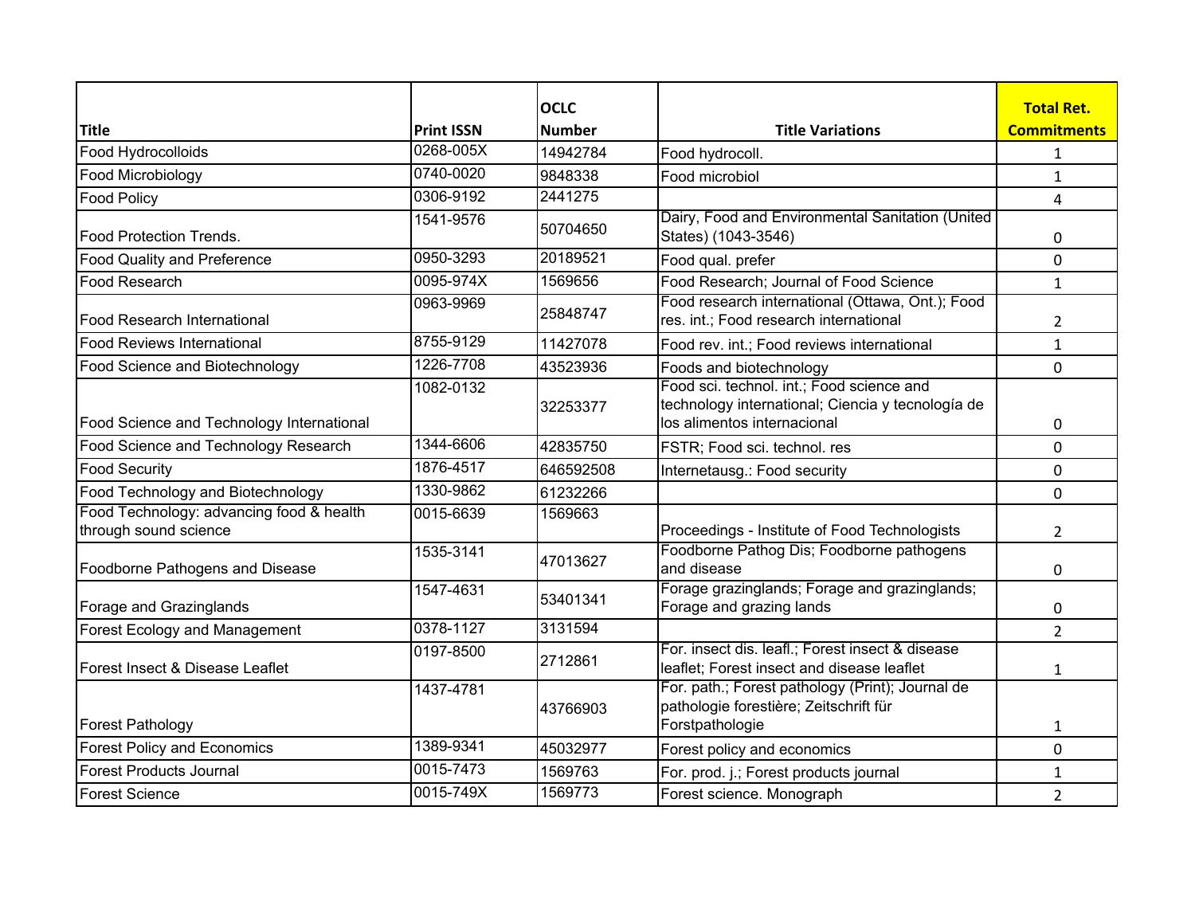| Title | Print ISSN | OCLC Number | Title Variations | Total Ret. Commitments |
|---|---|---|---|---|
| Food Hydrocolloids | 0268-005X | 14942784 | Food hydrocoll. | 1 |
| Food Microbiology | 0740-0020 | 9848338 | Food microbiol | 1 |
| Food Policy | 0306-9192 | 2441275 | | 4 |
| Food Protection Trends. | 1541-9576 | 50704650 | Dairy, Food and Environmental Sanitation (United States) (1043-3546) | 0 |
| Food Quality and Preference | 0950-3293 | 20189521 | Food qual. prefer | 0 |
| Food Research | 0095-974X | 1569656 | Food Research; Journal of Food Science | 1 |
| Food Research International | 0963-9969 | 25848747 | Food research international (Ottawa, Ont.); Food res. int.; Food research international | 2 |
| Food Reviews International | 8755-9129 | 11427078 | Food rev. int.; Food reviews international | 1 |
| Food Science and Biotechnology | 1226-7708 | 43523936 | Foods and biotechnology | 0 |
| Food Science and Technology International | 1082-0132 | 32253377 | Food sci. technol. int.; Food science and technology international; Ciencia y tecnología de los alimentos internacional | 0 |
| Food Science and Technology Research | 1344-6606 | 42835750 | FSTR; Food sci. technol. res | 0 |
| Food Security | 1876-4517 | 646592508 | Internetausg.: Food security | 0 |
| Food Technology and Biotechnology | 1330-9862 | 61232266 | | 0 |
| Food Technology: advancing food & health through sound science | 0015-6639 | 1569663 | Proceedings - Institute of Food Technologists | 2 |
| Foodborne Pathogens and Disease | 1535-3141 | 47013627 | Foodborne Pathog Dis; Foodborne pathogens and disease | 0 |
| Forage and Grazinglands | 1547-4631 | 53401341 | Forage grazinglands; Forage and grazinglands; Forage and grazing lands | 0 |
| Forest Ecology and Management | 0378-1127 | 3131594 | | 2 |
| Forest Insect & Disease Leaflet | 0197-8500 | 2712861 | For. insect dis. leafl.; Forest insect & disease leaflet; Forest insect and disease leaflet | 1 |
| Forest Pathology | 1437-4781 | 43766903 | For. path.; Forest pathology (Print); Journal de pathologie forestière; Zeitschrift für Forstpathologie | 1 |
| Forest Policy and Economics | 1389-9341 | 45032977 | Forest policy and economics | 0 |
| Forest Products Journal | 0015-7473 | 1569763 | For. prod. j.; Forest products journal | 1 |
| Forest Science | 0015-749X | 1569773 | Forest science. Monograph | 2 |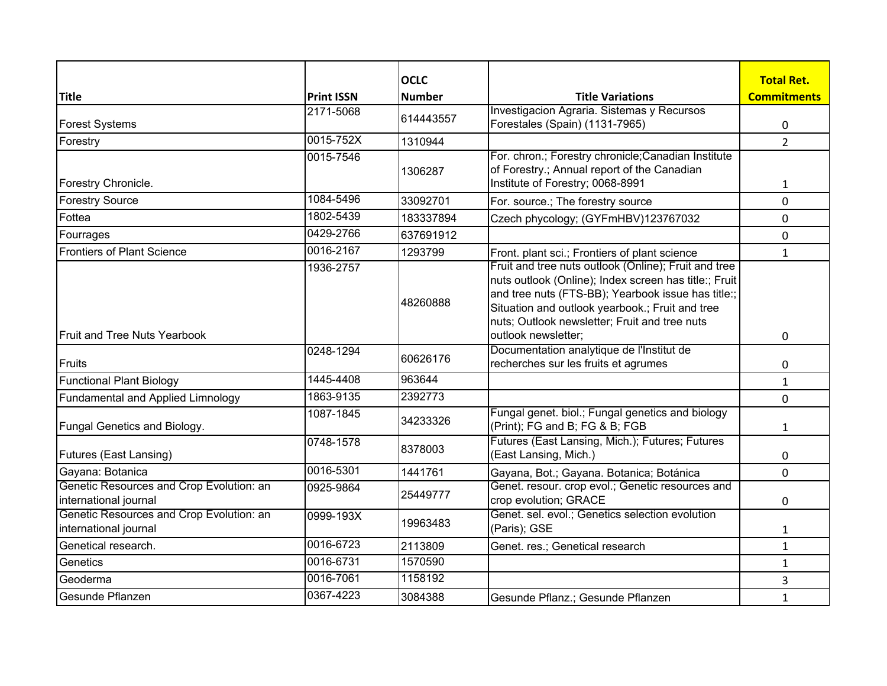| Title | Print ISSN | OCLC Number | Title Variations | Total Ret. Commitments |
| --- | --- | --- | --- | --- |
| Forest Systems | 2171-5068 | 614443557 | Investigacion Agraria. Sistemas y Recursos Forestales (Spain) (1131-7965) | 0 |
| Forestry | 0015-752X | 1310944 | | 2 |
| Forestry Chronicle. | 0015-7546 | 1306287 | For. chron.; Forestry chronicle;Canadian Institute of Forestry.; Annual report of the Canadian Institute of Forestry; 0068-8991 | 1 |
| Forestry Source | 1084-5496 | 33092701 | For. source.; The forestry source | 0 |
| Fottea | 1802-5439 | 183337894 | Czech phycology; (GYFmHBV)123767032 | 0 |
| Fourrages | 0429-2766 | 637691912 | | 0 |
| Frontiers of Plant Science | 0016-2167 | 1293799 | Front. plant sci.; Frontiers of plant science | 1 |
| Fruit and Tree Nuts Yearbook | 1936-2757 | 48260888 | Fruit and tree nuts outlook (Online); Fruit and tree nuts outlook (Online); Index screen has title:; Fruit and tree nuts (FTS-BB); Yearbook issue has title:; Situation and outlook yearbook.; Fruit and tree nuts; Outlook newsletter; Fruit and tree nuts outlook newsletter; | 0 |
| Fruits | 0248-1294 | 60626176 | Documentation analytique de l'Institut de recherches sur les fruits et agrumes | 0 |
| Functional Plant Biology | 1445-4408 | 963644 | | 1 |
| Fundamental and Applied Limnology | 1863-9135 | 2392773 | | 0 |
| Fungal Genetics and Biology. | 1087-1845 | 34233326 | Fungal genet. biol.; Fungal genetics and biology (Print); FG and B; FG & B; FGB | 1 |
| Futures (East Lansing) | 0748-1578 | 8378003 | Futures (East Lansing, Mich.); Futures; Futures (East Lansing, Mich.) | 0 |
| Gayana: Botanica | 0016-5301 | 1441761 | Gayana, Bot.; Gayana. Botanica; Botánica | 0 |
| Genetic Resources and Crop Evolution: an international journal | 0925-9864 | 25449777 | Genet. resour. crop evol.; Genetic resources and crop evolution; GRACE | 0 |
| Genetic Resources and Crop Evolution: an international journal | 0999-193X | 19963483 | Genet. sel. evol.; Genetics selection evolution (Paris); GSE | 1 |
| Genetical research. | 0016-6723 | 2113809 | Genet. res.; Genetical research | 1 |
| Genetics | 0016-6731 | 1570590 | | 1 |
| Geoderma | 0016-7061 | 1158192 | | 3 |
| Gesunde Pflanzen | 0367-4223 | 3084388 | Gesunde Pflanz.; Gesunde Pflanzen | 1 |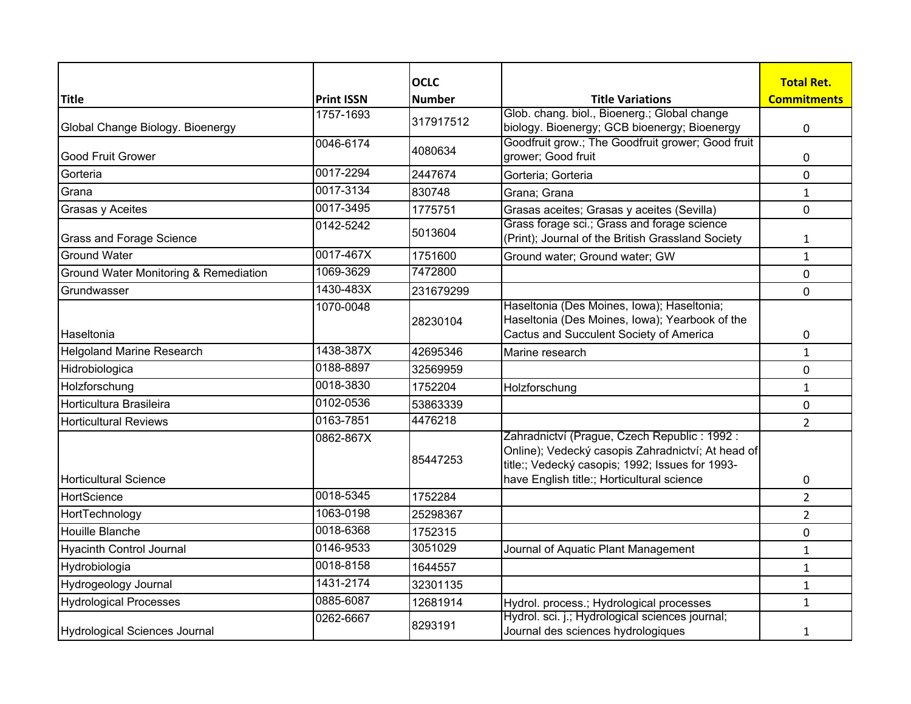| Title | Print ISSN | OCLC Number | Title Variations | Total Ret. Commitments |
|---|---|---|---|---|
| Global Change Biology. Bioenergy | 1757-1693 | 317917512 | Glob. chang. biol., Bioenerg.; Global change biology. Bioenergy; GCB bioenergy; Bioenergy | 0 |
| Good Fruit Grower | 0046-6174 | 4080634 | Goodfruit grow.; The Goodfruit grower; Good fruit grower; Good fruit | 0 |
| Gorteria | 0017-2294 | 2447674 | Gorteria; Gorteria | 0 |
| Grana | 0017-3134 | 830748 | Grana; Grana | 1 |
| Grasas y Aceites | 0017-3495 | 1775751 | Grasas aceites; Grasas y aceites (Sevilla) | 0 |
| Grass and Forage Science | 0142-5242 | 5013604 | Grass forage sci.; Grass and forage science (Print); Journal of the British Grassland Society | 1 |
| Ground Water | 0017-467X | 1751600 | Ground water; Ground water; GW | 1 |
| Ground Water Monitoring & Remediation | 1069-3629 | 7472800 | | 0 |
| Grundwasser | 1430-483X | 231679299 | | 0 |
| Haseltonia | 1070-0048 | 28230104 | Haseltonia (Des Moines, Iowa); Haseltonia; Haseltonia (Des Moines, Iowa); Yearbook of the Cactus and Succulent Society of America | 0 |
| Helgoland Marine Research | 1438-387X | 42695346 | Marine research | 1 |
| Hidrobiologica | 0188-8897 | 32569959 | | 0 |
| Holzforschung | 0018-3830 | 1752204 | Holzforschung | 1 |
| Horticultura Brasileira | 0102-0536 | 53863339 | | 0 |
| Horticultural Reviews | 0163-7851 | 4476218 | | 2 |
| Horticultural Science | 0862-867X | 85447253 | Zahradnictví (Prague, Czech Republic : 1992 : Online); Vedecký casopis Zahradnictví; At head of title:; Vedecký casopis; 1992; Issues for 1993- have English title:; Horticultural science | 0 |
| HortScience | 0018-5345 | 1752284 | | 2 |
| HortTechnology | 1063-0198 | 25298367 | | 2 |
| Houille Blanche | 0018-6368 | 1752315 | | 0 |
| Hyacinth Control Journal | 0146-9533 | 3051029 | Journal of Aquatic Plant Management | 1 |
| Hydrobiologia | 0018-8158 | 1644557 | | 1 |
| Hydrogeology Journal | 1431-2174 | 32301135 | | 1 |
| Hydrological Processes | 0885-6087 | 12681914 | Hydrol. process.; Hydrological processes | 1 |
| Hydrological Sciences Journal | 0262-6667 | 8293191 | Hydrol. sci. j.; Hydrological sciences journal; Journal des sciences hydrologiques | 1 |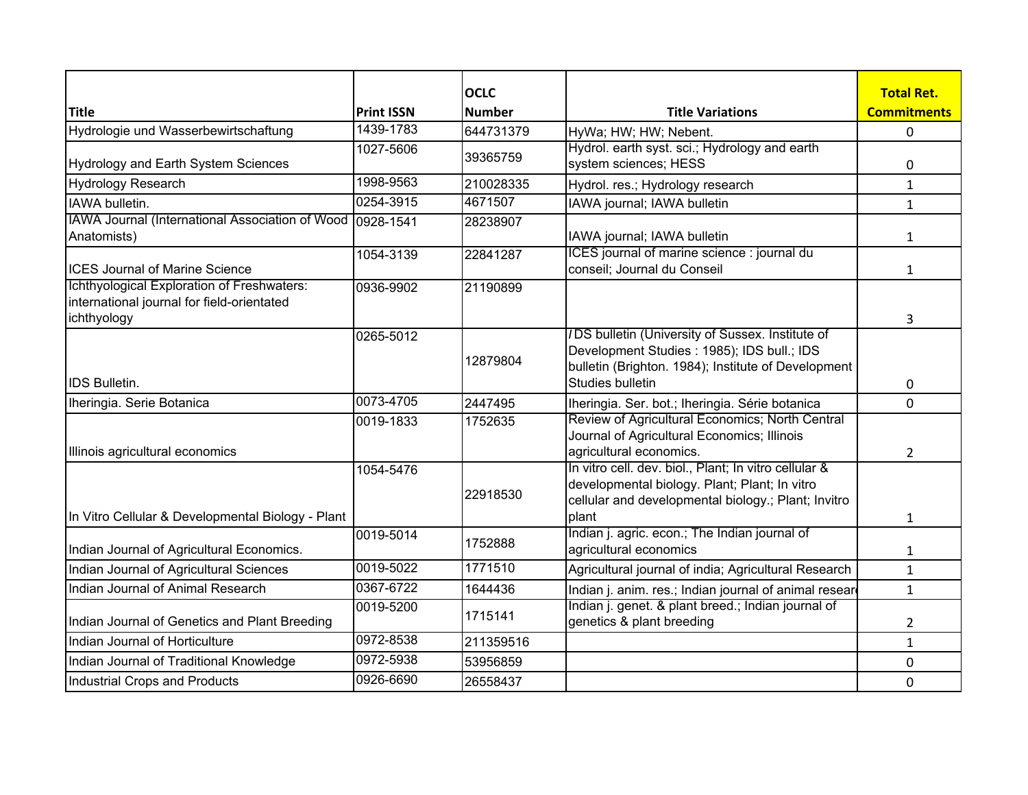| Title | Print ISSN | OCLC Number | Title Variations | Total Ret. Commitments |
|---|---|---|---|---|
| Hydrologie und Wasserbewirtschaftung | 1439-1783 | 644731379 | HyWa; HW; HW; Nebent. | 0 |
| Hydrology and Earth System Sciences | 1027-5606 | 39365759 | Hydrol. earth syst. sci.; Hydrology and earth system sciences; HESS | 0 |
| Hydrology Research | 1998-9563 | 210028335 | Hydrol. res.; Hydrology research | 1 |
| IAWA bulletin. | 0254-3915 | 4671507 | IAWA journal; IAWA bulletin | 1 |
| IAWA Journal (International Association of Wood Anatomists) | 0928-1541 | 28238907 | IAWA journal; IAWA bulletin | 1 |
| ICES Journal of Marine Science | 1054-3139 | 22841287 | ICES journal of marine science : journal du conseil; Journal du Conseil | 1 |
| Ichthyological Exploration of Freshwaters: international journal for field-orientated ichthyology | 0936-9902 | 21190899 | | 3 |
| IDS Bulletin. | 0265-5012 | 12879804 | IDS bulletin (University of Sussex. Institute of Development Studies : 1985); IDS bull.; IDS bulletin (Brighton. 1984); Institute of Development Studies bulletin | 0 |
| Iheringia. Serie Botanica | 0073-4705 | 2447495 | Iheringia. Ser. bot.; Iheringia. Série botanica | 0 |
| Illinois agricultural economics | 0019-1833 | 1752635 | Review of Agricultural Economics; North Central Journal of Agricultural Economics; Illinois agricultural economics. | 2 |
| In Vitro Cellular & Developmental Biology - Plant | 1054-5476 | 22918530 | In vitro cell. dev. biol., Plant; In vitro cellular & developmental biology. Plant; Plant; In vitro cellular and developmental biology.; Plant; Invitro plant | 1 |
| Indian Journal of Agricultural Economics. | 0019-5014 | 1752888 | Indian j. agric. econ.; The Indian journal of agricultural economics | 1 |
| Indian Journal of Agricultural Sciences | 0019-5022 | 1771510 | Agricultural journal of india; Agricultural Research | 1 |
| Indian Journal of Animal Research | 0367-6722 | 1644436 | Indian j. anim. res.; Indian journal of animal researc | 1 |
| Indian Journal of Genetics and Plant Breeding | 0019-5200 | 1715141 | Indian j. genet. & plant breed.; Indian journal of genetics & plant breeding | 2 |
| Indian Journal of Horticulture | 0972-8538 | 211359516 | | 1 |
| Indian Journal of Traditional Knowledge | 0972-5938 | 53956859 | | 0 |
| Industrial Crops and Products | 0926-6690 | 26558437 | | 0 |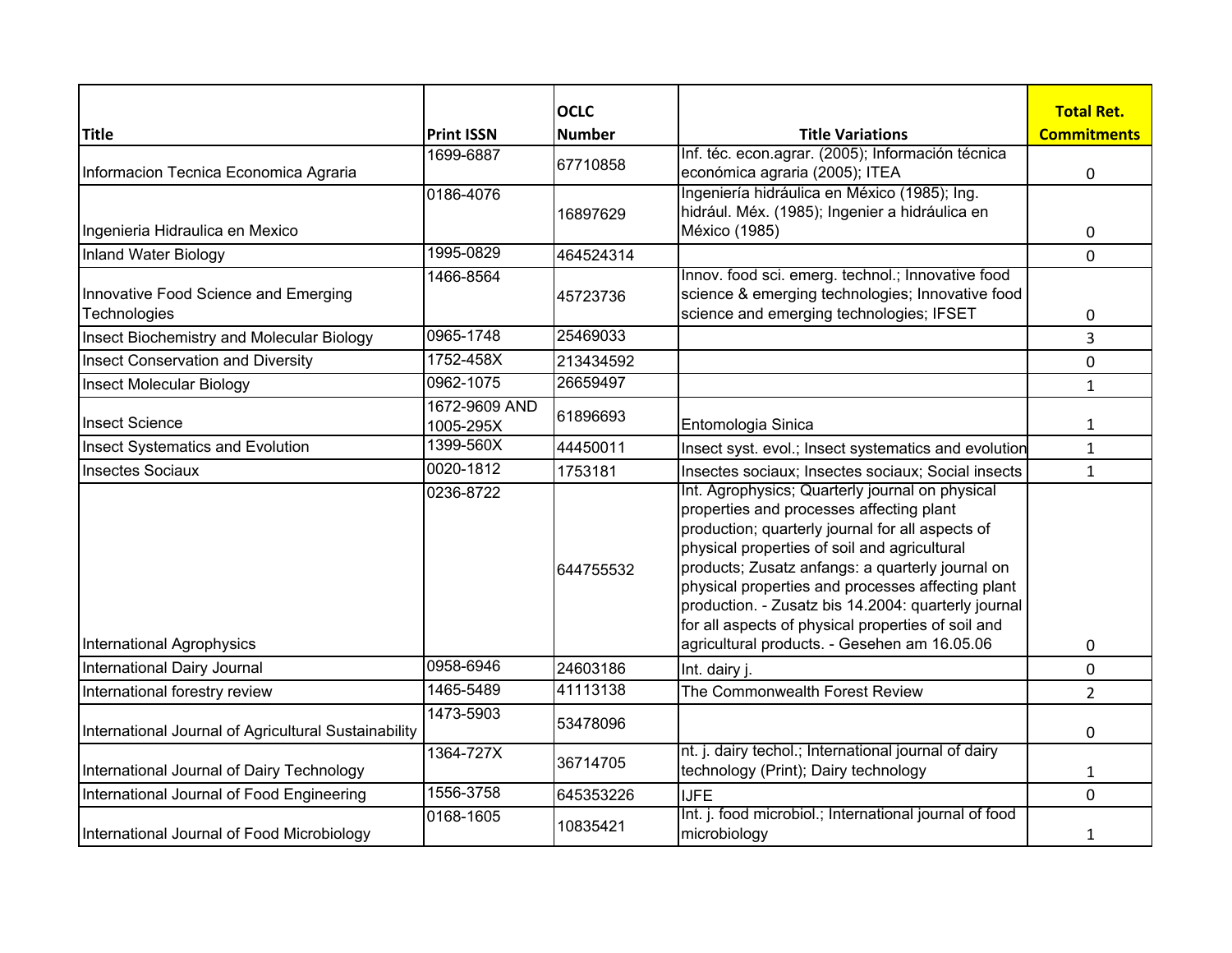| Title | Print ISSN | OCLC Number | Title Variations | Total Ret. Commitments |
|---|---|---|---|---|
| Informacion Tecnica Economica Agraria | 1699-6887 | 67710858 | Inf. téc. econ.agrar. (2005); Información técnica económica agraria (2005); ITEA | 0 |
| Ingenieria Hidraulica en Mexico | 0186-4076 | 16897629 | Ingeniería hidráulica en México (1985); Ing. hidrául. Méx. (1985); Ingenier a hidráulica en México (1985) | 0 |
| Inland Water Biology | 1995-0829 | 464524314 | | 0 |
| Innovative Food Science and Emerging Technologies | 1466-8564 | 45723736 | Innov. food sci. emerg. technol.; Innovative food science & emerging technologies; Innovative food science and emerging technologies; IFSET | 0 |
| Insect Biochemistry and Molecular Biology | 0965-1748 | 25469033 | | 3 |
| Insect Conservation and Diversity | 1752-458X | 213434592 | | 0 |
| Insect Molecular Biology | 0962-1075 | 26659497 | | 1 |
| Insect Science | 1672-9609 AND 1005-295X | 61896693 | Entomologia Sinica | 1 |
| Insect Systematics and Evolution | 1399-560X | 44450011 | Insect syst. evol.; Insect systematics and evolution | 1 |
| Insectes Sociaux | 0020-1812 | 1753181 | Insectes sociaux; Insectes sociaux; Social insects | 1 |
| International Agrophysics | 0236-8722 | 644755532 | Int. Agrophysics; Quarterly journal on physical properties and processes affecting plant production; quarterly journal for all aspects of physical properties of soil and agricultural products; Zusatz anfangs: a quarterly journal on physical properties and processes affecting plant production. - Zusatz bis 14.2004: quarterly journal for all aspects of physical properties of soil and agricultural products. - Gesehen am 16.05.06 | 0 |
| International Dairy Journal | 0958-6946 | 24603186 | Int. dairy j. | 0 |
| International forestry review | 1465-5489 | 41113138 | The Commonwealth Forest Review | 2 |
| International Journal of Agricultural Sustainability | 1473-5903 | 53478096 | | 0 |
| International Journal of Dairy Technology | 1364-727X | 36714705 | nt. j. dairy techol.; International journal of dairy technology (Print); Dairy technology | 1 |
| International Journal of Food Engineering | 1556-3758 | 645353226 | IJFE | 0 |
| International Journal of Food Microbiology | 0168-1605 | 10835421 | Int. j. food microbiol.; International journal of food microbiology | 1 |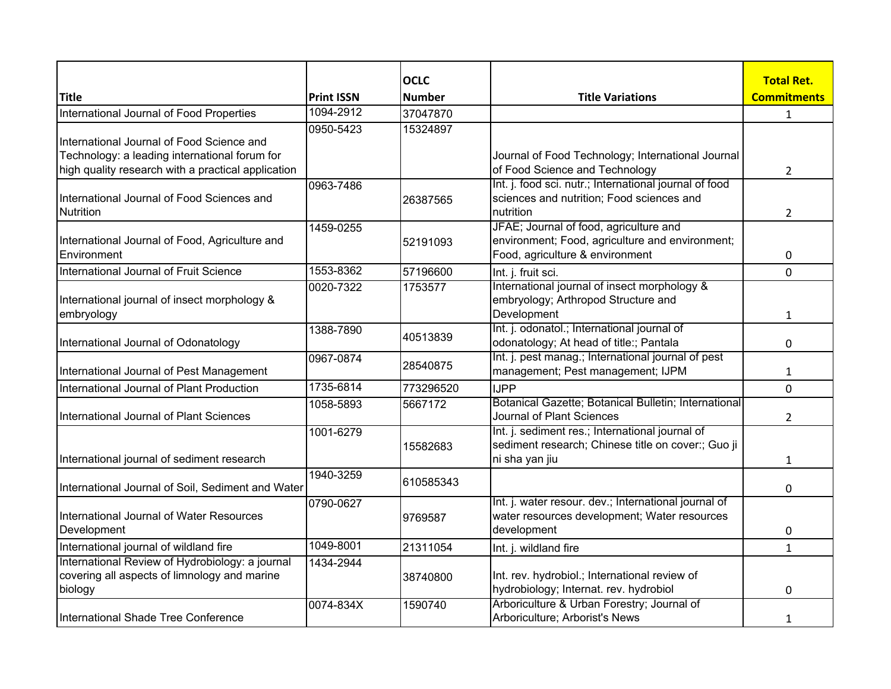| Title | Print ISSN | OCLC Number | Title Variations | Total Ret. Commitments |
|---|---|---|---|---|
| International Journal of Food Properties | 1094-2912 | 37047870 | | 1 |
| International Journal of Food Science and Technology: a leading international forum for high quality research with a practical application | 0950-5423 | 15324897 | Journal of Food Technology; International Journal of Food Science and Technology | 2 |
| International Journal of Food Sciences and Nutrition | 0963-7486 | 26387565 | Int. j. food sci. nutr.; International journal of food sciences and nutrition; Food sciences and nutrition | 2 |
| International Journal of Food, Agriculture and Environment | 1459-0255 | 52191093 | JFAE; Journal of food, agriculture and environment; Food, agriculture and environment; Food, agriculture & environment | 0 |
| International Journal of Fruit Science | 1553-8362 | 57196600 | Int. j. fruit sci. | 0 |
| International journal of insect morphology & embryology | 0020-7322 | 1753577 | International journal of insect morphology & embryology; Arthropod Structure and Development | 1 |
| International Journal of Odonatology | 1388-7890 | 40513839 | Int. j. odonatol.; International journal of odonatology; At head of title:; Pantala | 0 |
| International Journal of Pest Management | 0967-0874 | 28540875 | Int. j. pest manag.; International journal of pest management; Pest management; IJPM | 1 |
| International Journal of Plant Production | 1735-6814 | 773296520 | IJPP | 0 |
| International Journal of Plant Sciences | 1058-5893 | 5667172 | Botanical Gazette; Botanical Bulletin; International Journal of Plant Sciences | 2 |
| International journal of sediment research | 1001-6279 | 15582683 | Int. j. sediment res.; International journal of sediment research; Chinese title on cover:; Guo ji ni sha yan jiu | 1 |
| International Journal of Soil, Sediment and Water | 1940-3259 | 610585343 | | 0 |
| International Journal of Water Resources Development | 0790-0627 | 9769587 | Int. j. water resour. dev.; International journal of water resources development; Water resources development | 0 |
| International journal of wildland fire | 1049-8001 | 21311054 | Int. j. wildland fire | 1 |
| International Review of Hydrobiology: a journal covering all aspects of limnology and marine biology | 1434-2944 | 38740800 | Int. rev. hydrobiol.; International review of hydrobiology; Internat. rev. hydrobiol | 0 |
| International Shade Tree Conference | 0074-834X | 1590740 | Arboriculture & Urban Forestry; Journal of Arboriculture; Arborist's News | 1 |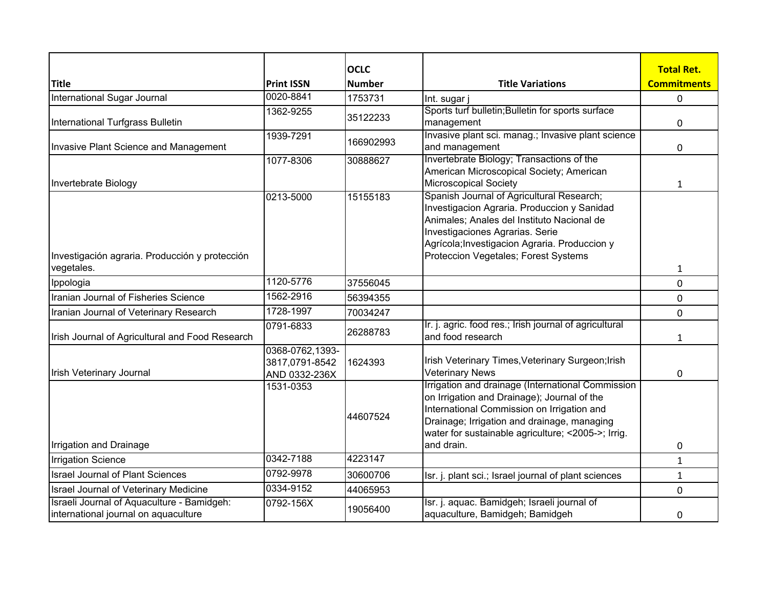| Title | Print ISSN | OCLC Number | Title Variations | Total Ret. Commitments |
|---|---|---|---|---|
| International Sugar Journal | 0020-8841 | 1753731 | Int. sugar j | 0 |
| International Turfgrass Bulletin | 1362-9255 | 35122233 | Sports turf bulletin;Bulletin for sports surface management | 0 |
| Invasive Plant Science and Management | 1939-7291 | 166902993 | Invasive plant sci. manag.; Invasive plant science and management | 0 |
| Invertebrate Biology | 1077-8306 | 30888627 | Invertebrate Biology; Transactions of the American Microscopical Society; American Microscopical Society | 1 |
| Investigación agraria. Producción y protección vegetales. | 0213-5000 | 15155183 | Spanish Journal of Agricultural Research; Investigacion Agraria. Produccion y Sanidad Animales; Anales del Instituto Nacional de Investigaciones Agrarias. Serie Agrícola;Investigacion Agraria. Produccion y Proteccion Vegetales; Forest Systems | 1 |
| Ippologia | 1120-5776 | 37556045 | | 0 |
| Iranian Journal of Fisheries Science | 1562-2916 | 56394355 | | 0 |
| Iranian Journal of Veterinary Research | 1728-1997 | 70034247 | | 0 |
| Irish Journal of Agricultural and Food Research | 0791-6833 | 26288783 | Ir. j. agric. food res.; Irish journal of agricultural and food research | 1 |
| Irish Veterinary Journal | 0368-0762,1393-3817,0791-8542 AND 0332-236X | 1624393 | Irish Veterinary Times,Veterinary Surgeon;Irish Veterinary News | 0 |
| Irrigation and Drainage | 1531-0353 | 44607524 | Irrigation and drainage (International Commission on Irrigation and Drainage); Journal of the International Commission on Irrigation and Drainage; Irrigation and drainage, managing water for sustainable agriculture; <2005->; Irrig. and drain. | 0 |
| Irrigation Science | 0342-7188 | 4223147 | | 1 |
| Israel Journal of Plant Sciences | 0792-9978 | 30600706 | Isr. j. plant sci.; Israel journal of plant sciences | 1 |
| Israel Journal of Veterinary Medicine | 0334-9152 | 44065953 | | 0 |
| Israeli Journal of Aquaculture - Bamidgeh: international journal on aquaculture | 0792-156X | 19056400 | Isr. j. aquac. Bamidgeh; Israeli journal of aquaculture, Bamidgeh; Bamidgeh | 0 |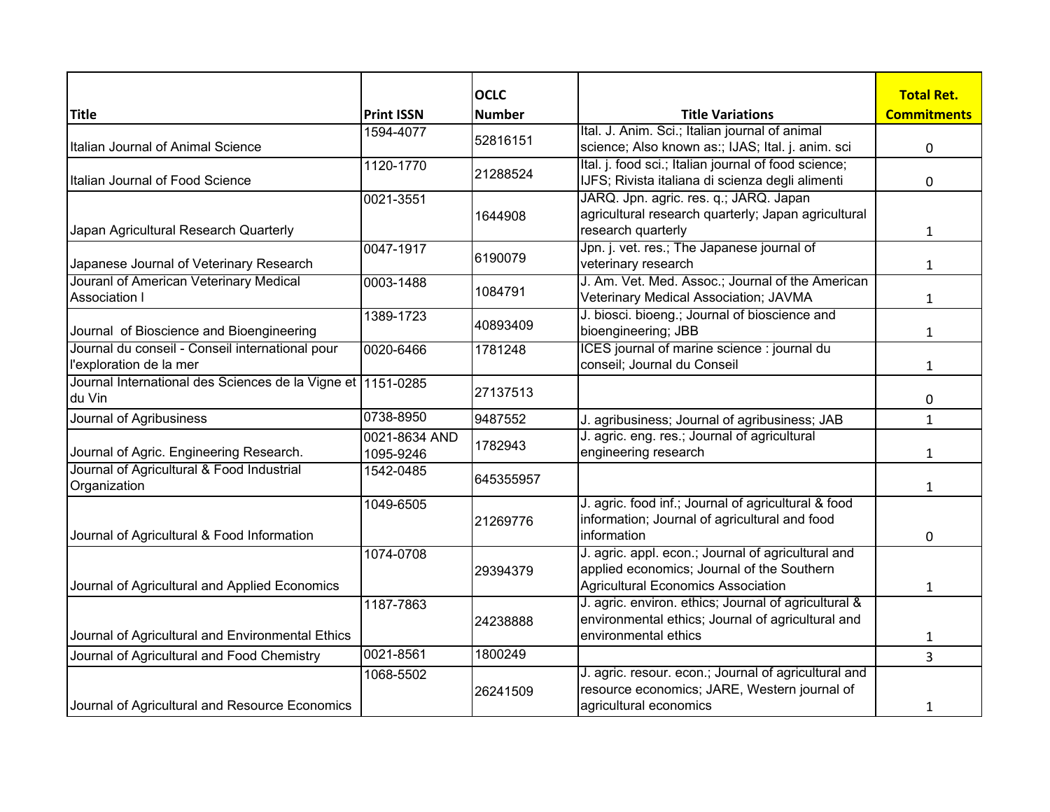| Title | Print ISSN | OCLC Number | Title Variations | Total Ret. Commitments |
|---|---|---|---|---|
| Italian Journal of Animal Science | 1594-4077 | 52816151 | Ital. J. Anim. Sci.; Italian journal of animal science; Also known as:; IJAS; Ital. j. anim. sci | 0 |
| Italian Journal of Food Science | 1120-1770 | 21288524 | Ital. j. food sci.; Italian journal of food science; IJFS; Rivista italiana di scienza degli alimenti | 0 |
| Japan Agricultural Research Quarterly | 0021-3551 | 1644908 | JARQ. Jpn. agric. res. q.; JARQ. Japan agricultural research quarterly; Japan agricultural research quarterly | 1 |
| Japanese Journal of Veterinary Research | 0047-1917 | 6190079 | Jpn. j. vet. res.; The Japanese journal of veterinary research | 1 |
| Jouranl of American Veterinary Medical Association I | 0003-1488 | 1084791 | J. Am. Vet. Med. Assoc.; Journal of the American Veterinary Medical Association; JAVMA | 1 |
| Journal of Bioscience and Bioengineering | 1389-1723 | 40893409 | J. biosci. bioeng.; Journal of bioscience and bioengineering; JBB | 1 |
| Journal du conseil - Conseil international pour l'exploration de la mer | 0020-6466 | 1781248 | ICES journal of marine science : journal du conseil; Journal du Conseil | 1 |
| Journal International des Sciences de la Vigne et du Vin | 1151-0285 | 27137513 | | 0 |
| Journal of Agribusiness | 0738-8950 | 9487552 | J. agribusiness; Journal of agribusiness; JAB | 1 |
| Journal of Agric. Engineering Research. | 0021-8634 AND 1095-9246 | 1782943 | J. agric. eng. res.; Journal of agricultural engineering research | 1 |
| Journal of Agricultural & Food Industrial Organization | 1542-0485 | 645355957 | | 1 |
| Journal of Agricultural & Food Information | 1049-6505 | 21269776 | J. agric. food inf.; Journal of agricultural & food information; Journal of agricultural and food information | 0 |
| Journal of Agricultural and Applied Economics | 1074-0708 | 29394379 | J. agric. appl. econ.; Journal of agricultural and applied economics; Journal of the Southern Agricultural Economics Association | 1 |
| Journal of Agricultural and Environmental Ethics | 1187-7863 | 24238888 | J. agric. environ. ethics; Journal of agricultural & environmental ethics; Journal of agricultural and environmental ethics | 1 |
| Journal of Agricultural and Food Chemistry | 0021-8561 | 1800249 | | 3 |
| Journal of Agricultural and Resource Economics | 1068-5502 | 26241509 | J. agric. resour. econ.; Journal of agricultural and resource economics; JARE, Western journal of agricultural economics | 1 |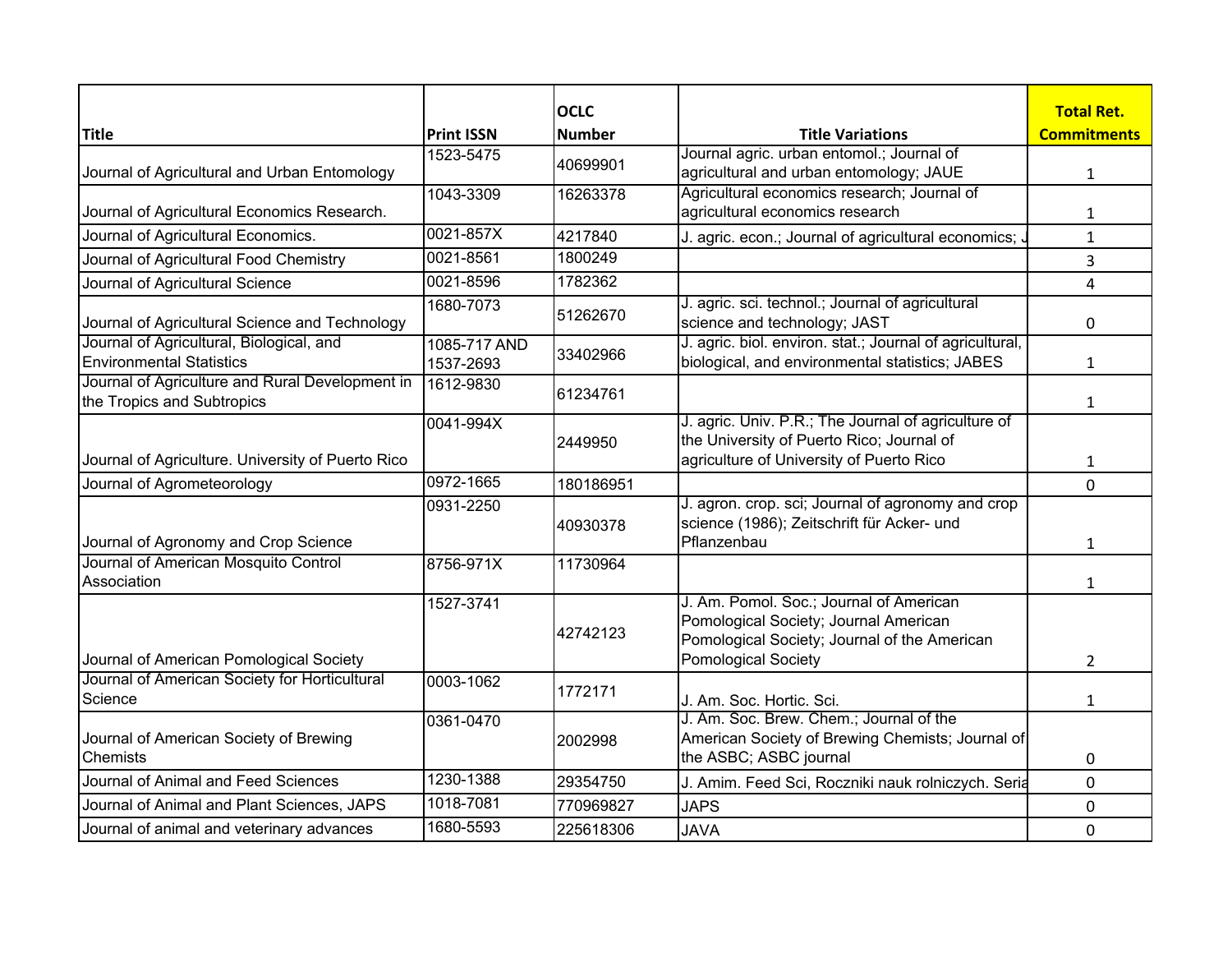| Title | Print ISSN | OCLC Number | Title Variations | Total Ret. Commitments |
|---|---|---|---|---|
| Journal of Agricultural and Urban Entomology | 1523-5475 | 40699901 | Journal agric. urban entomol.; Journal of agricultural and urban entomology; JAUE | 1 |
| Journal of Agricultural Economics Research. | 1043-3309 | 16263378 | Agricultural economics research; Journal of agricultural economics research | 1 |
| Journal of Agricultural Economics. | 0021-857X | 4217840 | J. agric. econ.; Journal of agricultural economics; J | 1 |
| Journal of Agricultural Food Chemistry | 0021-8561 | 1800249 | | 3 |
| Journal of Agricultural Science | 0021-8596 | 1782362 | | 4 |
| Journal of Agricultural Science and Technology | 1680-7073 | 51262670 | J. agric. sci. technol.; Journal of agricultural science and technology; JAST | 0 |
| Journal of Agricultural, Biological, and Environmental Statistics | 1085-717 AND 1537-2693 | 33402966 | J. agric. biol. environ. stat.; Journal of agricultural, biological, and environmental statistics; JABES | 1 |
| Journal of Agriculture and Rural Development in the Tropics and Subtropics | 1612-9830 | 61234761 | | 1 |
| Journal of Agriculture. University of Puerto Rico | 0041-994X | 2449950 | J. agric. Univ. P.R.; The Journal of agriculture of the University of Puerto Rico; Journal of agriculture of University of Puerto Rico | 1 |
| Journal of Agrometeorology | 0972-1665 | 180186951 | | 0 |
| Journal of Agronomy and Crop Science | 0931-2250 | 40930378 | J. agron. crop. sci; Journal of agronomy and crop science (1986); Zeitschrift für Acker- und Pflanzenbau | 1 |
| Journal of American Mosquito Control Association | 8756-971X | 11730964 | | 1 |
| Journal of American Pomological Society | 1527-3741 | 42742123 | J. Am. Pomol. Soc.; Journal of American Pomological Society; Journal American Pomological Society; Journal of the American Pomological Society | 2 |
| Journal of American Society for Horticultural Science | 0003-1062 | 1772171 | J. Am. Soc. Hortic. Sci. | 1 |
| Journal of American Society of Brewing Chemists | 0361-0470 | 2002998 | J. Am. Soc. Brew. Chem.; Journal of the American Society of Brewing Chemists; Journal of the ASBC; ASBC journal | 0 |
| Journal of Animal and Feed Sciences | 1230-1388 | 29354750 | J. Amim. Feed Sci, Roczniki nauk rolniczych. Seria | 0 |
| Journal of Animal and Plant Sciences, JAPS | 1018-7081 | 770969827 | JAPS | 0 |
| Journal of animal and veterinary advances | 1680-5593 | 225618306 | JAVA | 0 |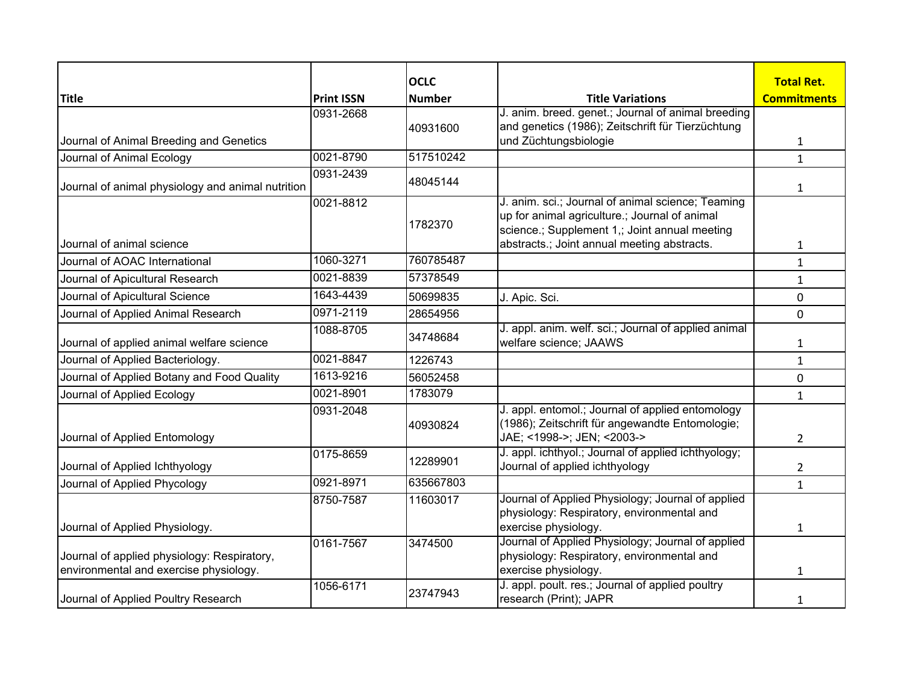| Title | Print ISSN | OCLC Number | Title Variations | Total Ret. Commitments |
| --- | --- | --- | --- | --- |
| Journal of Animal Breeding and Genetics | 0931-2668 | 40931600 | J. anim. breed. genet.; Journal of animal breeding and genetics (1986); Zeitschrift für Tierzüchtung und Züchtungsbiologie | 1 |
| Journal of Animal Ecology | 0021-8790 | 517510242 | | 1 |
| Journal of animal physiology and animal nutrition | 0931-2439 | 48045144 | | 1 |
| Journal of animal science | 0021-8812 | 1782370 | J. anim. sci.; Journal of animal science; Teaming up for animal agriculture.; Journal of animal science.; Supplement 1,; Joint annual meeting abstracts.; Joint annual meeting abstracts. | 1 |
| Journal of AOAC International | 1060-3271 | 760785487 | | 1 |
| Journal of Apicultural Research | 0021-8839 | 57378549 | | 1 |
| Journal of Apicultural Science | 1643-4439 | 50699835 | J. Apic. Sci. | 0 |
| Journal of Applied Animal Research | 0971-2119 | 28654956 | | 0 |
| Journal of applied animal welfare science | 1088-8705 | 34748684 | J. appl. anim. welf. sci.; Journal of applied animal welfare science; JAAWS | 1 |
| Journal of Applied Bacteriology. | 0021-8847 | 1226743 | | 1 |
| Journal of Applied Botany and Food Quality | 1613-9216 | 56052458 | | 0 |
| Journal of Applied Ecology | 0021-8901 | 1783079 | | 1 |
| Journal of Applied Entomology | 0931-2048 | 40930824 | J. appl. entomol.; Journal of applied entomology (1986); Zeitschrift für angewandte Entomologie; JAE; <1998->; JEN; <2003-> | 2 |
| Journal of Applied Ichthyology | 0175-8659 | 12289901 | J. appl. ichthyol.; Journal of applied ichthyology; Journal of applied ichthyology | 2 |
| Journal of Applied Phycology | 0921-8971 | 635667803 | | 1 |
| Journal of Applied Physiology. | 8750-7587 | 11603017 | Journal of Applied Physiology; Journal of applied physiology: Respiratory, environmental and exercise physiology. | 1 |
| Journal of applied physiology: Respiratory, environmental and exercise physiology. | 0161-7567 | 3474500 | Journal of Applied Physiology; Journal of applied physiology: Respiratory, environmental and exercise physiology. | 1 |
| Journal of Applied Poultry Research | 1056-6171 | 23747943 | J. appl. poult. res.; Journal of applied poultry research (Print); JAPR | 1 |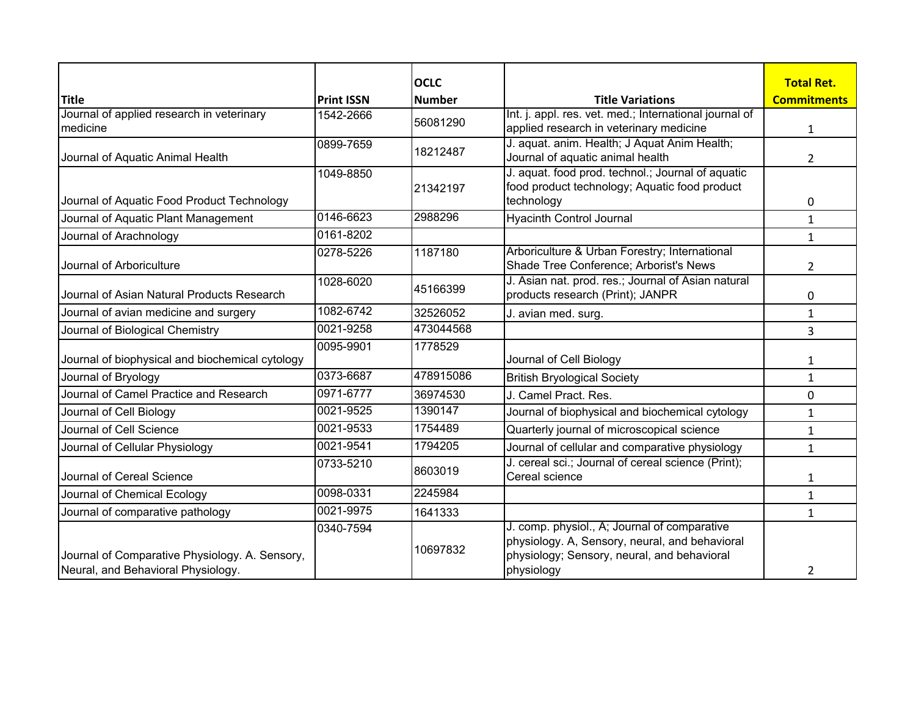| Title | Print ISSN | OCLC Number | Title Variations | Total Ret. Commitments |
|---|---|---|---|---|
| Journal of applied research in veterinary medicine | 1542-2666 | 56081290 | Int. j. appl. res. vet. med.; International journal of applied research in veterinary medicine | 1 |
| Journal of Aquatic Animal Health | 0899-7659 | 18212487 | J. aquat. anim. Health; J Aquat Anim Health; Journal of aquatic animal health | 2 |
| Journal of Aquatic Food Product Technology | 1049-8850 | 21342197 | J. aquat. food prod. technol.; Journal of aquatic food product technology; Aquatic food product technology | 0 |
| Journal of Aquatic Plant Management | 0146-6623 | 2988296 | Hyacinth Control Journal | 1 |
| Journal of Arachnology | 0161-8202 | | | 1 |
| Journal of Arboriculture | 0278-5226 | 1187180 | Arboriculture & Urban Forestry; International Shade Tree Conference; Arborist's News | 2 |
| Journal of Asian Natural Products Research | 1028-6020 | 45166399 | J. Asian nat. prod. res.; Journal of Asian natural products research (Print); JANPR | 0 |
| Journal of avian medicine and surgery | 1082-6742 | 32526052 | J. avian med. surg. | 1 |
| Journal of Biological Chemistry | 0021-9258 | 473044568 | | 3 |
| Journal of biophysical and biochemical cytology | 0095-9901 | 1778529 | Journal of Cell Biology | 1 |
| Journal of Bryology | 0373-6687 | 478915086 | British Bryological Society | 1 |
| Journal of Camel Practice and Research | 0971-6777 | 36974530 | J. Camel Pract. Res. | 0 |
| Journal of Cell Biology | 0021-9525 | 1390147 | Journal of biophysical and biochemical cytology | 1 |
| Journal of Cell Science | 0021-9533 | 1754489 | Quarterly journal of microscopical science | 1 |
| Journal of Cellular Physiology | 0021-9541 | 1794205 | Journal of cellular and comparative physiology | 1 |
| Journal of Cereal Science | 0733-5210 | 8603019 | J. cereal sci.; Journal of cereal science (Print); Cereal science | 1 |
| Journal of Chemical Ecology | 0098-0331 | 2245984 | | 1 |
| Journal of comparative pathology | 0021-9975 | 1641333 | | 1 |
| Journal of Comparative Physiology. A. Sensory, Neural, and Behavioral Physiology. | 0340-7594 | 10697832 | J. comp. physiol., A; Journal of comparative physiology. A, Sensory, neural, and behavioral physiology; Sensory, neural, and behavioral physiology | 2 |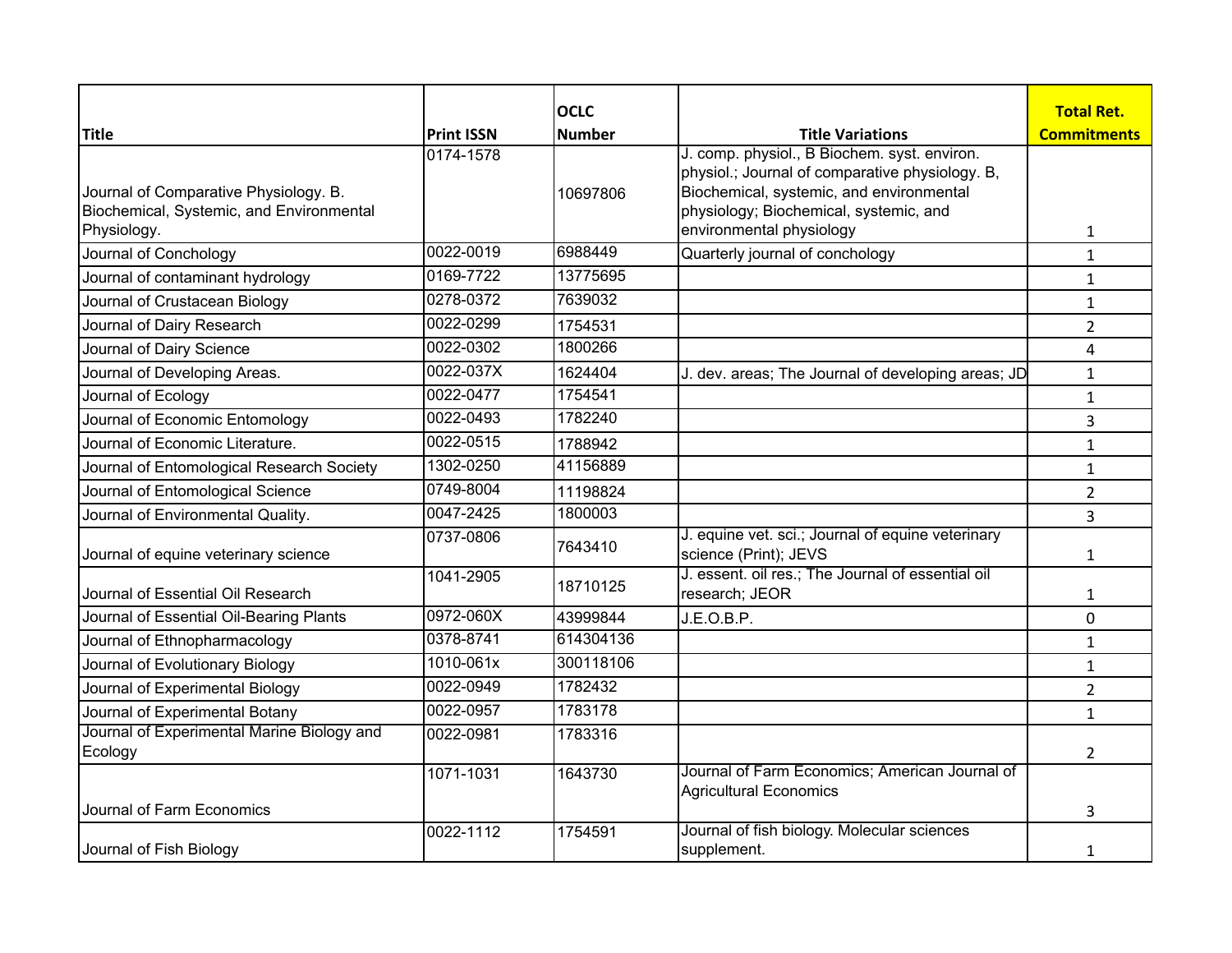| Title | Print ISSN | OCLC Number | Title Variations | Total Ret. Commitments |
| --- | --- | --- | --- | --- |
| Journal of Comparative Physiology. B. Biochemical, Systemic, and Environmental Physiology. | 0174-1578 | 10697806 | J. comp. physiol., B Biochem. syst. environ. physiol.; Journal of comparative physiology. B, Biochemical, systemic, and environmental physiology; Biochemical, systemic, and environmental physiology | 1 |
| Journal of Conchology | 0022-0019 | 6988449 | Quarterly journal of conchology | 1 |
| Journal of contaminant hydrology | 0169-7722 | 13775695 | | 1 |
| Journal of Crustacean Biology | 0278-0372 | 7639032 | | 1 |
| Journal of Dairy Research | 0022-0299 | 1754531 | | 2 |
| Journal of Dairy Science | 0022-0302 | 1800266 | | 4 |
| Journal of Developing Areas. | 0022-037X | 1624404 | J. dev. areas; The Journal of developing areas; JD | 1 |
| Journal of Ecology | 0022-0477 | 1754541 | | 1 |
| Journal of Economic Entomology | 0022-0493 | 1782240 | | 3 |
| Journal of Economic Literature. | 0022-0515 | 1788942 | | 1 |
| Journal of Entomological Research Society | 1302-0250 | 41156889 | | 1 |
| Journal of Entomological Science | 0749-8004 | 11198824 | | 2 |
| Journal of Environmental Quality. | 0047-2425 | 1800003 | | 3 |
| Journal of equine veterinary science | 0737-0806 | 7643410 | J. equine vet. sci.; Journal of equine veterinary science (Print); JEVS | 1 |
| Journal of Essential Oil Research | 1041-2905 | 18710125 | J. essent. oil res.; The Journal of essential oil research; JEOR | 1 |
| Journal of Essential Oil-Bearing Plants | 0972-060X | 43999844 | J.E.O.B.P. | 0 |
| Journal of Ethnopharmacology | 0378-8741 | 614304136 | | 1 |
| Journal of Evolutionary Biology | 1010-061x | 300118106 | | 1 |
| Journal of Experimental Biology | 0022-0949 | 1782432 | | 2 |
| Journal of Experimental Botany | 0022-0957 | 1783178 | | 1 |
| Journal of Experimental Marine Biology and Ecology | 0022-0981 | 1783316 | | 2 |
| Journal of Farm Economics | 1071-1031 | 1643730 | Journal of Farm Economics; American Journal of Agricultural Economics | 3 |
| Journal of Fish Biology | 0022-1112 | 1754591 | Journal of fish biology. Molecular sciences supplement. | 1 |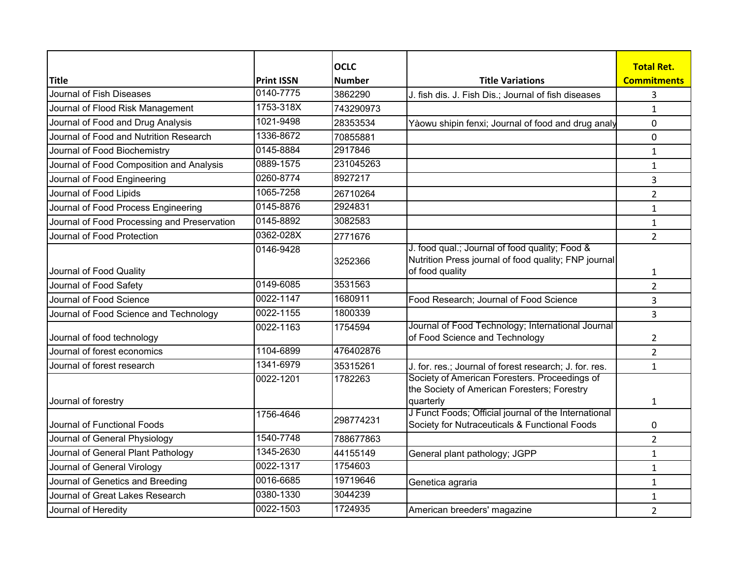| Title | Print ISSN | OCLC Number | Title Variations | Total Ret. Commitments |
| --- | --- | --- | --- | --- |
| Journal of Fish Diseases | 0140-7775 | 3862290 | J. fish dis. J. Fish Dis.; Journal of fish diseases | 3 |
| Journal of Flood Risk Management | 1753-318X | 743290973 | | 1 |
| Journal of Food and Drug Analysis | 1021-9498 | 28353534 | Yàowu shipin fenxi; Journal of food and drug analy | 0 |
| Journal of Food and Nutrition Research | 1336-8672 | 70855881 | | 0 |
| Journal of Food Biochemistry | 0145-8884 | 2917846 | | 1 |
| Journal of Food Composition and Analysis | 0889-1575 | 231045263 | | 1 |
| Journal of Food Engineering | 0260-8774 | 8927217 | | 3 |
| Journal of Food Lipids | 1065-7258 | 26710264 | | 2 |
| Journal of Food Process Engineering | 0145-8876 | 2924831 | | 1 |
| Journal of Food Processing and Preservation | 0145-8892 | 3082583 | | 1 |
| Journal of Food Protection | 0362-028X | 2771676 | | 2 |
| Journal of Food Quality | 0146-9428 | 3252366 | J. food qual.; Journal of food quality; Food & Nutrition Press journal of food quality; FNP journal of food quality | 1 |
| Journal of Food Safety | 0149-6085 | 3531563 | | 2 |
| Journal of Food Science | 0022-1147 | 1680911 | Food Research; Journal of Food Science | 3 |
| Journal of Food Science and Technology | 0022-1155 | 1800339 | | 3 |
| Journal of food technology | 0022-1163 | 1754594 | Journal of Food Technology; International Journal of Food Science and Technology | 2 |
| Journal of forest economics | 1104-6899 | 476402876 | | 2 |
| Journal of forest research | 1341-6979 | 35315261 | J. for. res.; Journal of forest research; J. for. res. | 1 |
| Journal of forestry | 0022-1201 | 1782263 | Society of American Foresters. Proceedings of the Society of American Foresters; Forestry quarterly | 1 |
| Journal of Functional Foods | 1756-4646 | 298774231 | J Funct Foods; Official journal of the International Society for Nutraceuticals & Functional Foods | 0 |
| Journal of General Physiology | 1540-7748 | 788677863 | | 2 |
| Journal of General Plant Pathology | 1345-2630 | 44155149 | General plant pathology; JGPP | 1 |
| Journal of General Virology | 0022-1317 | 1754603 | | 1 |
| Journal of Genetics and Breeding | 0016-6685 | 19719646 | Genetica agraria | 1 |
| Journal of Great Lakes Research | 0380-1330 | 3044239 | | 1 |
| Journal of Heredity | 0022-1503 | 1724935 | American breeders' magazine | 2 |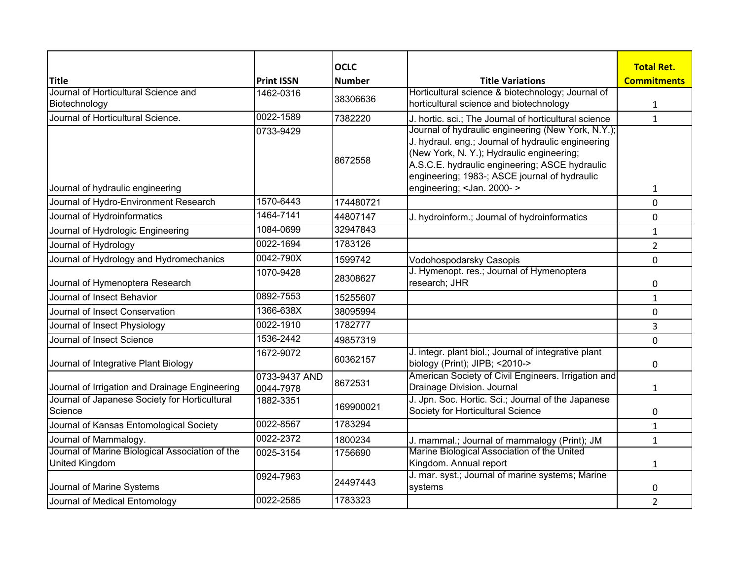| Title | Print ISSN | OCLC Number | Title Variations | Total Ret. Commitments |
|---|---|---|---|---|
| Journal of Horticultural Science and Biotechnology | 1462-0316 | 38306636 | Horticultural science & biotechnology; Journal of horticultural science and biotechnology | 1 |
| Journal of Horticultural Science. | 0022-1589 | 7382220 | J. hortic. sci.; The Journal of horticultural science | 1 |
| Journal of hydraulic engineering | 0733-9429 | 8672558 | Journal of hydraulic engineering (New York, N.Y.); J. hydraul. eng.; Journal of hydraulic engineering (New York, N. Y.); Hydraulic engineering; A.S.C.E. hydraulic engineering; ASCE hydraulic engineering; 1983-; ASCE journal of hydraulic engineering; <Jan. 2000- > | 1 |
| Journal of Hydro-Environment Research | 1570-6443 | 174480721 | | 0 |
| Journal of Hydroinformatics | 1464-7141 | 44807147 | J. hydroinform.; Journal of hydroinformatics | 0 |
| Journal of Hydrologic Engineering | 1084-0699 | 32947843 | | 1 |
| Journal of Hydrology | 0022-1694 | 1783126 | | 2 |
| Journal of Hydrology and Hydromechanics | 0042-790X | 1599742 | Vodohospodarsky Casopis | 0 |
| Journal of Hymenoptera Research | 1070-9428 | 28308627 | J. Hymenopt. res.; Journal of Hymenoptera research; JHR | 0 |
| Journal of Insect Behavior | 0892-7553 | 15255607 | | 1 |
| Journal of Insect Conservation | 1366-638X | 38095994 | | 0 |
| Journal of Insect Physiology | 0022-1910 | 1782777 | | 3 |
| Journal of Insect Science | 1536-2442 | 49857319 | | 0 |
| Journal of Integrative Plant Biology | 1672-9072 | 60362157 | J. integr. plant biol.; Journal of integrative plant biology (Print); JIPB; <2010-> | 0 |
| Journal of Irrigation and Drainage Engineering | 0733-9437 AND 0044-7978 | 8672531 | American Society of Civil Engineers. Irrigation and Drainage Division. Journal | 1 |
| Journal of Japanese Society for Horticultural Science | 1882-3351 | 169900021 | J. Jpn. Soc. Hortic. Sci.; Journal of the Japanese Society for Horticultural Science | 0 |
| Journal of Kansas Entomological Society | 0022-8567 | 1783294 | | 1 |
| Journal of Mammalogy. | 0022-2372 | 1800234 | J. mammal.; Journal of mammalogy (Print); JM | 1 |
| Journal of Marine Biological Association of the United Kingdom | 0025-3154 | 1756690 | Marine Biological Association of the United Kingdom. Annual report | 1 |
| Journal of Marine Systems | 0924-7963 | 24497443 | J. mar. syst.; Journal of marine systems; Marine systems | 0 |
| Journal of Medical Entomology | 0022-2585 | 1783323 | | 2 |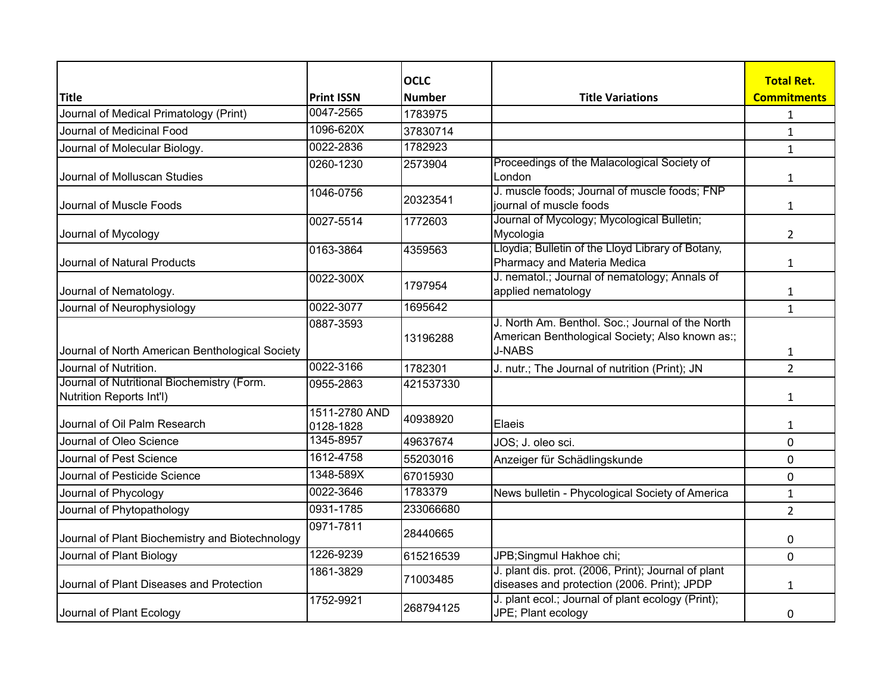| Title | Print ISSN | OCLC Number | Title Variations | Total Ret. Commitments |
|---|---|---|---|---|
| Journal of Medical Primatology (Print) | 0047-2565 | 1783975 | | 1 |
| Journal of Medicinal Food | 1096-620X | 37830714 | | 1 |
| Journal of Molecular Biology. | 0022-2836 | 1782923 | | 1 |
| Journal of Molluscan Studies | 0260-1230 | 2573904 | Proceedings of the Malacological Society of London | 1 |
| Journal of Muscle Foods | 1046-0756 | 20323541 | J. muscle foods; Journal of muscle foods; FNP journal of muscle foods | 1 |
| Journal of Mycology | 0027-5514 | 1772603 | Journal of Mycology; Mycological Bulletin; Mycologia | 2 |
| Journal of Natural Products | 0163-3864 | 4359563 | Lloydia; Bulletin of the Lloyd Library of Botany, Pharmacy and Materia Medica | 1 |
| Journal of Nematology. | 0022-300X | 1797954 | J. nematol.; Journal of nematology; Annals of applied nematology | 1 |
| Journal of Neurophysiology | 0022-3077 | 1695642 | | 1 |
| Journal of North American Benthological Society | 0887-3593 | 13196288 | J. North Am. Benthol. Soc.; Journal of the North American Benthological Society; Also known as:; J-NABS | 1 |
| Journal of Nutrition. | 0022-3166 | 1782301 | J. nutr.; The Journal of nutrition (Print); JN | 2 |
| Journal of Nutritional Biochemistry (Form. Nutrition Reports Int'l) | 0955-2863 | 421537330 | | 1 |
| Journal of Oil Palm Research | 1511-2780 AND 0128-1828 | 40938920 | Elaeis | 1 |
| Journal of Oleo Science | 1345-8957 | 49637674 | JOS; J. oleo sci. | 0 |
| Journal of Pest Science | 1612-4758 | 55203016 | Anzeiger für Schädlingskunde | 0 |
| Journal of Pesticide Science | 1348-589X | 67015930 | | 0 |
| Journal of Phycology | 0022-3646 | 1783379 | News bulletin - Phycological Society of America | 1 |
| Journal of Phytopathology | 0931-1785 | 233066680 | | 2 |
| Journal of Plant Biochemistry and Biotechnology | 0971-7811 | 28440665 | | 0 |
| Journal of Plant Biology | 1226-9239 | 615216539 | JPB;Singmul Hakhoe chi; | 0 |
| Journal of Plant Diseases and Protection | 1861-3829 | 71003485 | J. plant dis. prot. (2006, Print); Journal of plant diseases and protection (2006. Print); JPDP | 1 |
| Journal of Plant Ecology | 1752-9921 | 268794125 | J. plant ecol.; Journal of plant ecology (Print); JPE; Plant ecology | 0 |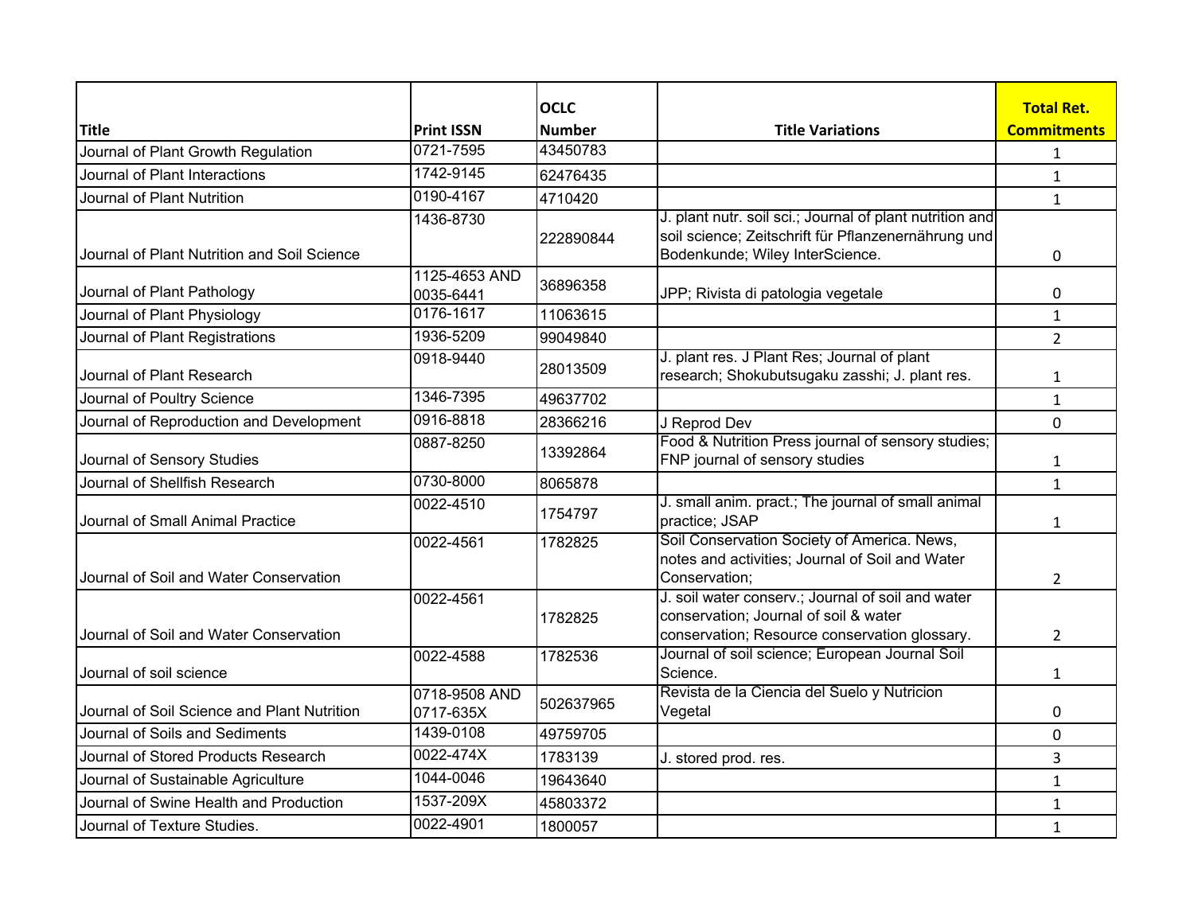| Title | Print ISSN | OCLC Number | Title Variations | Total Ret. Commitments |
|---|---|---|---|---|
| Journal of Plant Growth Regulation | 0721-7595 | 43450783 | | 1 |
| Journal of Plant Interactions | 1742-9145 | 62476435 | | 1 |
| Journal of Plant Nutrition | 0190-4167 | 4710420 | | 1 |
| Journal of Plant Nutrition and Soil Science | 1436-8730 | 222890844 | J. plant nutr. soil sci.; Journal of plant nutrition and soil science; Zeitschrift für Pflanzenernährung und Bodenkunde; Wiley InterScience. | 0 |
| Journal of Plant Pathology | 1125-4653 AND 0035-6441 | 36896358 | JPP; Rivista di patologia vegetale | 0 |
| Journal of Plant Physiology | 0176-1617 | 11063615 | | 1 |
| Journal of Plant Registrations | 1936-5209 | 99049840 | | 2 |
| Journal of Plant Research | 0918-9440 | 28013509 | J. plant res. J Plant Res; Journal of plant research; Shokubutsugaku zasshi; J. plant res. | 1 |
| Journal of Poultry Science | 1346-7395 | 49637702 | | 1 |
| Journal of Reproduction and Development | 0916-8818 | 28366216 | J Reprod Dev | 0 |
| Journal of Sensory Studies | 0887-8250 | 13392864 | Food & Nutrition Press journal of sensory studies; FNP journal of sensory studies | 1 |
| Journal of Shellfish Research | 0730-8000 | 8065878 | | 1 |
| Journal of Small Animal Practice | 0022-4510 | 1754797 | J. small anim. pract.; The journal of small animal practice; JSAP | 1 |
| Journal of Soil and Water Conservation | 0022-4561 | 1782825 | Soil Conservation Society of America. News, notes and activities; Journal of Soil and Water Conservation; | 2 |
| Journal of Soil and Water Conservation | 0022-4561 | 1782825 | J. soil water conserv.; Journal of soil and water conservation; Journal of soil & water conservation; Resource conservation glossary. | 2 |
| Journal of soil science | 0022-4588 | 1782536 | Journal of soil science; European Journal Soil Science. | 1 |
| Journal of Soil Science and Plant Nutrition | 0718-9508 AND 0717-635X | 502637965 | Revista de la Ciencia del Suelo y Nutricion Vegetal | 0 |
| Journal of Soils and Sediments | 1439-0108 | 49759705 | | 0 |
| Journal of Stored Products Research | 0022-474X | 1783139 | J. stored prod. res. | 3 |
| Journal of Sustainable Agriculture | 1044-0046 | 19643640 | | 1 |
| Journal of Swine Health and Production | 1537-209X | 45803372 | | 1 |
| Journal of Texture Studies. | 0022-4901 | 1800057 | | 1 |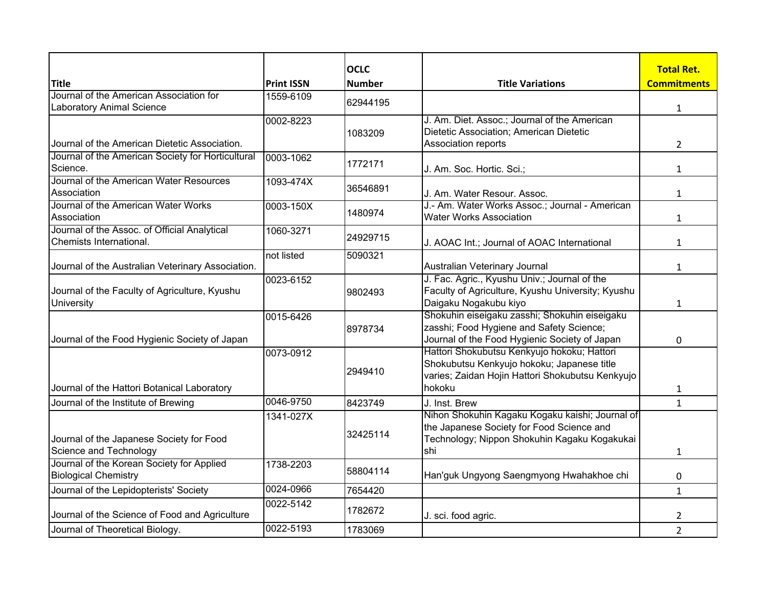| Title | Print ISSN | OCLC Number | Title Variations | Total Ret. Commitments |
|---|---|---|---|---|
| Journal of the American Association for Laboratory Animal Science | 1559-6109 | 62944195 | | 1 |
| Journal of the American Dietetic Association. | 0002-8223 | 1083209 | J. Am. Diet. Assoc.; Journal of the American Dietetic Association; American Dietetic Association reports | 2 |
| Journal of the American Society for Horticultural Science. | 0003-1062 | 1772171 | J. Am. Soc. Hortic. Sci.; | 1 |
| Journal of the American Water Resources Association | 1093-474X | 36546891 | J. Am. Water Resour. Assoc. | 1 |
| Journal of the American Water Works Association | 0003-150X | 1480974 | J.- Am. Water Works Assoc.; Journal - American Water Works Association | 1 |
| Journal of the Assoc. of Official Analytical Chemists International. | 1060-3271 | 24929715 | J. AOAC Int.; Journal of AOAC International | 1 |
| Journal of the Australian Veterinary Association. | not listed | 5090321 | Australian Veterinary Journal | 1 |
| Journal of the Faculty of Agriculture, Kyushu University | 0023-6152 | 9802493 | J. Fac. Agric., Kyushu Univ.; Journal of the Faculty of Agriculture, Kyushu University; Kyushu Daigaku Nogakubu kiyo | 1 |
| Journal of the Food Hygienic Society of Japan | 0015-6426 | 8978734 | Shokuhin eiseigaku zasshi; Shokuhin eiseigaku zasshi; Food Hygiene and Safety Science; Journal of the Food Hygienic Society of Japan | 0 |
| Journal of the Hattori Botanical Laboratory | 0073-0912 | 2949410 | Hattori Shokubutsu Kenkyujo hokoku; Hattori Shokubutsu Kenkyujo hokoku; Japanese title varies; Zaidan Hojin Hattori Shokubutsu Kenkyujo hokoku | 1 |
| Journal of the Institute of Brewing | 0046-9750 | 8423749 | J. Inst. Brew | 1 |
| Journal of the Japanese Society for Food Science and Technology | 1341-027X | 32425114 | Nihon Shokuhin Kagaku Kogaku kaishi; Journal of the Japanese Society for Food Science and Technology; Nippon Shokuhin Kagaku Kogakukai shi | 1 |
| Journal of the Korean Society for Applied Biological Chemistry | 1738-2203 | 58804114 | Han'guk Ungyong Saengmyong Hwahakhoe chi | 0 |
| Journal of the Lepidopterists' Society | 0024-0966 | 7654420 | | 1 |
| Journal of the Science of Food and Agriculture | 0022-5142 | 1782672 | J. sci. food agric. | 2 |
| Journal of Theoretical Biology. | 0022-5193 | 1783069 | | 2 |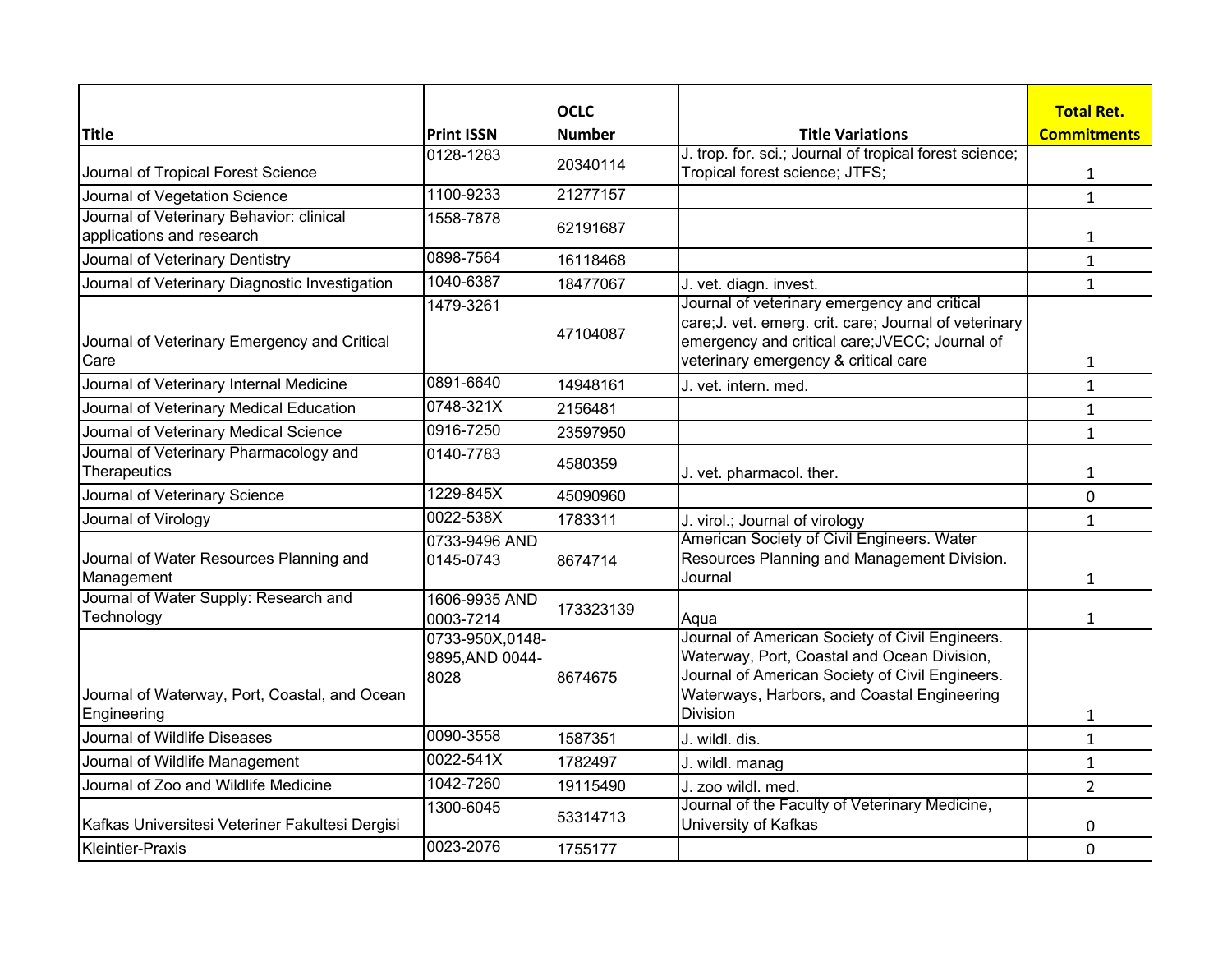| Title | Print ISSN | OCLC Number | Title Variations | Total Ret. Commitments |
|---|---|---|---|---|
| Journal of Tropical Forest Science | 0128-1283 | 20340114 | J. trop. for. sci.; Journal of tropical forest science; Tropical forest science; JTFS; | 1 |
| Journal of Vegetation Science | 1100-9233 | 21277157 | | 1 |
| Journal of Veterinary Behavior: clinical applications and research | 1558-7878 | 62191687 | | 1 |
| Journal of Veterinary Dentistry | 0898-7564 | 16118468 | | 1 |
| Journal of Veterinary Diagnostic Investigation | 1040-6387 | 18477067 | J. vet. diagn. invest. | 1 |
| Journal of Veterinary Emergency and Critical Care | 1479-3261 | 47104087 | Journal of veterinary emergency and critical care;J. vet. emerg. crit. care; Journal of veterinary emergency and critical care;JVECC; Journal of veterinary emergency & critical care | 1 |
| Journal of Veterinary Internal Medicine | 0891-6640 | 14948161 | J. vet. intern. med. | 1 |
| Journal of Veterinary Medical Education | 0748-321X | 2156481 | | 1 |
| Journal of Veterinary Medical Science | 0916-7250 | 23597950 | | 1 |
| Journal of Veterinary Pharmacology and Therapeutics | 0140-7783 | 4580359 | J. vet. pharmacol. ther. | 1 |
| Journal of Veterinary Science | 1229-845X | 45090960 | | 0 |
| Journal of Virology | 0022-538X | 1783311 | J. virol.; Journal of virology | 1 |
| Journal of Water Resources Planning and Management | 0733-9496 AND 0145-0743 | 8674714 | American Society of Civil Engineers. Water Resources Planning and Management Division. Journal | 1 |
| Journal of Water Supply: Research and Technology | 1606-9935 AND 0003-7214 | 173323139 | Aqua | 1 |
| Journal of Waterway, Port, Coastal, and Ocean Engineering | 0733-950X,0148-9895,AND 0044-8028 | 8674675 | Journal of American Society of Civil Engineers. Waterway, Port, Coastal and Ocean Division, Journal of American Society of Civil Engineers. Waterways, Harbors, and Coastal Engineering Division | 1 |
| Journal of Wildlife Diseases | 0090-3558 | 1587351 | J. wildl. dis. | 1 |
| Journal of Wildlife Management | 0022-541X | 1782497 | J. wildl. manag | 1 |
| Journal of Zoo and Wildlife Medicine | 1042-7260 | 19115490 | J. zoo wildl. med. | 2 |
| Kafkas Universitesi Veteriner Fakultesi Dergisi | 1300-6045 | 53314713 | Journal of the Faculty of Veterinary Medicine, University of Kafkas | 0 |
| Kleintier-Praxis | 0023-2076 | 1755177 | | 0 |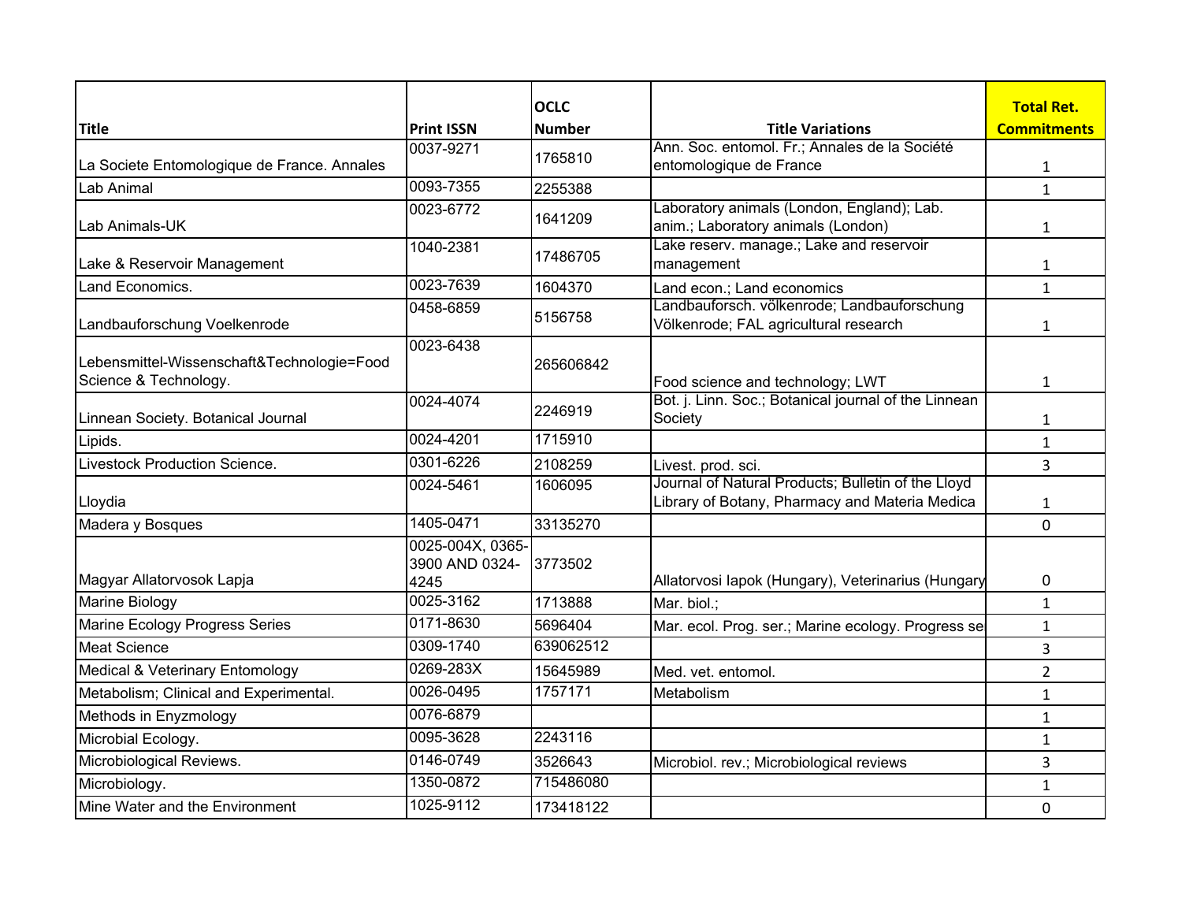| Title | Print ISSN | OCLC Number | Title Variations | Total Ret. Commitments |
|---|---|---|---|---|
| La Societe Entomologique de France. Annales | 0037-9271 | 1765810 | Ann. Soc. entomol. Fr.; Annales de la Société entomologique de France | 1 |
| Lab Animal | 0093-7355 | 2255388 | | 1 |
| Lab Animals-UK | 0023-6772 | 1641209 | Laboratory animals (London, England); Lab. anim.; Laboratory animals (London) | 1 |
| Lake & Reservoir Management | 1040-2381 | 17486705 | Lake reserv. manage.; Lake and reservoir management | 1 |
| Land Economics. | 0023-7639 | 1604370 | Land econ.; Land economics | 1 |
| Landbauforschung Voelkenrode | 0458-6859 | 5156758 | Landbauforsch. völkenrode; Landbauforschung Völkenrode; FAL agricultural research | 1 |
| Lebensmittel-Wissenschaft&Technologie=Food Science & Technology. | 0023-6438 | 265606842 | Food science and technology; LWT | 1 |
| Linnean Society. Botanical Journal | 0024-4074 | 2246919 | Bot. j. Linn. Soc.; Botanical journal of the Linnean Society | 1 |
| Lipids. | 0024-4201 | 1715910 | | 1 |
| Livestock Production Science. | 0301-6226 | 2108259 | Livest. prod. sci. | 3 |
| Lloydia | 0024-5461 | 1606095 | Journal of Natural Products; Bulletin of the Lloyd Library of Botany, Pharmacy and Materia Medica | 1 |
| Madera y Bosques | 1405-0471 | 33135270 | | 0 |
| Magyar Allatorvosok Lapja | 0025-004X, 0365-3900 AND 0324-4245 | 3773502 | Allatorvosi lapok (Hungary), Veterinarius (Hungary | 0 |
| Marine Biology | 0025-3162 | 1713888 | Mar. biol.; | 1 |
| Marine Ecology Progress Series | 0171-8630 | 5696404 | Mar. ecol. Prog. ser.; Marine ecology. Progress se | 1 |
| Meat Science | 0309-1740 | 639062512 | | 3 |
| Medical & Veterinary Entomology | 0269-283X | 15645989 | Med. vet. entomol. | 2 |
| Metabolism; Clinical and Experimental. | 0026-0495 | 1757171 | Metabolism | 1 |
| Methods in Enyzmology | 0076-6879 | | | 1 |
| Microbial Ecology. | 0095-3628 | 2243116 | | 1 |
| Microbiological Reviews. | 0146-0749 | 3526643 | Microbiol. rev.; Microbiological reviews | 3 |
| Microbiology. | 1350-0872 | 715486080 | | 1 |
| Mine Water and the Environment | 1025-9112 | 173418122 | | 0 |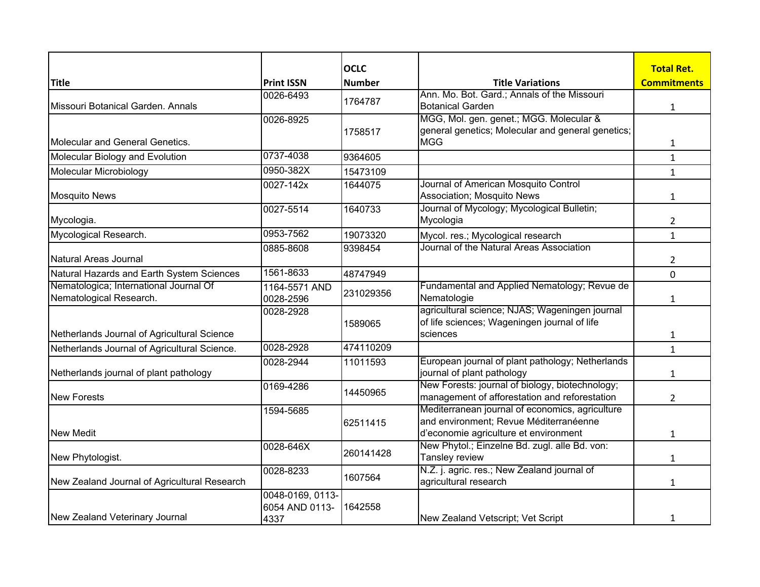| Title | Print ISSN | OCLC Number | Title Variations | Total Ret. Commitments |
|---|---|---|---|---|
| Missouri Botanical Garden. Annals | 0026-6493 | 1764787 | Ann. Mo. Bot. Gard.; Annals of the Missouri Botanical Garden | 1 |
| Molecular and General Genetics. | 0026-8925 | 1758517 | MGG, Mol. gen. genet.; MGG. Molecular & general genetics; Molecular and general genetics; MGG | 1 |
| Molecular Biology and Evolution | 0737-4038 | 9364605 | | 1 |
| Molecular Microbiology | 0950-382X | 15473109 | | 1 |
| Mosquito News | 0027-142x | 1644075 | Journal of American Mosquito Control Association; Mosquito News | 1 |
| Mycologia. | 0027-5514 | 1640733 | Journal of Mycology; Mycological Bulletin; Mycologia | 2 |
| Mycological Research. | 0953-7562 | 19073320 | Mycol. res.; Mycological research | 1 |
| Natural Areas Journal | 0885-8608 | 9398454 | Journal of the Natural Areas Association | 2 |
| Natural Hazards and Earth System Sciences | 1561-8633 | 48747949 | | 0 |
| Nematologica; International Journal Of Nematological Research. | 1164-5571 AND 0028-2596 | 231029356 | Fundamental and Applied Nematology; Revue de Nematologie | 1 |
| Netherlands Journal of Agricultural Science | 0028-2928 | 1589065 | agricultural science; NJAS; Wageningen journal of life sciences; Wageningen journal of life sciences | 1 |
| Netherlands Journal of Agricultural Science. | 0028-2928 | 474110209 | | 1 |
| Netherlands journal of plant pathology | 0028-2944 | 11011593 | European journal of plant pathology; Netherlands journal of plant pathology | 1 |
| New Forests | 0169-4286 | 14450965 | New Forests: journal of biology, biotechnology; management of afforestation and reforestation | 2 |
| New Medit | 1594-5685 | 62511415 | Mediterranean journal of economics, agriculture and environment; Revue Méditerranéenne d'economie agriculture et environment | 1 |
| New Phytologist. | 0028-646X | 260141428 | New Phytol.; Einzelne Bd. zugl. alle Bd. von: Tansley review | 1 |
| New Zealand Journal of Agricultural Research | 0028-8233 | 1607564 | N.Z. j. agric. res.; New Zealand journal of agricultural research | 1 |
| New Zealand Veterinary Journal | 0048-0169, 0113-6054 AND 0113-4337 | 1642558 | New Zealand Vetscript; Vet Script | 1 |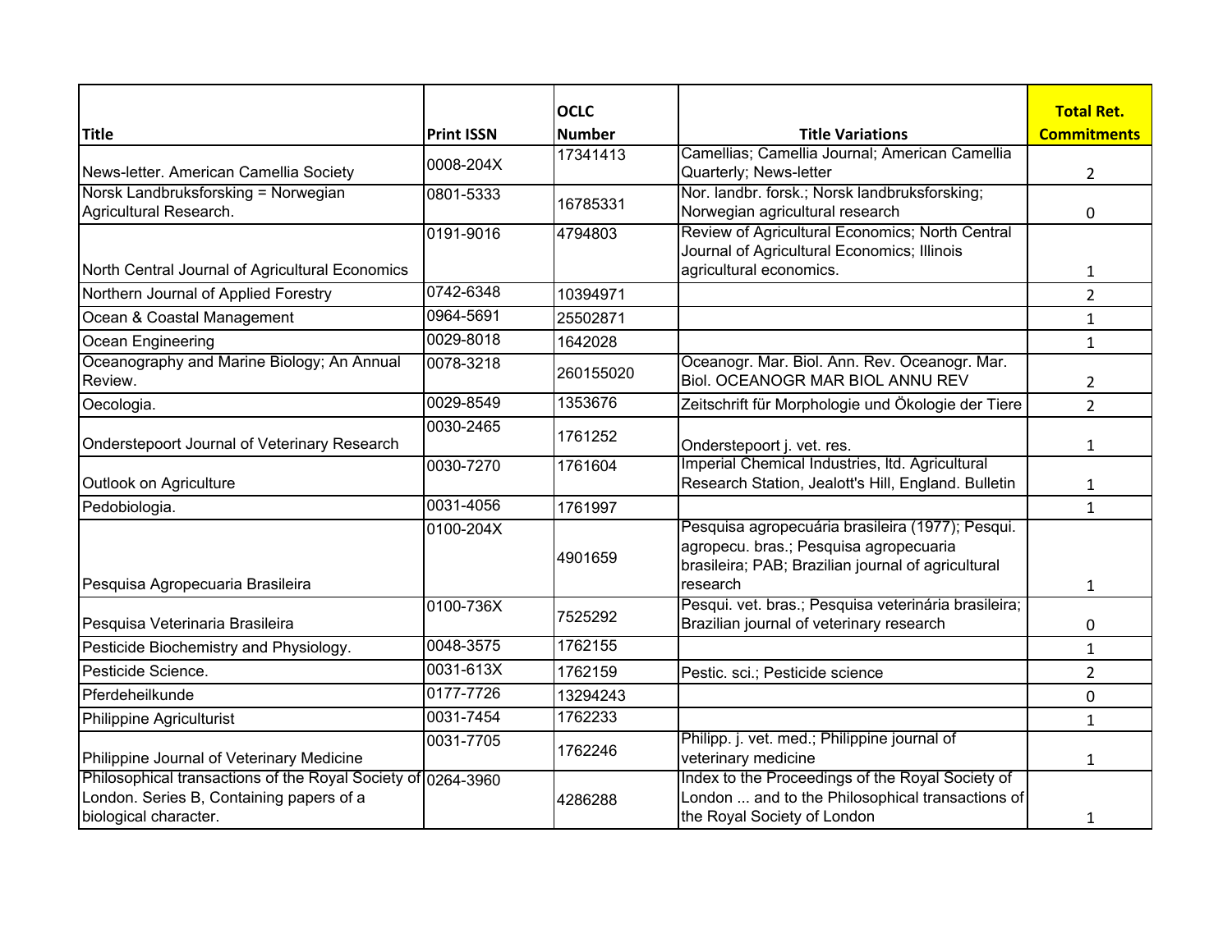| Title | Print ISSN | OCLC Number | Title Variations | Total Ret. Commitments |
|---|---|---|---|---|
| News-letter. American Camellia Society | 0008-204X | 17341413 | Camellias; Camellia Journal; American Camellia Quarterly; News-letter | 2 |
| Norsk Landbruksforsking = Norwegian Agricultural Research. | 0801-5333 | 16785331 | Nor. landbr. forsk.; Norsk landbruksforsking; Norwegian agricultural research | 0 |
| North Central Journal of Agricultural Economics | 0191-9016 | 4794803 | Review of Agricultural Economics; North Central Journal of Agricultural Economics; Illinois agricultural economics. | 1 |
| Northern Journal of Applied Forestry | 0742-6348 | 10394971 | | 2 |
| Ocean & Coastal Management | 0964-5691 | 25502871 | | 1 |
| Ocean Engineering | 0029-8018 | 1642028 | | 1 |
| Oceanography and Marine Biology; An Annual Review. | 0078-3218 | 260155020 | Oceanogr. Mar. Biol. Ann. Rev. Oceanogr. Mar. Biol. OCEANOGR MAR BIOL ANNU REV | 2 |
| Oecologia. | 0029-8549 | 1353676 | Zeitschrift für Morphologie und Ökologie der Tiere | 2 |
| Onderstepoort Journal of Veterinary Research | 0030-2465 | 1761252 | Onderstepoort j. vet. res. | 1 |
| Outlook on Agriculture | 0030-7270 | 1761604 | Imperial Chemical Industries, ltd. Agricultural Research Station, Jealott's Hill, England. Bulletin | 1 |
| Pedobiologia. | 0031-4056 | 1761997 | | 1 |
| Pesquisa Agropecuaria Brasileira | 0100-204X | 4901659 | Pesquisa agropecuária brasileira (1977); Pesqui. agropecu. bras.; Pesquisa agropecuaria brasileira; PAB; Brazilian journal of agricultural research | 1 |
| Pesquisa Veterinaria Brasileira | 0100-736X | 7525292 | Pesqui. vet. bras.; Pesquisa veterinária brasileira; Brazilian journal of veterinary research | 0 |
| Pesticide Biochemistry and Physiology. | 0048-3575 | 1762155 | | 1 |
| Pesticide Science. | 0031-613X | 1762159 | Pestic. sci.; Pesticide science | 2 |
| Pferdeheilkunde | 0177-7726 | 13294243 | | 0 |
| Philippine Agriculturist | 0031-7454 | 1762233 | | 1 |
| Philippine Journal of Veterinary Medicine | 0031-7705 | 1762246 | Philipp. j. vet. med.; Philippine journal of veterinary medicine | 1 |
| Philosophical transactions of the Royal Society of London. Series B, Containing papers of a biological character. | 0264-3960 | 4286288 | Index to the Proceedings of the Royal Society of London ... and to the Philosophical transactions of the Royal Society of London | 1 |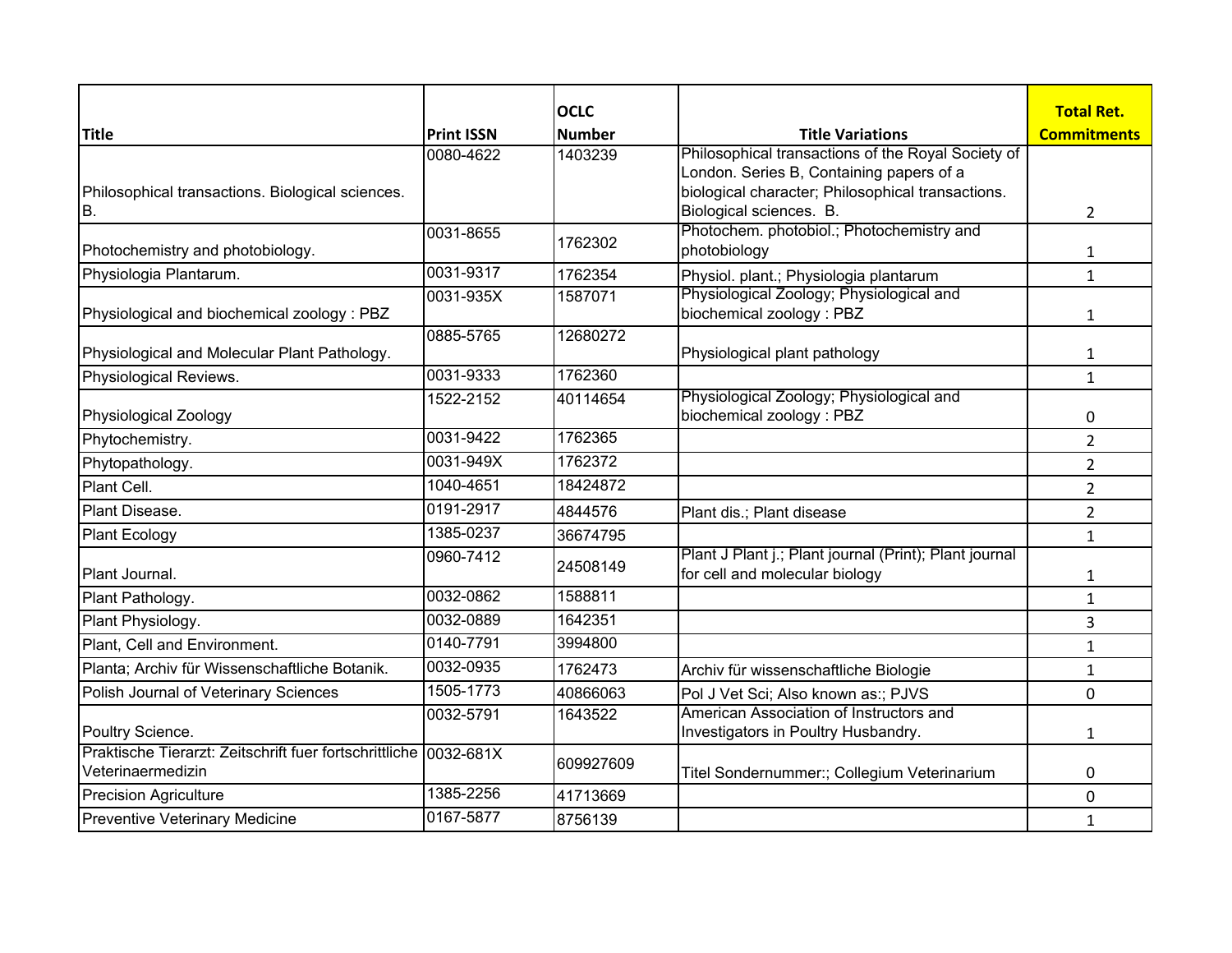| Title | Print ISSN | OCLC Number | Title Variations | Total Ret. Commitments |
|---|---|---|---|---|
| Philosophical transactions. Biological sciences. B. | 0080-4622 | 1403239 | Philosophical transactions of the Royal Society of London. Series B, Containing papers of a biological character; Philosophical transactions. Biological sciences. B. | 2 |
| Photochemistry and photobiology. | 0031-8655 | 1762302 | Photochem. photobiol.; Photochemistry and photobiology | 1 |
| Physiologia Plantarum. | 0031-9317 | 1762354 | Physiol. plant.; Physiologia plantarum | 1 |
| Physiological and biochemical zoology : PBZ | 0031-935X | 1587071 | Physiological Zoology; Physiological and biochemical zoology : PBZ | 1 |
| Physiological and Molecular Plant Pathology. | 0885-5765 | 12680272 | Physiological plant pathology | 1 |
| Physiological Reviews. | 0031-9333 | 1762360 | | 1 |
| Physiological Zoology | 1522-2152 | 40114654 | Physiological Zoology; Physiological and biochemical zoology : PBZ | 0 |
| Phytochemistry. | 0031-9422 | 1762365 | | 2 |
| Phytopathology. | 0031-949X | 1762372 | | 2 |
| Plant Cell. | 1040-4651 | 18424872 | | 2 |
| Plant Disease. | 0191-2917 | 4844576 | Plant dis.; Plant disease | 2 |
| Plant Ecology | 1385-0237 | 36674795 | | 1 |
| Plant Journal. | 0960-7412 | 24508149 | Plant J Plant j.; Plant journal (Print); Plant journal for cell and molecular biology | 1 |
| Plant Pathology. | 0032-0862 | 1588811 | | 1 |
| Plant Physiology. | 0032-0889 | 1642351 | | 3 |
| Plant, Cell and Environment. | 0140-7791 | 3994800 | | 1 |
| Planta; Archiv für Wissenschaftliche Botanik. | 0032-0935 | 1762473 | Archiv für wissenschaftliche Biologie | 1 |
| Polish Journal of Veterinary Sciences | 1505-1773 | 40866063 | Pol J Vet Sci; Also known as:; PJVS | 0 |
| Poultry Science. | 0032-5791 | 1643522 | American Association of Instructors and Investigators in Poultry Husbandry. | 1 |
| Praktische Tierarzt: Zeitschrift fuer fortschrittliche Veterinaermedizin | 0032-681X | 609927609 | Titel Sondernummer:; Collegium Veterinarium | 0 |
| Precision Agriculture | 1385-2256 | 41713669 | | 0 |
| Preventive Veterinary Medicine | 0167-5877 | 8756139 | | 1 |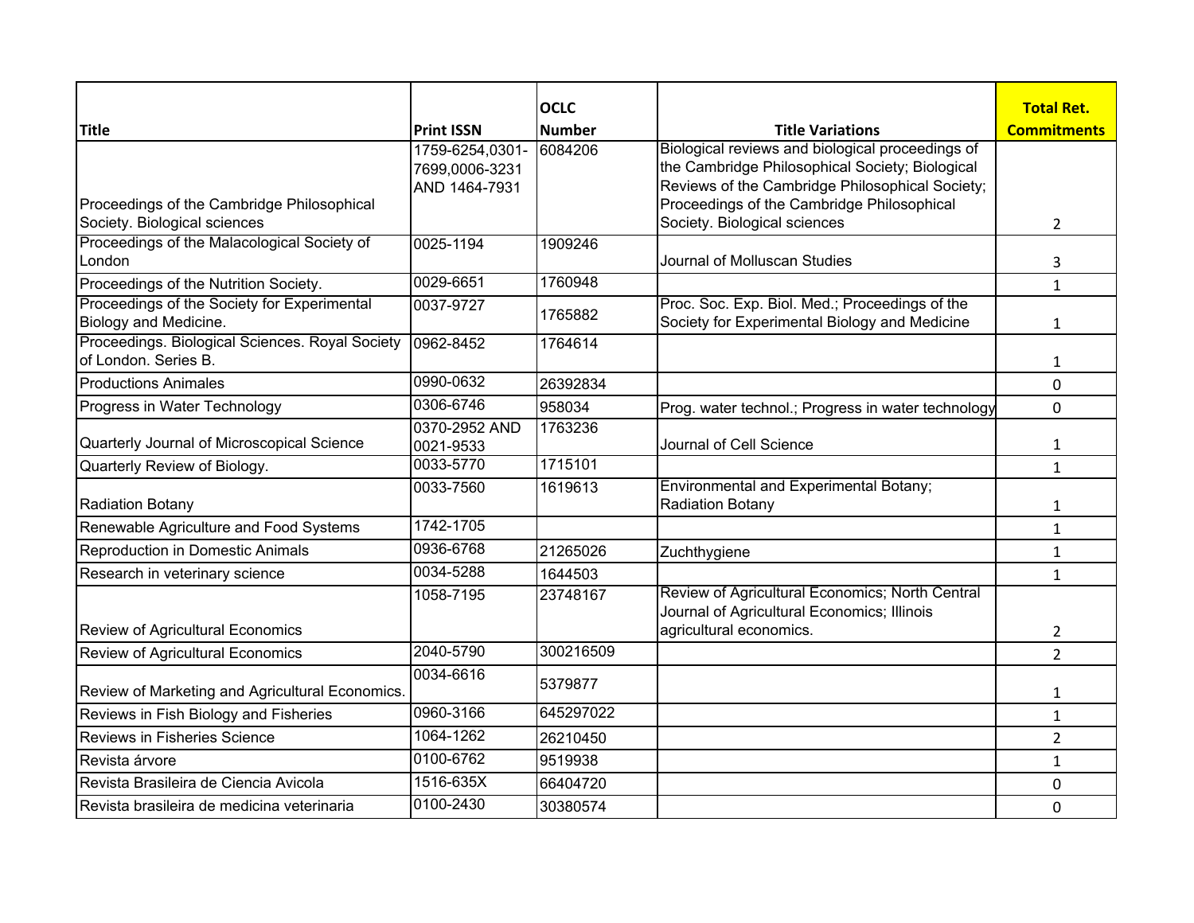| Title | Print ISSN | OCLC Number | Title Variations | Total Ret. Commitments |
|---|---|---|---|---|
| Proceedings of the Cambridge Philosophical Society. Biological sciences | 1759-6254,0301-7699,0006-3231 AND 1464-7931 | 6084206 | Biological reviews and biological proceedings of the Cambridge Philosophical Society; Biological Reviews of the Cambridge Philosophical Society; Proceedings of the Cambridge Philosophical Society. Biological sciences | 2 |
| Proceedings of the Malacological Society of London | 0025-1194 | 1909246 | Journal of Molluscan Studies | 3 |
| Proceedings of the Nutrition Society. | 0029-6651 | 1760948 | | 1 |
| Proceedings of the Society for Experimental Biology and Medicine. | 0037-9727 | 1765882 | Proc. Soc. Exp. Biol. Med.; Proceedings of the Society for Experimental Biology and Medicine | 1 |
| Proceedings. Biological Sciences. Royal Society of London. Series B. | 0962-8452 | 1764614 | | 1 |
| Productions Animales | 0990-0632 | 26392834 | | 0 |
| Progress in Water Technology | 0306-6746 | 958034 | Prog. water technol.; Progress in water technology | 0 |
| Quarterly Journal of Microscopical Science | 0370-2952 AND 0021-9533 | 1763236 | Journal of Cell Science | 1 |
| Quarterly Review of Biology. | 0033-5770 | 1715101 | | 1 |
| Radiation Botany | 0033-7560 | 1619613 | Environmental and Experimental Botany; Radiation Botany | 1 |
| Renewable Agriculture and Food Systems | 1742-1705 | | | 1 |
| Reproduction in Domestic Animals | 0936-6768 | 21265026 | Zuchthygiene | 1 |
| Research in veterinary science | 0034-5288 | 1644503 | | 1 |
| Review of Agricultural Economics | 1058-7195 | 23748167 | Review of Agricultural Economics; North Central Journal of Agricultural Economics; Illinois agricultural economics. | 2 |
| Review of Agricultural Economics | 2040-5790 | 300216509 | | 2 |
| Review of Marketing and Agricultural Economics. | 0034-6616 | 5379877 | | 1 |
| Reviews in Fish Biology and Fisheries | 0960-3166 | 645297022 | | 1 |
| Reviews in Fisheries Science | 1064-1262 | 26210450 | | 2 |
| Revista árvore | 0100-6762 | 9519938 | | 1 |
| Revista Brasileira de Ciencia Avicola | 1516-635X | 66404720 | | 0 |
| Revista brasileira de medicina veterinaria | 0100-2430 | 30380574 | | 0 |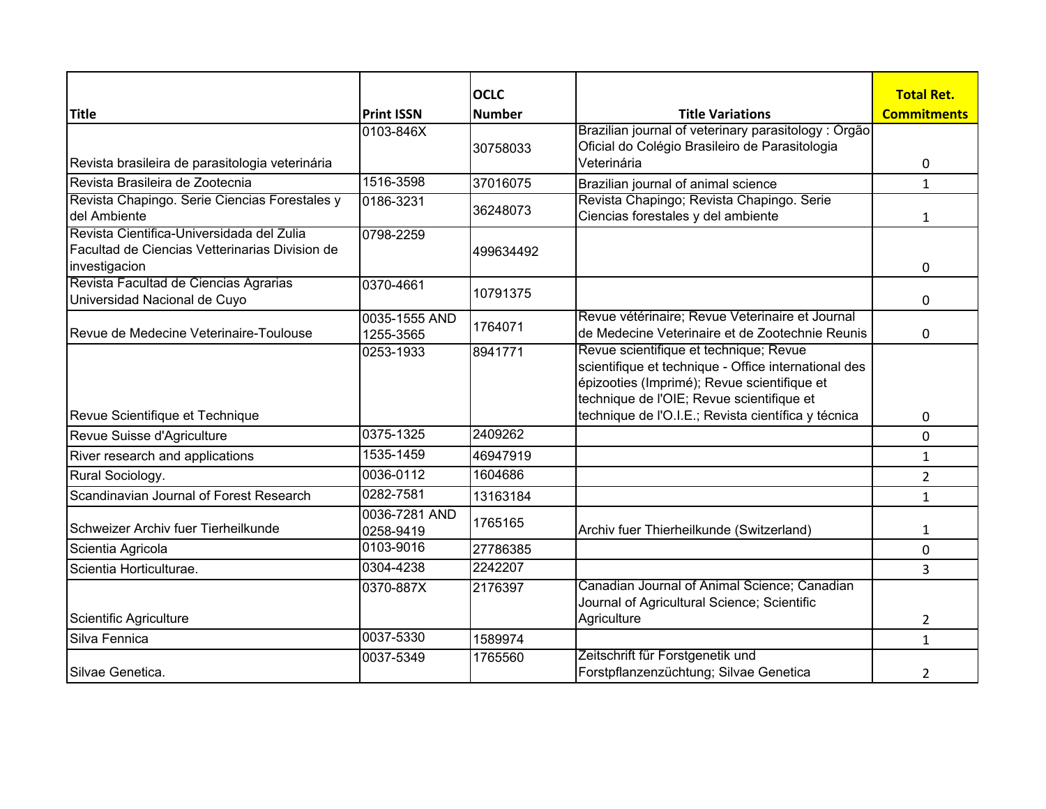| Title | Print ISSN | OCLC Number | Title Variations | Total Ret. Commitments |
|---|---|---|---|---|
| Revista brasileira de parasitologia veterinária | 0103-846X | 30758033 | Brazilian journal of veterinary parasitology : Órgão Oficial do Colégio Brasileiro de Parasitologia Veterinária | 0 |
| Revista Brasileira de Zootecnia | 1516-3598 | 37016075 | Brazilian journal of animal science | 1 |
| Revista Chapingo. Serie Ciencias Forestales y del Ambiente | 0186-3231 | 36248073 | Revista Chapingo; Revista Chapingo. Serie Ciencias forestales y del ambiente | 1 |
| Revista Cientifica-Universidada del Zulia Facultad de Ciencias Vetterinarias Division de investigacion | 0798-2259 | 499634492 | | 0 |
| Revista Facultad de Ciencias Agrarias Universidad Nacional de Cuyo | 0370-4661 | 10791375 | | 0 |
| Revue de Medecine Veterinaire-Toulouse | 0035-1555 AND 1255-3565 | 1764071 | Revue vétérinaire; Revue Veterinaire et Journal de Medecine Veterinaire et de Zootechnie Reunis | 0 |
| Revue Scientifique et Technique | 0253-1933 | 8941771 | Revue scientifique et technique; Revue scientifique et technique - Office international des épizooties (Imprimé); Revue scientifique et technique de l'OIE; Revue scientifique et technique de l'O.I.E.; Revista científica y técnica | 0 |
| Revue Suisse d'Agriculture | 0375-1325 | 2409262 | | 0 |
| River research and applications | 1535-1459 | 46947919 | | 1 |
| Rural Sociology. | 0036-0112 | 1604686 | | 2 |
| Scandinavian Journal of Forest Research | 0282-7581 | 13163184 | | 1 |
| Schweizer Archiv fuer Tierheilkunde | 0036-7281 AND 0258-9419 | 1765165 | Archiv fuer Thierheilkunde (Switzerland) | 1 |
| Scientia Agricola | 0103-9016 | 27786385 | | 0 |
| Scientia Horticulturae. | 0304-4238 | 2242207 | | 3 |
| Scientific Agriculture | 0370-887X | 2176397 | Canadian Journal of Animal Science; Canadian Journal of Agricultural Science; Scientific Agriculture | 2 |
| Silva Fennica | 0037-5330 | 1589974 | | 1 |
| Silvae Genetica. | 0037-5349 | 1765560 | Zeitschrift für Forstgenetik und Forstpflanzenzüchtung; Silvae Genetica | 2 |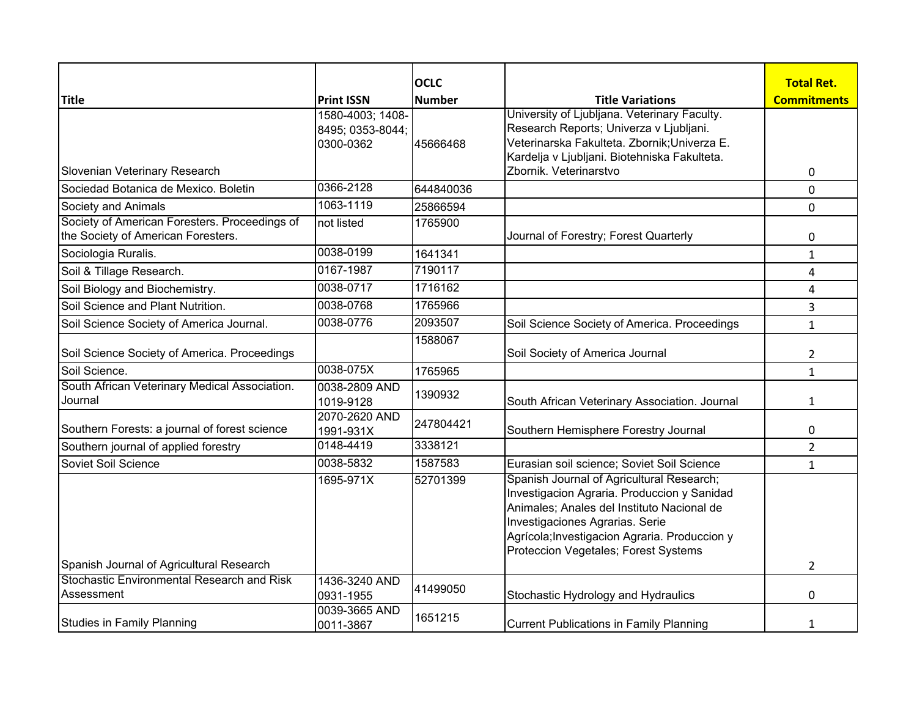| Title | Print ISSN | OCLC Number | Title Variations | Total Ret. Commitments |
|---|---|---|---|---|
| Slovenian Veterinary Research | 1580-4003; 1408-8495; 0353-8044; 0300-0362 | 45666468 | University of Ljubljana. Veterinary Faculty. Research Reports; Univerza v Ljubljani. Veterinarska Fakulteta. Zbornik;Univerza E. Kardelja v Ljubljani. Biotehniska Fakulteta. Zbornik. Veterinarstvo | 0 |
| Sociedad Botanica de Mexico. Boletin | 0366-2128 | 644840036 | | 0 |
| Society and Animals | 1063-1119 | 25866594 | | 0 |
| Society of American Foresters. Proceedings of the Society of American Foresters. | not listed | 1765900 | Journal of Forestry; Forest Quarterly | 0 |
| Sociologia Ruralis. | 0038-0199 | 1641341 | | 1 |
| Soil & Tillage Research. | 0167-1987 | 7190117 | | 4 |
| Soil Biology and Biochemistry. | 0038-0717 | 1716162 | | 4 |
| Soil Science and Plant Nutrition. | 0038-0768 | 1765966 | | 3 |
| Soil Science Society of America Journal. | 0038-0776 | 2093507 | Soil Science Society of America. Proceedings | 1 |
| Soil Science Society of America. Proceedings | | 1588067 | Soil Society of America Journal | 2 |
| Soil Science. | 0038-075X | 1765965 | | 1 |
| South African Veterinary Medical Association. Journal | 0038-2809 AND 1019-9128 | 1390932 | South African Veterinary Association. Journal | 1 |
| Southern Forests: a journal of forest science | 2070-2620 AND 1991-931X | 247804421 | Southern Hemisphere Forestry Journal | 0 |
| Southern journal of applied forestry | 0148-4419 | 3338121 | | 2 |
| Soviet Soil Science | 0038-5832 | 1587583 | Eurasian soil science; Soviet Soil Science | 1 |
| Spanish Journal of Agricultural Research | 1695-971X | 52701399 | Spanish Journal of Agricultural Research; Investigacion Agraria. Produccion y Sanidad Animales; Anales del Instituto Nacional de Investigaciones Agrarias. Serie Agrícola;Investigacion Agraria. Produccion y Proteccion Vegetales; Forest Systems | 2 |
| Stochastic Environmental Research and Risk Assessment | 1436-3240 AND 0931-1955 | 41499050 | Stochastic Hydrology and Hydraulics | 0 |
| Studies in Family Planning | 0039-3665 AND 0011-3867 | 1651215 | Current Publications in Family Planning | 1 |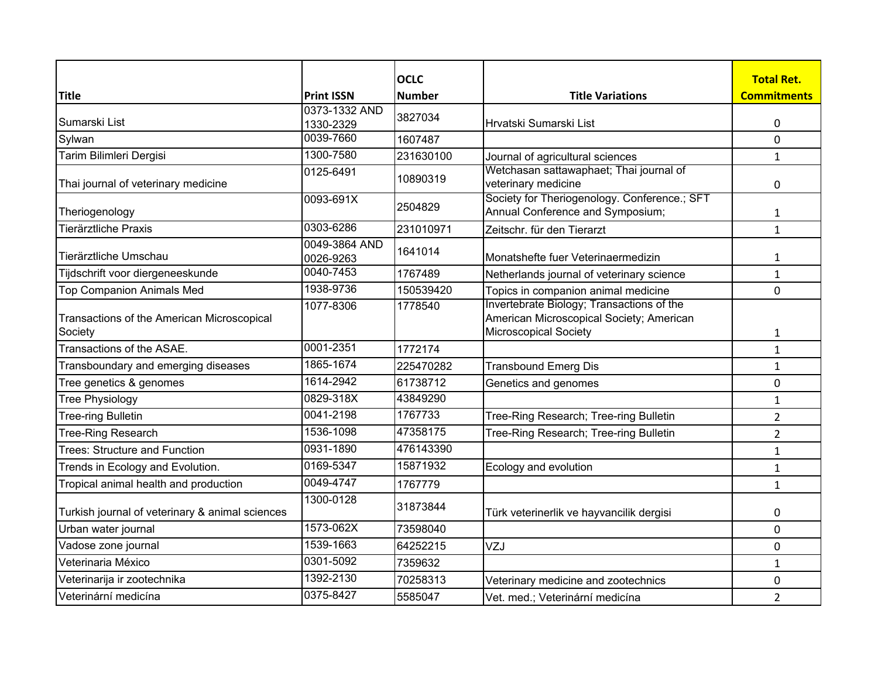| Title | Print ISSN | OCLC Number | Title Variations | Total Ret. Commitments |
| --- | --- | --- | --- | --- |
| Sumarski List | 0373-1332 AND 1330-2329 | 3827034 | Hrvatski Sumarski List | 0 |
| Sylwan | 0039-7660 | 1607487 | | 0 |
| Tarim Bilimleri Dergisi | 1300-7580 | 231630100 | Journal of agricultural sciences | 1 |
| Thai journal of veterinary medicine | 0125-6491 | 10890319 | Wetchasan sattawaphaet; Thai journal of veterinary medicine | 0 |
| Theriogenology | 0093-691X | 2504829 | Society for Theriogenology. Conference.; SFT Annual Conference and Symposium; | 1 |
| Tierärztliche Praxis | 0303-6286 | 231010971 | Zeitschr. für den Tierarzt | 1 |
| Tierärztliche Umschau | 0049-3864 AND 0026-9263 | 1641014 | Monatshefte fuer Veterinaermedizin | 1 |
| Tijdschrift voor diergeneeskunde | 0040-7453 | 1767489 | Netherlands journal of veterinary science | 1 |
| Top Companion Animals Med | 1938-9736 | 150539420 | Topics in companion animal medicine | 0 |
| Transactions of the American Microscopical Society | 1077-8306 | 1778540 | Invertebrate Biology; Transactions of the American Microscopical Society; American Microscopical Society | 1 |
| Transactions of the ASAE. | 0001-2351 | 1772174 | | 1 |
| Transboundary and emerging diseases | 1865-1674 | 225470282 | Transbound Emerg Dis | 1 |
| Tree genetics & genomes | 1614-2942 | 61738712 | Genetics and genomes | 0 |
| Tree Physiology | 0829-318X | 43849290 | | 1 |
| Tree-ring Bulletin | 0041-2198 | 1767733 | Tree-Ring Research; Tree-ring Bulletin | 2 |
| Tree-Ring Research | 1536-1098 | 47358175 | Tree-Ring Research; Tree-ring Bulletin | 2 |
| Trees: Structure and Function | 0931-1890 | 476143390 | | 1 |
| Trends in Ecology and Evolution. | 0169-5347 | 15871932 | Ecology and evolution | 1 |
| Tropical animal health and production | 0049-4747 | 1767779 | | 1 |
| Turkish journal of veterinary & animal sciences | 1300-0128 | 31873844 | Türk veterinerlik ve hayvancilik dergisi | 0 |
| Urban water journal | 1573-062X | 73598040 | | 0 |
| Vadose zone journal | 1539-1663 | 64252215 | VZJ | 0 |
| Veterinaria México | 0301-5092 | 7359632 | | 1 |
| Veterinarija ir zootechnika | 1392-2130 | 70258313 | Veterinary medicine and zootechnics | 0 |
| Veterinární medicína | 0375-8427 | 5585047 | Vet. med.; Veterinární medicína | 2 |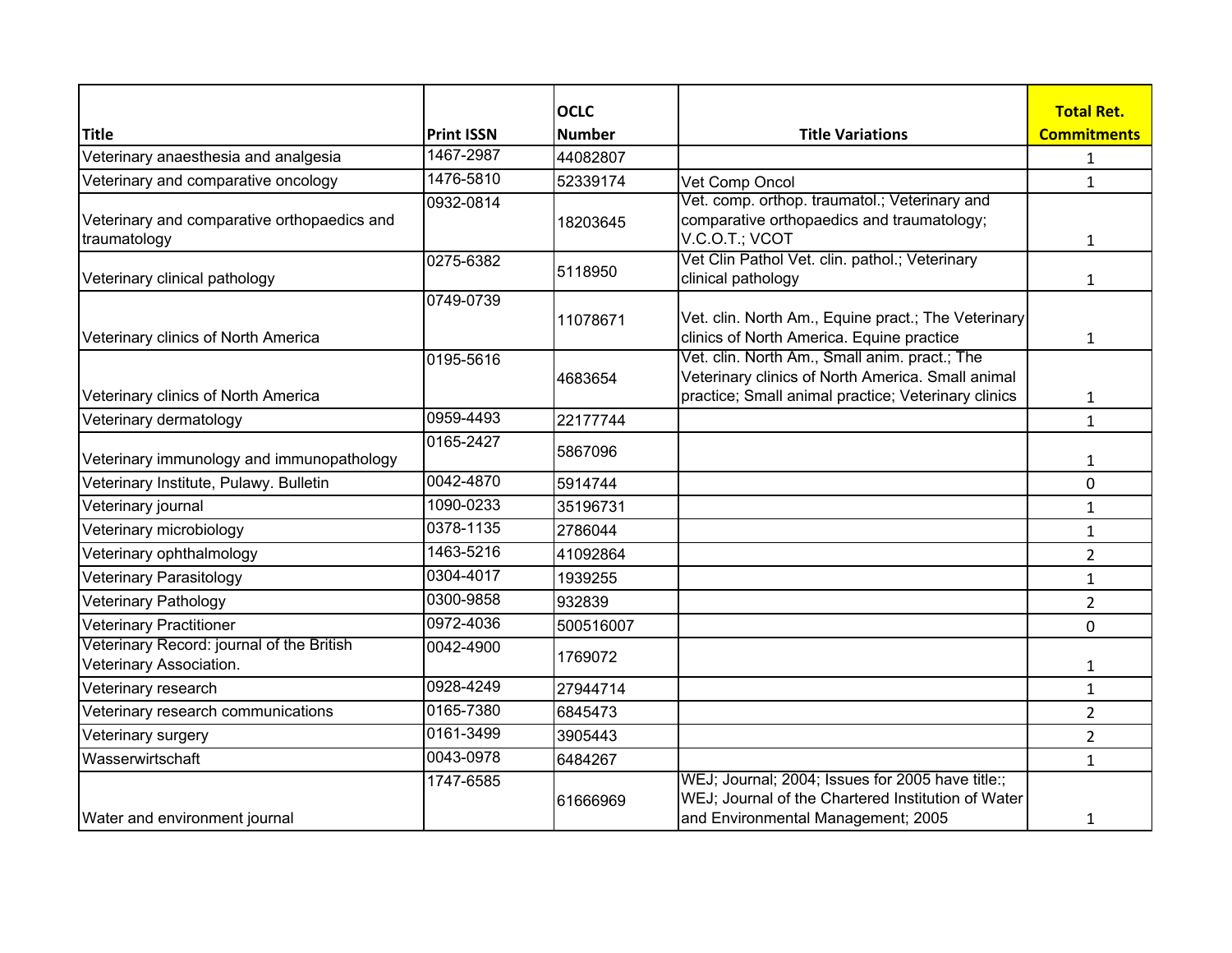| Title | Print ISSN | OCLC Number | Title Variations | Total Ret. Commitments |
|---|---|---|---|---|
| Veterinary anaesthesia and analgesia | 1467-2987 | 44082807 | | 1 |
| Veterinary and comparative oncology | 1476-5810 | 52339174 | Vet Comp Oncol | 1 |
| Veterinary and comparative orthopaedics and traumatology | 0932-0814 | 18203645 | Vet. comp. orthop. traumatol.; Veterinary and comparative orthopaedics and traumatology; V.C.O.T.; VCOT | 1 |
| Veterinary clinical pathology | 0275-6382 | 5118950 | Vet Clin Pathol Vet. clin. pathol.; Veterinary clinical pathology | 1 |
| Veterinary clinics of North America | 0749-0739 | 11078671 | Vet. clin. North Am., Equine pract.; The Veterinary clinics of North America. Equine practice | 1 |
| Veterinary clinics of North America | 0195-5616 | 4683654 | Vet. clin. North Am., Small anim. pract.; The Veterinary clinics of North America. Small animal practice; Small animal practice; Veterinary clinics | 1 |
| Veterinary dermatology | 0959-4493 | 22177744 | | 1 |
| Veterinary immunology and immunopathology | 0165-2427 | 5867096 | | 1 |
| Veterinary Institute, Pulawy. Bulletin | 0042-4870 | 5914744 | | 0 |
| Veterinary journal | 1090-0233 | 35196731 | | 1 |
| Veterinary microbiology | 0378-1135 | 2786044 | | 1 |
| Veterinary ophthalmology | 1463-5216 | 41092864 | | 2 |
| Veterinary Parasitology | 0304-4017 | 1939255 | | 1 |
| Veterinary Pathology | 0300-9858 | 932839 | | 2 |
| Veterinary Practitioner | 0972-4036 | 500516007 | | 0 |
| Veterinary Record: journal of the British Veterinary Association. | 0042-4900 | 1769072 | | 1 |
| Veterinary research | 0928-4249 | 27944714 | | 1 |
| Veterinary research communications | 0165-7380 | 6845473 | | 2 |
| Veterinary surgery | 0161-3499 | 3905443 | | 2 |
| Wasserwirtschaft | 0043-0978 | 6484267 | | 1 |
| Water and environment journal | 1747-6585 | 61666969 | WEJ; Journal; 2004; Issues for 2005 have title:; WEJ; Journal of the Chartered Institution of Water and Environmental Management; 2005 | 1 |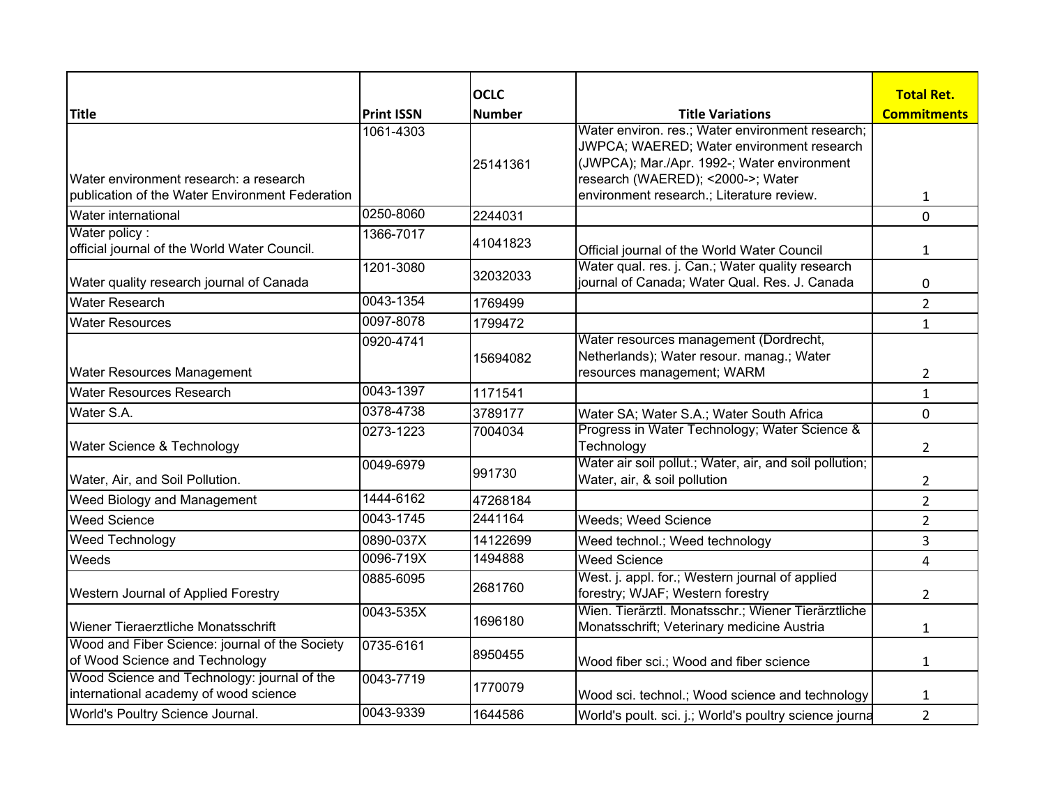| Title | Print ISSN | OCLC Number | Title Variations | Total Ret. Commitments |
| --- | --- | --- | --- | --- |
| Water environment research: a research publication of the Water Environment Federation | 1061-4303 | 25141361 | Water environ. res.; Water environment research; JWPCA; WAERED; Water environment research (JWPCA); Mar./Apr. 1992-; Water environment research (WAERED); <2000->; Water environment research.; Literature review. | 1 |
| Water international | 0250-8060 | 2244031 | | 0 |
| Water policy : official journal of the World Water Council. | 1366-7017 | 41041823 | Official journal of the World Water Council | 1 |
| Water quality research journal of Canada | 1201-3080 | 32032033 | Water qual. res. j. Can.; Water quality research journal of Canada; Water Qual. Res. J. Canada | 0 |
| Water Research | 0043-1354 | 1769499 | | 2 |
| Water Resources | 0097-8078 | 1799472 | | 1 |
| Water Resources Management | 0920-4741 | 15694082 | Water resources management (Dordrecht, Netherlands); Water resour. manag.; Water resources management; WARM | 2 |
| Water Resources Research | 0043-1397 | 1171541 | | 1 |
| Water S.A. | 0378-4738 | 3789177 | Water SA; Water S.A.; Water South Africa | 0 |
| Water Science & Technology | 0273-1223 | 7004034 | Progress in Water Technology; Water Science & Technology | 2 |
| Water, Air, and Soil Pollution. | 0049-6979 | 991730 | Water air soil pollut.; Water, air, and soil pollution; Water, air, & soil pollution | 2 |
| Weed Biology and Management | 1444-6162 | 47268184 | | 2 |
| Weed Science | 0043-1745 | 2441164 | Weeds; Weed Science | 2 |
| Weed Technology | 0890-037X | 14122699 | Weed technol.; Weed technology | 3 |
| Weeds | 0096-719X | 1494888 | Weed Science | 4 |
| Western Journal of Applied Forestry | 0885-6095 | 2681760 | West. j. appl. for.; Western journal of applied forestry; WJAF; Western forestry | 2 |
| Wiener Tieraerztliche Monatsschrift | 0043-535X | 1696180 | Wien. Tierärztl. Monatsschr.; Wiener Tierärztliche Monatsschrift; Veterinary medicine Austria | 1 |
| Wood and Fiber Science: journal of the Society of Wood Science and Technology | 0735-6161 | 8950455 | Wood fiber sci.; Wood and fiber science | 1 |
| Wood Science and Technology: journal of the international academy of wood science | 0043-7719 | 1770079 | Wood sci. technol.; Wood science and technology | 1 |
| World's Poultry Science Journal. | 0043-9339 | 1644586 | World's poult. sci. j.; World's poultry science journa | 2 |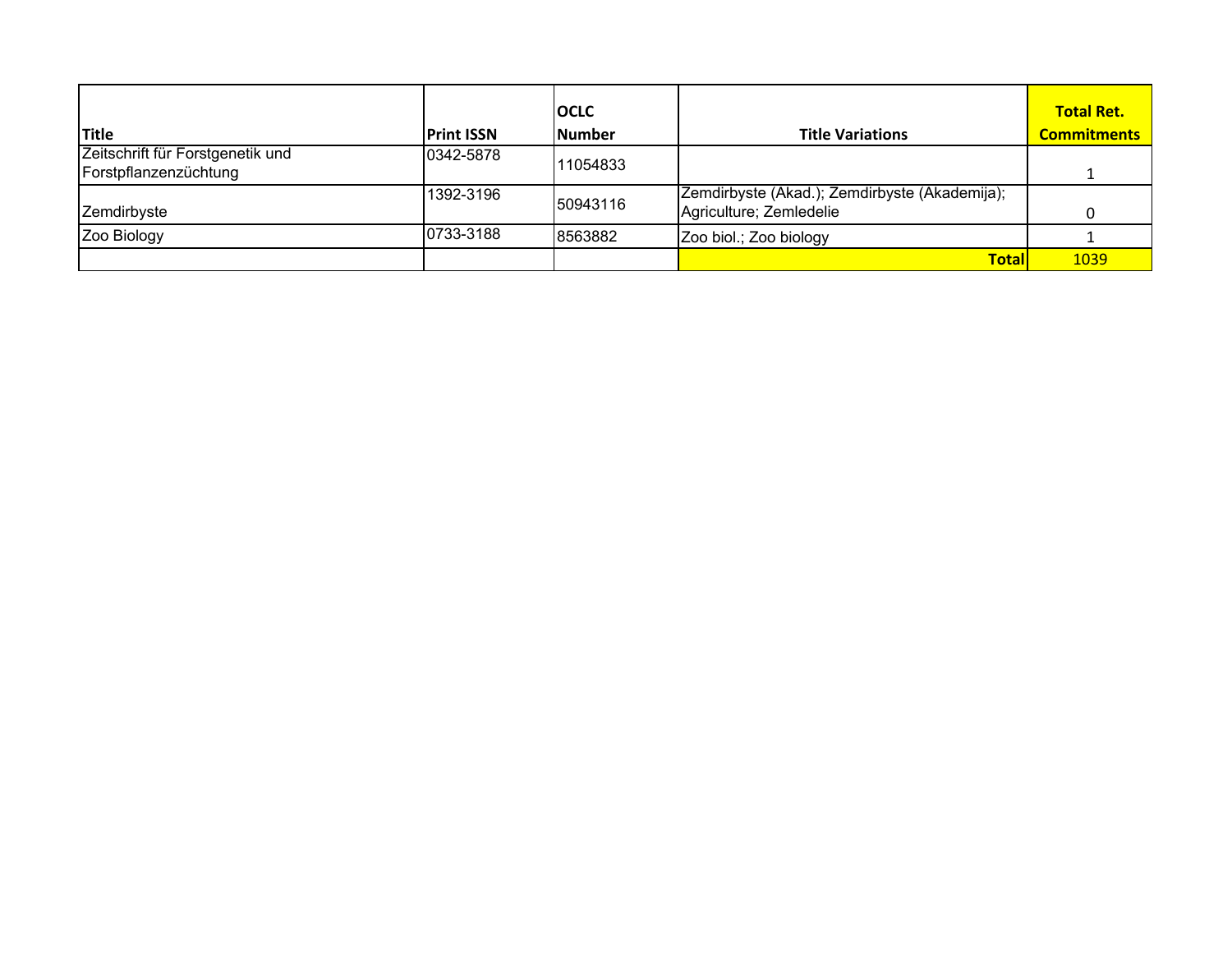| Title | Print ISSN | OCLC Number | Title Variations | Total Ret. Commitments |
|---|---|---|---|---|
| Zeitschrift für Forstgenetik und Forstpflanzenzüchtung | 0342-5878 | 11054833 | | 1 |
| Zemdirbyste | 1392-3196 | 50943116 | Zemdirbyste (Akad.); Zemdirbyste (Akademija); Agriculture; Zemledelie | 0 |
| Zoo Biology | 0733-3188 | 8563882 | Zoo biol.; Zoo biology | 1 |
| | | | **Total** | 1039 |